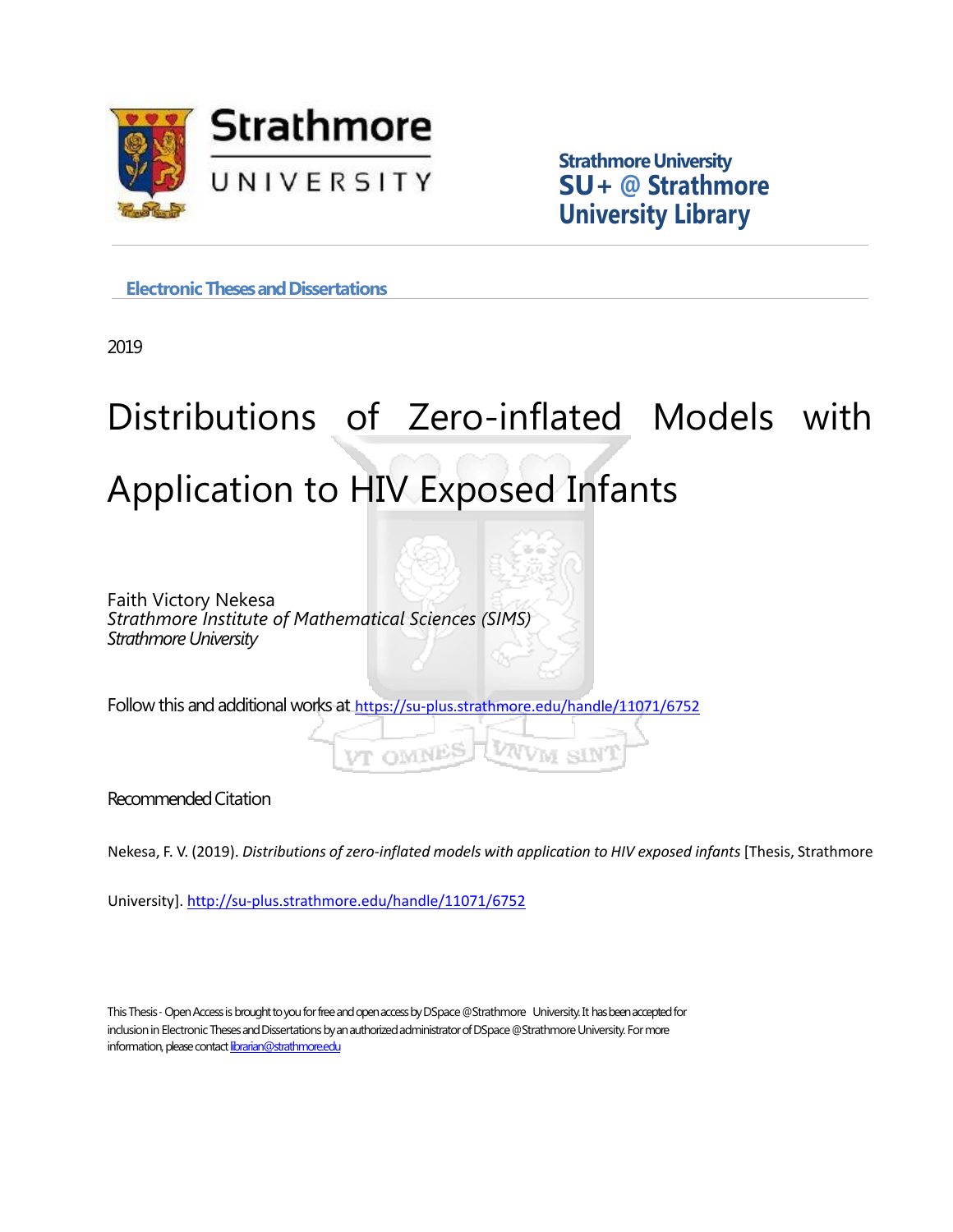Strathmore University
SU+ @ Strathmore
University Library

Electronic Theses and Dissertations

2019

# Distributions of Zero-inflated Models with Application to HIV Exposed Infants

Faith Victory Nekesa
*Strathmore Institute of Mathematical Sciences (SIMS)*
*Strathmore University*

Follow this and additional works at https://su-plus.strathmore.edu/handle/11071/6752

Recommended Citation

Nekesa, F. V. (2019). *Distributions of zero-inflated models with application to HIV exposed infants* [Thesis, Strathmore University]. http://su-plus.strathmore.edu/handle/11071/6752

This Thesis - Open Access is brought to you for free and open access by DSpace @Strathmore University. It has been accepted for inclusion in Electronic Theses and Dissertations by an authorized administrator of DSpace @Strathmore University. For more information, please contact librarian@strathmore.edu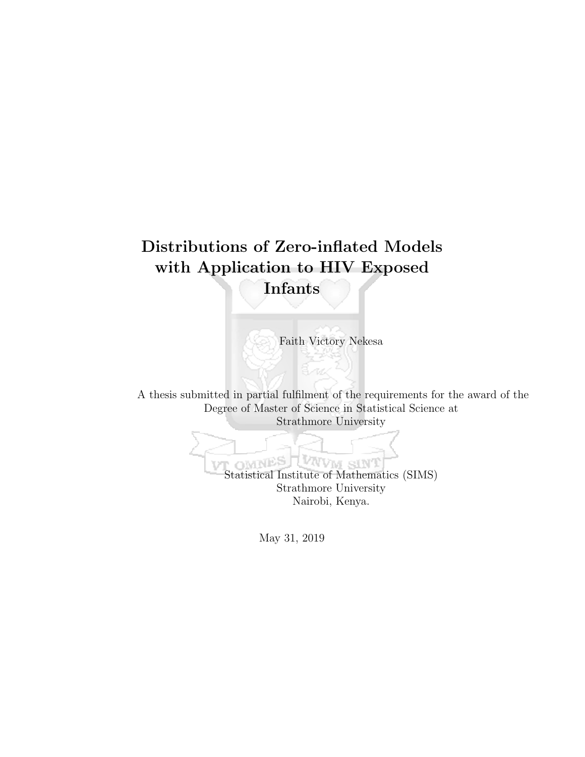# Distributions of Zero-inflated Models with Application to HIV Exposed Infants

Faith Victory Nekesa

A thesis submitted in partial fulfilment of the requirements for the award of the Degree of Master of Science in Statistical Science at Strathmore University

Statistical Institute of Mathematics (SIMS)
Strathmore University
Nairobi, Kenya.

May 31, 2019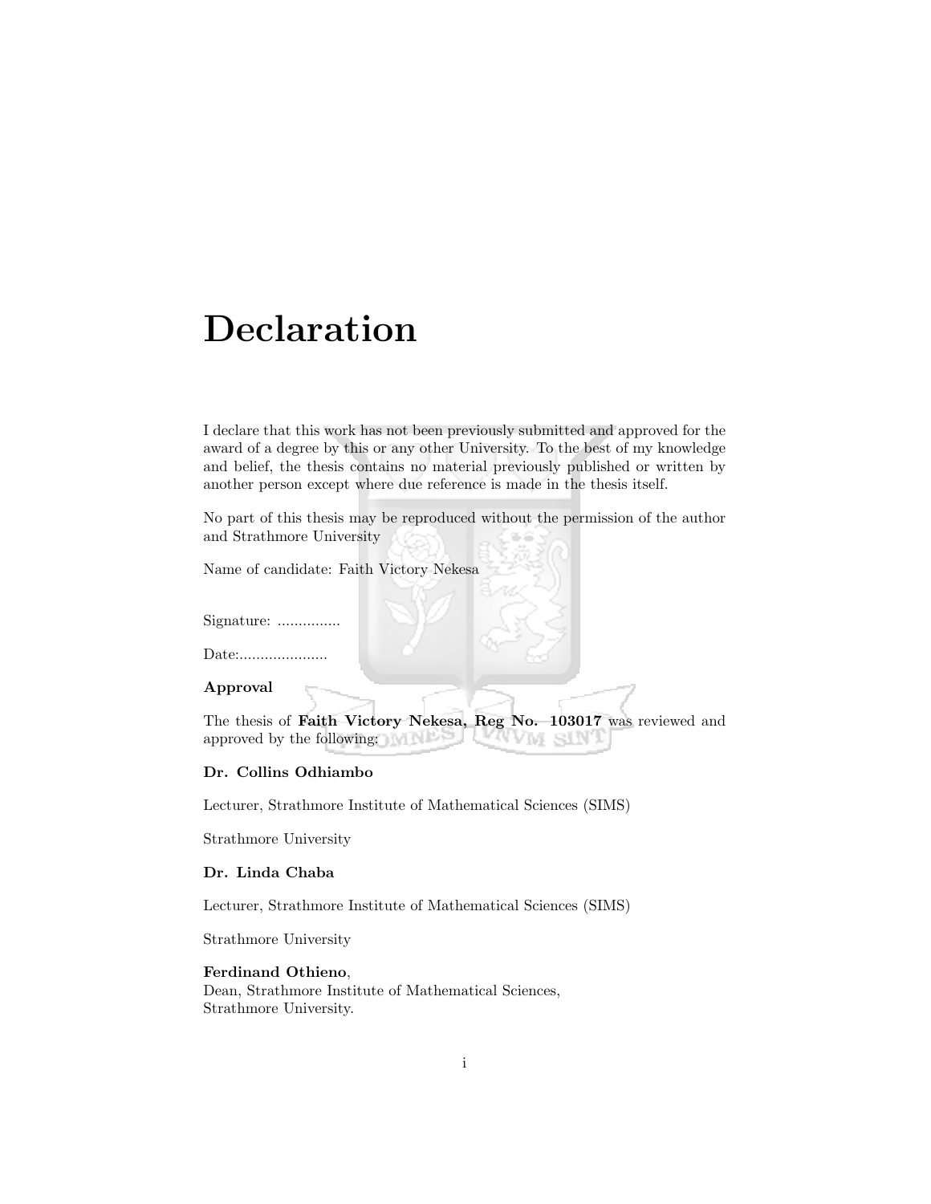# Declaration

I declare that this work has not been previously submitted and approved for the award of a degree by this or any other University. To the best of my knowledge and belief, the thesis contains no material previously published or written by another person except where due reference is made in the thesis itself.

No part of this thesis may be reproduced without the permission of the author and Strathmore University

Name of candidate: Faith Victory Nekesa

Signature: ...............

Date:.....................

**Approval**

The thesis of **Faith Victory Nekesa, Reg No. 103017** was reviewed and approved by the following:

**Dr. Collins Odhiambo**

Lecturer, Strathmore Institute of Mathematical Sciences (SIMS)

Strathmore University

**Dr. Linda Chaba**

Lecturer, Strathmore Institute of Mathematical Sciences (SIMS)

Strathmore University

**Ferdinand Othieno**,
Dean, Strathmore Institute of Mathematical Sciences,
Strathmore University.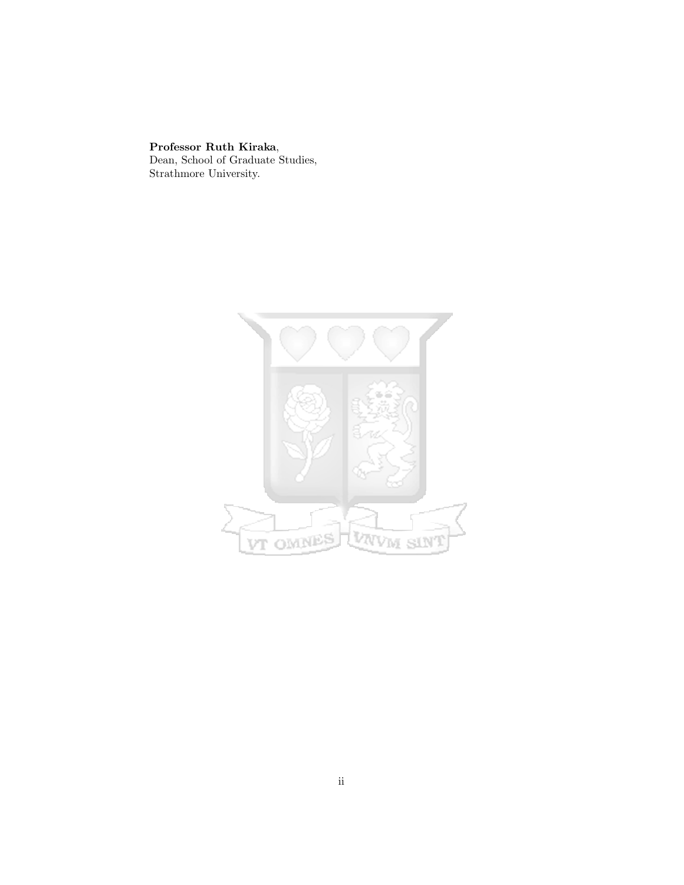**Professor Ruth Kiraka**,  
Dean, School of Graduate Studies,  
Strathmore University.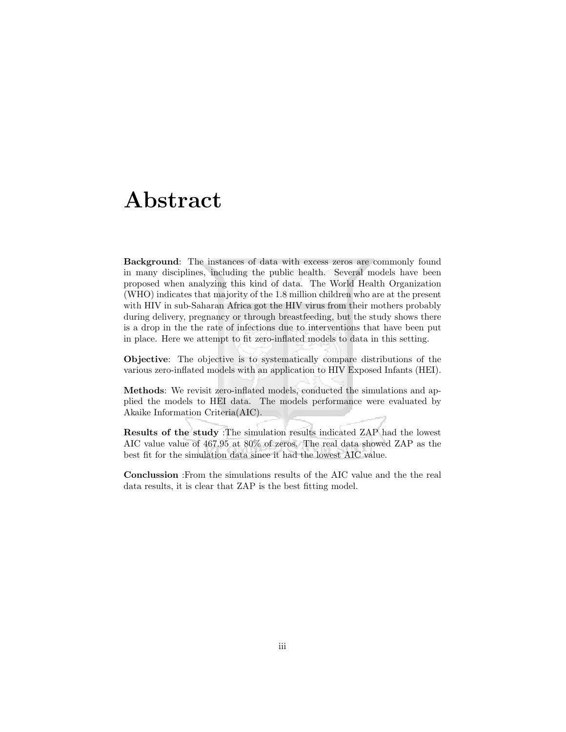# Abstract

**Background**: The instances of data with excess zeros are commonly found in many disciplines, including the public health. Several models have been proposed when analyzing this kind of data. The World Health Organization (WHO) indicates that majority of the 1.8 million children who are at the present with HIV in sub-Saharan Africa got the HIV virus from their mothers probably during delivery, pregnancy or through breastfeeding, but the study shows there is a drop in the the rate of infections due to interventions that have been put in place. Here we attempt to fit zero-inflated models to data in this setting.

**Objective**: The objective is to systematically compare distributions of the various zero-inflated models with an application to HIV Exposed Infants (HEI).

**Methods**: We revisit zero-inflated models, conducted the simulations and applied the models to HEI data. The models performance were evaluated by Akaike Information Criteria(AIC).

**Results of the study** :The simulation results indicated ZAP had the lowest AIC value value of 467.95 at 80% of zeros. The real data showed ZAP as the best fit for the simulation data since it had the lowest AIC value.

**Conclussion** :From the simulations results of the AIC value and the the real data results, it is clear that ZAP is the best fitting model.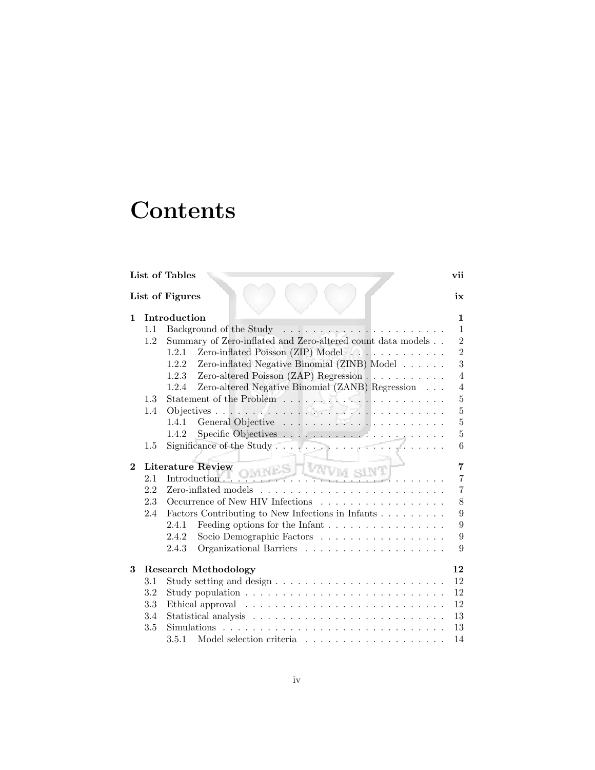# Contents

**List of Tables** **vii**

**List of Figures** **ix**

**1 Introduction** **1**
- 1.1 Background of the Study . . . . . . . . . . 1
- 1.2 Summary of Zero-inflated and Zero-altered count data models . . 2
  - 1.2.1 Zero-inflated Poisson (ZIP) Model . . . . . . . . . . 2
  - 1.2.2 Zero-inflated Negative Binomial (ZINB) Model . . . . . . 3
  - 1.2.3 Zero-altered Poisson (ZAP) Regression . . . . . . . . . . 4
  - 1.2.4 Zero-altered Negative Binomial (ZANB) Regression . . . 4
- 1.3 Statement of the Problem . . . . . . . . . . 5
- 1.4 Objectives . . . . . . . . . . 5
  - 1.4.1 General Objective . . . . . . . . . . 5
  - 1.4.2 Specific Objectives . . . . . . . . . . 5
- 1.5 Significance of the Study . . . . . . . . . . 6

**2 Literature Review** **7**
- 2.1 Introduction . . . . . . . . . . 7
- 2.2 Zero-inflated models . . . . . . . . . . 7
- 2.3 Occurrence of New HIV Infections . . . . . . . . . . 8
- 2.4 Factors Contributing to New Infections in Infants . . . . . . . . . 9
  - 2.4.1 Feeding options for the Infant . . . . . . . . . . 9
  - 2.4.2 Socio Demographic Factors . . . . . . . . . . 9
  - 2.4.3 Organizational Barriers . . . . . . . . . . 9

**3 Research Methodology** **12**
- 3.1 Study setting and design . . . . . . . . . . 12
- 3.2 Study population . . . . . . . . . . 12
- 3.3 Ethical approval . . . . . . . . . . 12
- 3.4 Statistical analysis . . . . . . . . . . 13
- 3.5 Simulations . . . . . . . . . . 13
  - 3.5.1 Model selection criteria . . . . . . . . . . 14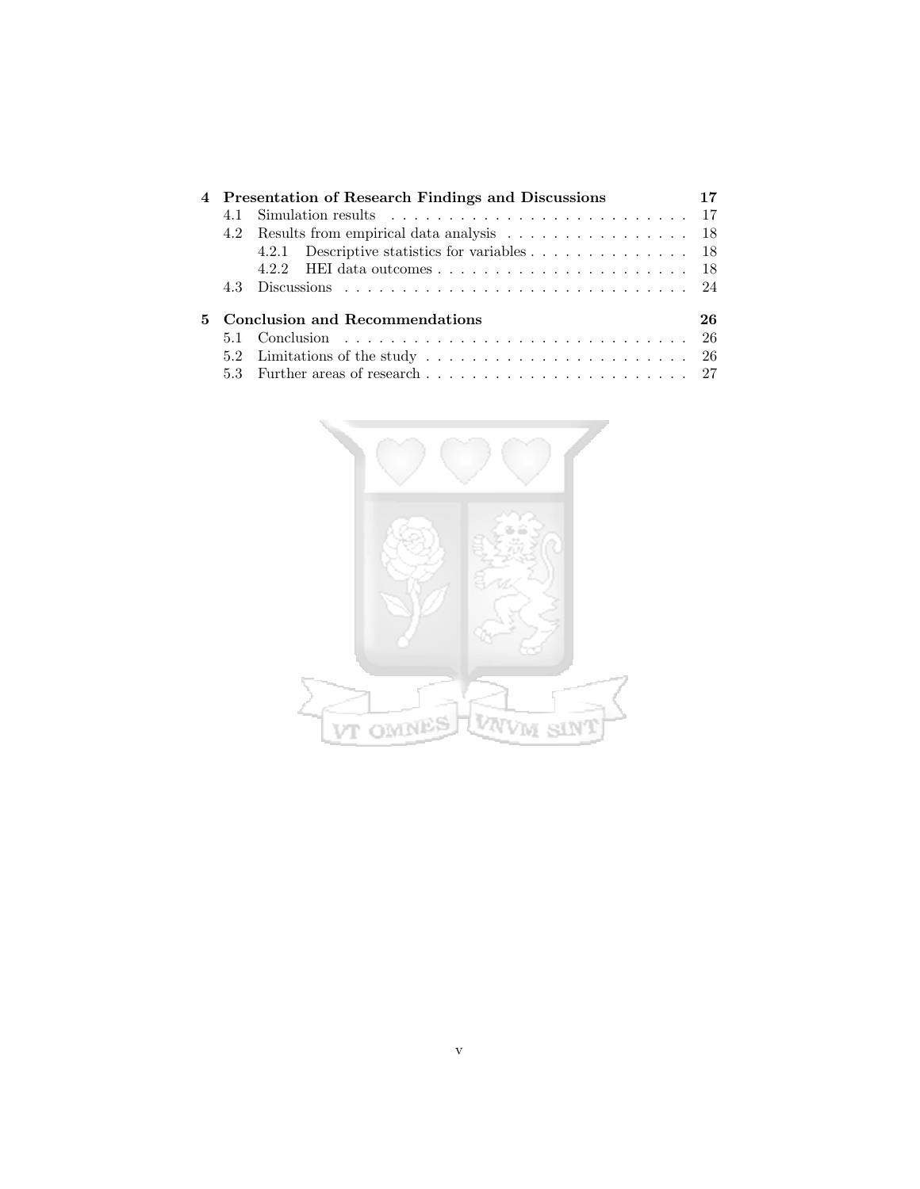**4 Presentation of Research Findings and Discussions** 17

- 4.1 Simulation results . . . . . . . . . . . . . . . . . . . . . . . . . . 17
- 4.2 Results from empirical data analysis . . . . . . . . . . . . . . . . 18
  - 4.2.1 Descriptive statistics for variables . . . . . . . . . . . . . . . 18
  - 4.2.2 HEI data outcomes . . . . . . . . . . . . . . . . . . . . . . . 18
- 4.3 Discussions . . . . . . . . . . . . . . . . . . . . . . . . . . . . . . 24

**5 Conclusion and Recommendations** 26

- 5.1 Conclusion . . . . . . . . . . . . . . . . . . . . . . . . . . . . . . . 26
- 5.2 Limitations of the study . . . . . . . . . . . . . . . . . . . . . . . 26
- 5.3 Further areas of research . . . . . . . . . . . . . . . . . . . . . . . 27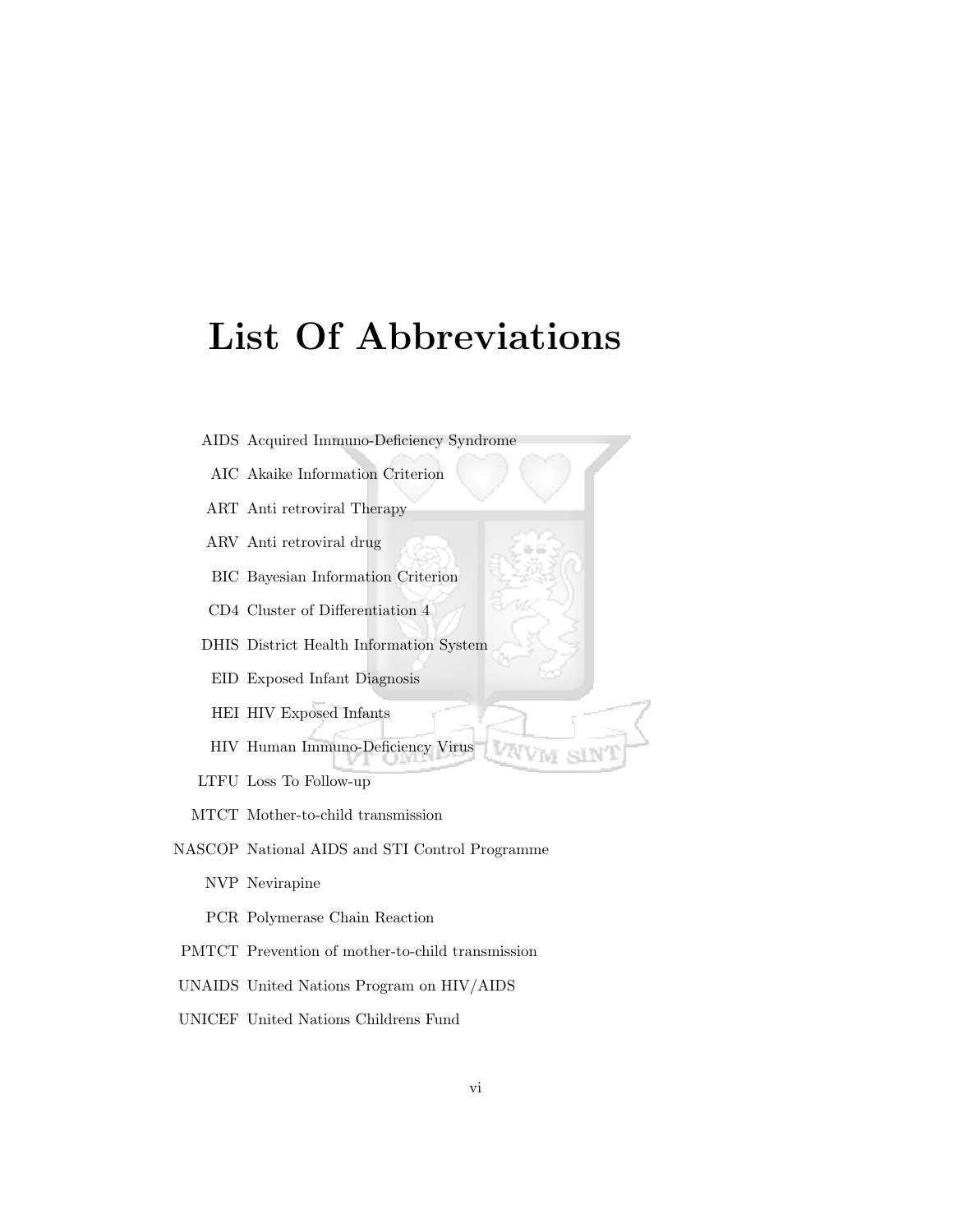# List Of Abbreviations

AIDS Acquired Immuno-Deficiency Syndrome

AIC Akaike Information Criterion

ART Anti retroviral Therapy

ARV Anti retroviral drug

BIC Bayesian Information Criterion

CD4 Cluster of Differentiation 4

DHIS District Health Information System

EID Exposed Infant Diagnosis

HEI HIV Exposed Infants

HIV Human Immuno-Deficiency Virus

LTFU Loss To Follow-up

MTCT Mother-to-child transmission

NASCOP National AIDS and STI Control Programme

NVP Nevirapine

PCR Polymerase Chain Reaction

PMTCT Prevention of mother-to-child transmission

UNAIDS United Nations Program on HIV/AIDS

UNICEF United Nations Childrens Fund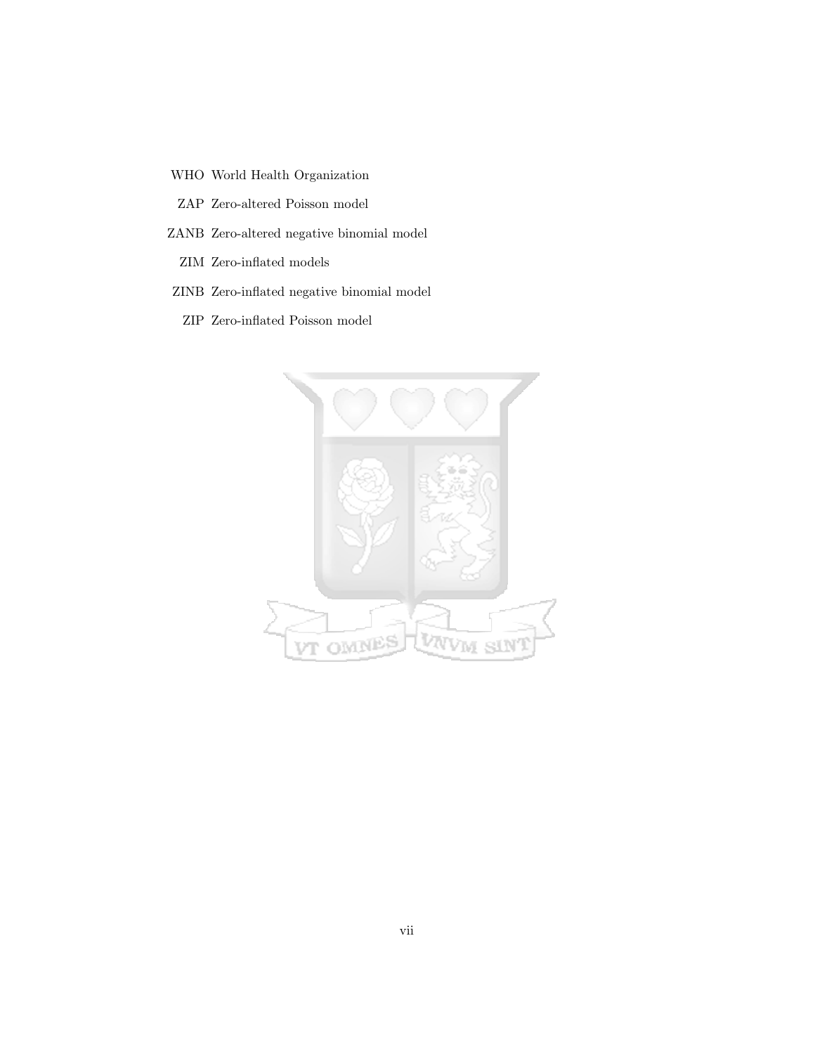WHO World Health Organization

ZAP Zero-altered Poisson model

ZANB Zero-altered negative binomial model

ZIM Zero-inflated models

ZINB Zero-inflated negative binomial model

ZIP Zero-inflated Poisson model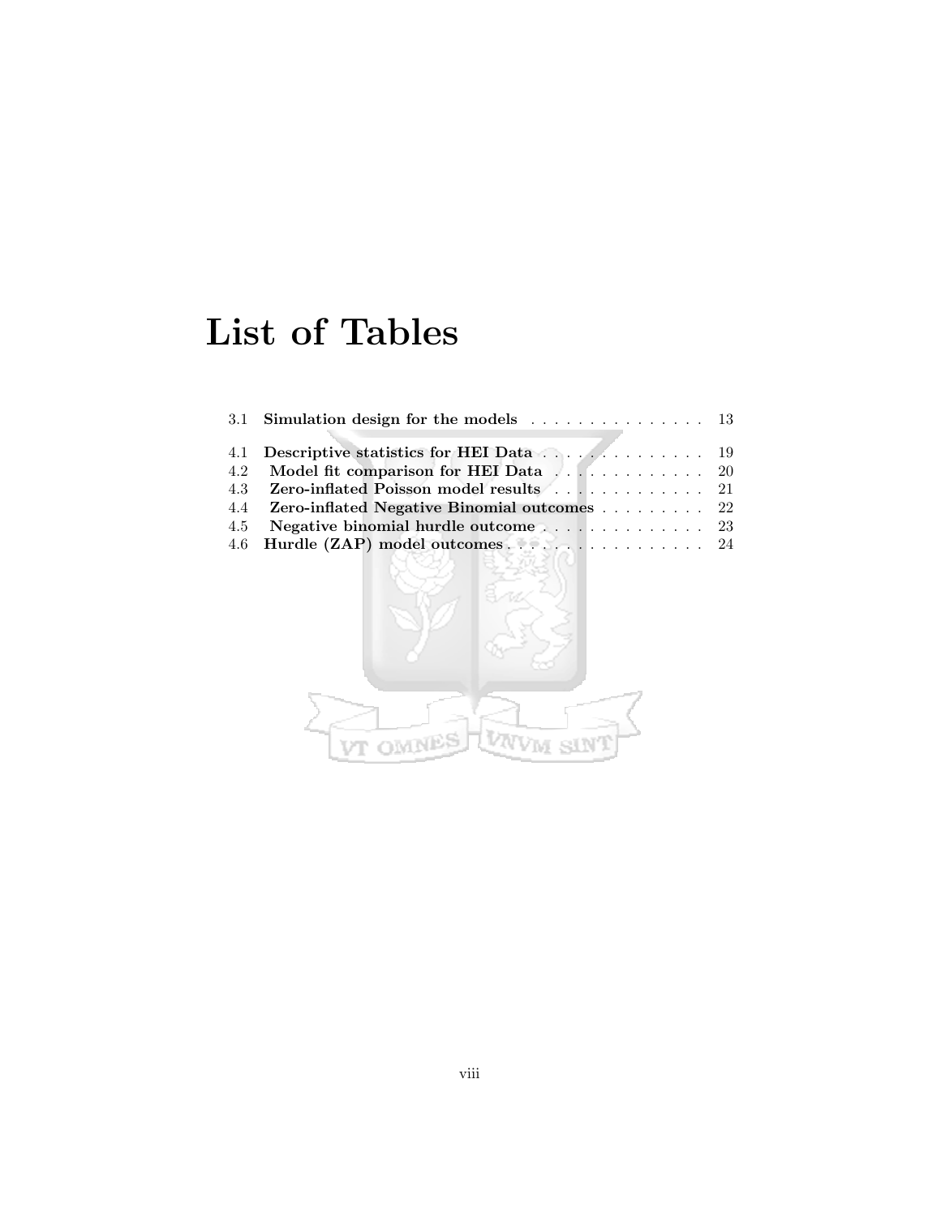# List of Tables

3.1 **Simulation design for the models** . . . . . . . . . . . . . . . . 13

4.1 **Descriptive statistics for HEI Data** . . . . . . . . . . . . . . . 19
4.2 **Model fit comparison for HEI Data** . . . . . . . . . . . . . 20
4.3 **Zero-inflated Poisson model results** . . . . . . . . . . . . . . 21
4.4 **Zero-inflated Negative Binomial outcomes** . . . . . . . . . . 22
4.5 **Negative binomial hurdle outcome** . . . . . . . . . . . . . . 23
4.6 **Hurdle (ZAP) model outcomes** . . . . . . . . . . . . . . . . . 24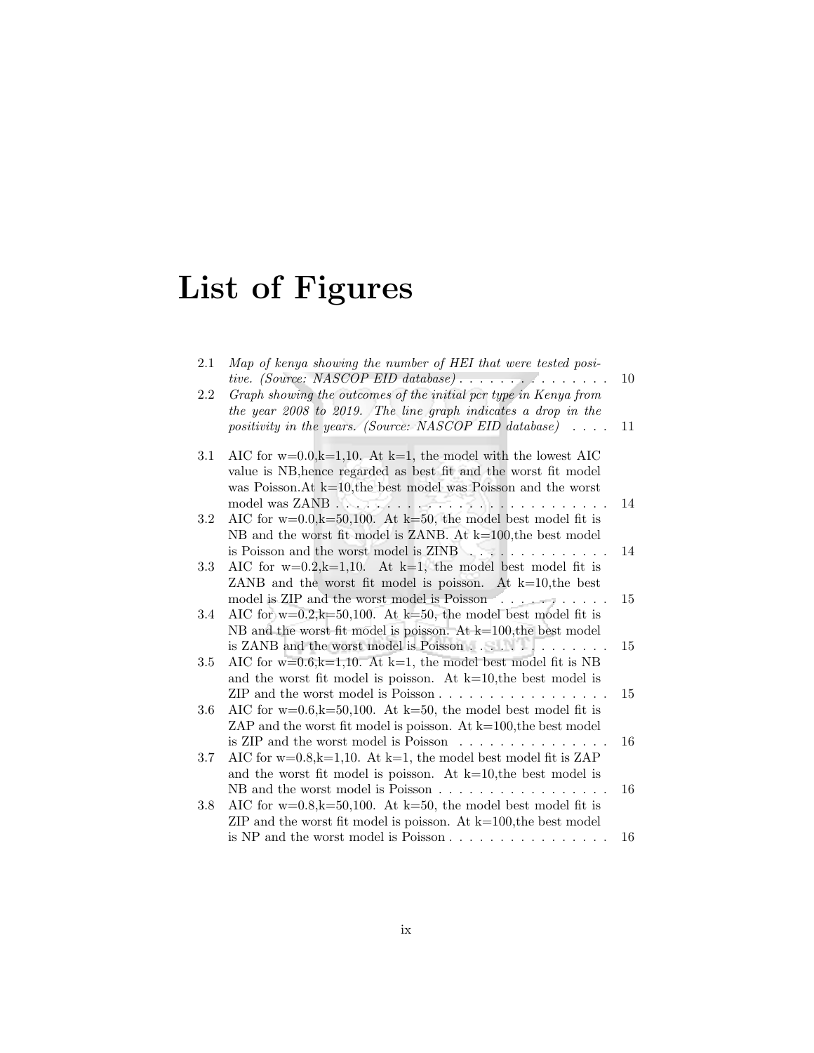# List of Figures

2.1 *Map of kenya showing the number of HEI that were tested positive. (Source: NASCOP EID database)* . . . . . . . . . . . . . . . 10

2.2 *Graph showing the outcomes of the initial pcr type in Kenya from the year 2008 to 2019. The line graph indicates a drop in the positivity in the years. (Source: NASCOP EID database)* . . . . 11

3.1 AIC for w=0.0,k=1,10. At k=1, the model with the lowest AIC value is NB,hence regarded as best fit and the worst fit model was Poisson.At k=10,the best model was Poisson and the worst model was ZANB . . . . . . . . . . . . . . . . . . . . . . . . . . 14

3.2 AIC for w=0.0,k=50,100. At k=50, the model best model fit is NB and the worst fit model is ZANB. At k=100,the best model is Poisson and the worst model is ZINB . . . . . . . . . . . . . . 14

3.3 AIC for w=0.2,k=1,10. At k=1, the model best model fit is ZANB and the worst fit model is poisson. At k=10,the best model is ZIP and the worst model is Poisson . . . . . . . . . . . 15

3.4 AIC for w=0.2,k=50,100. At k=50, the model best model fit is NB and the worst fit model is poisson. At k=100,the best model is ZANB and the worst model is Poisson . . . . . . . . . . . . . . 15

3.5 AIC for w=0.6,k=1,10. At k=1, the model best model fit is NB and the worst fit model is poisson. At k=10,the best model is ZIP and the worst model is Poisson . . . . . . . . . . . . . . . . . 15

3.6 AIC for w=0.6,k=50,100. At k=50, the model best model fit is ZAP and the worst fit model is poisson. At k=100,the best model is ZIP and the worst model is Poisson . . . . . . . . . . . . . . . 16

3.7 AIC for w=0.8,k=1,10. At k=1, the model best model fit is ZAP and the worst fit model is poisson. At k=10,the best model is NB and the worst model is Poisson . . . . . . . . . . . . . . . . . 16

3.8 AIC for w=0.8,k=50,100. At k=50, the model best model fit is ZIP and the worst fit model is poisson. At k=100,the best model is NP and the worst model is Poisson . . . . . . . . . . . . . . . . 16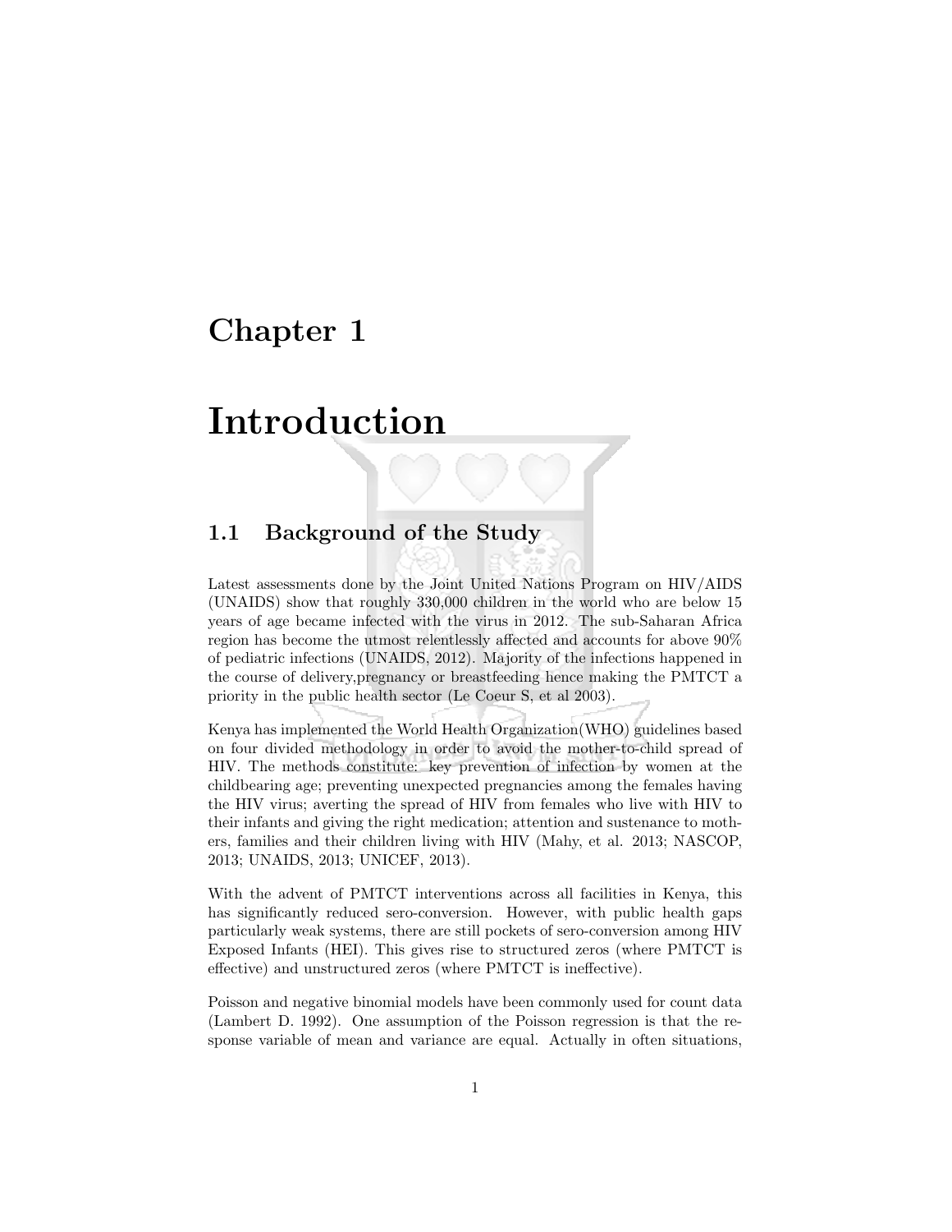# Chapter 1

# Introduction

## 1.1 Background of the Study

Latest assessments done by the Joint United Nations Program on HIV/AIDS (UNAIDS) show that roughly 330,000 children in the world who are below 15 years of age became infected with the virus in 2012. The sub-Saharan Africa region has become the utmost relentlessly affected and accounts for above 90% of pediatric infections (UNAIDS, 2012). Majority of the infections happened in the course of delivery,pregnancy or breastfeeding hence making the PMTCT a priority in the public health sector (Le Coeur S, et al 2003).

Kenya has implemented the World Health Organization(WHO) guidelines based on four divided methodology in order to avoid the mother-to-child spread of HIV. The methods constitute: key prevention of infection by women at the childbearing age; preventing unexpected pregnancies among the females having the HIV virus; averting the spread of HIV from females who live with HIV to their infants and giving the right medication; attention and sustenance to mothers, families and their children living with HIV (Mahy, et al. 2013; NASCOP, 2013; UNAIDS, 2013; UNICEF, 2013).

With the advent of PMTCT interventions across all facilities in Kenya, this has significantly reduced sero-conversion. However, with public health gaps particularly weak systems, there are still pockets of sero-conversion among HIV Exposed Infants (HEI). This gives rise to structured zeros (where PMTCT is effective) and unstructured zeros (where PMTCT is ineffective).

Poisson and negative binomial models have been commonly used for count data (Lambert D. 1992). One assumption of the Poisson regression is that the response variable of mean and variance are equal. Actually in often situations,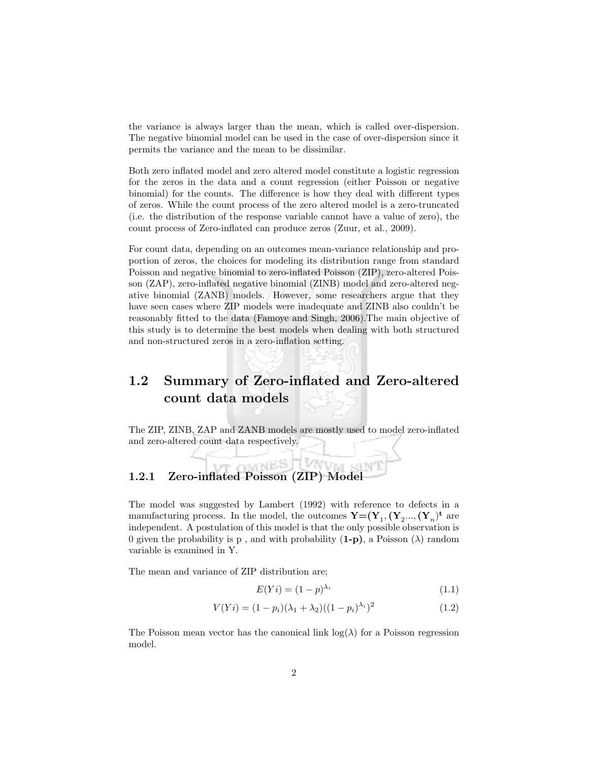the variance is always larger than the mean, which is called over-dispersion. The negative binomial model can be used in the case of over-dispersion since it permits the variance and the mean to be dissimilar.

Both zero inflated model and zero altered model constitute a logistic regression for the zeros in the data and a count regression (either Poisson or negative binomial) for the counts. The difference is how they deal with different types of zeros. While the count process of the zero altered model is a zero-truncated (i.e. the distribution of the response variable cannot have a value of zero), the count process of Zero-inflated can produce zeros (Zuur, et al., 2009).

For count data, depending on an outcomes mean-variance relationship and proportion of zeros, the choices for modeling its distribution range from standard Poisson and negative binomial to zero-inflated Poisson (ZIP), zero-altered Poisson (ZAP), zero-inflated negative binomial (ZINB) model and zero-altered negative binomial (ZANB) models. However, some researchers argue that they have seen cases where ZIP models were inadequate and ZINB also couldn't be reasonably fitted to the data (Famoye and Singh, 2006).The main objective of this study is to determine the best models when dealing with both structured and non-structured zeros in a zero-inflation setting.

## 1.2 Summary of Zero-inflated and Zero-altered count data models

The ZIP, ZINB, ZAP and ZANB models are mostly used to model zero-inflated and zero-altered count data respectively.

### 1.2.1 Zero-inflated Poisson (ZIP) Model

The model was suggested by Lambert (1992) with reference to defects in a manufacturing process. In the model, the outcomes $\mathbf{Y}=(\mathbf{Y}_1, (\mathbf{Y}_2..., (\mathbf{Y}_n)^{\mathbf{t}}$ are independent. A postulation of this model is that the only possible observation is 0 given the probability is p , and with probability **(1-p)**, a Poisson ($\lambda$) random variable is examined in Y.

The mean and variance of ZIP distribution are;

$$E(Yi) = (1-p)^{\lambda_i} \tag{1.1}$$

$$V(Yi) = (1-p_i)(\lambda_1 + \lambda_2)((1-p_i)^{\lambda_i})^2 \tag{1.2}$$

The Poisson mean vector has the canonical link $\log(\lambda)$ for a Poisson regression model.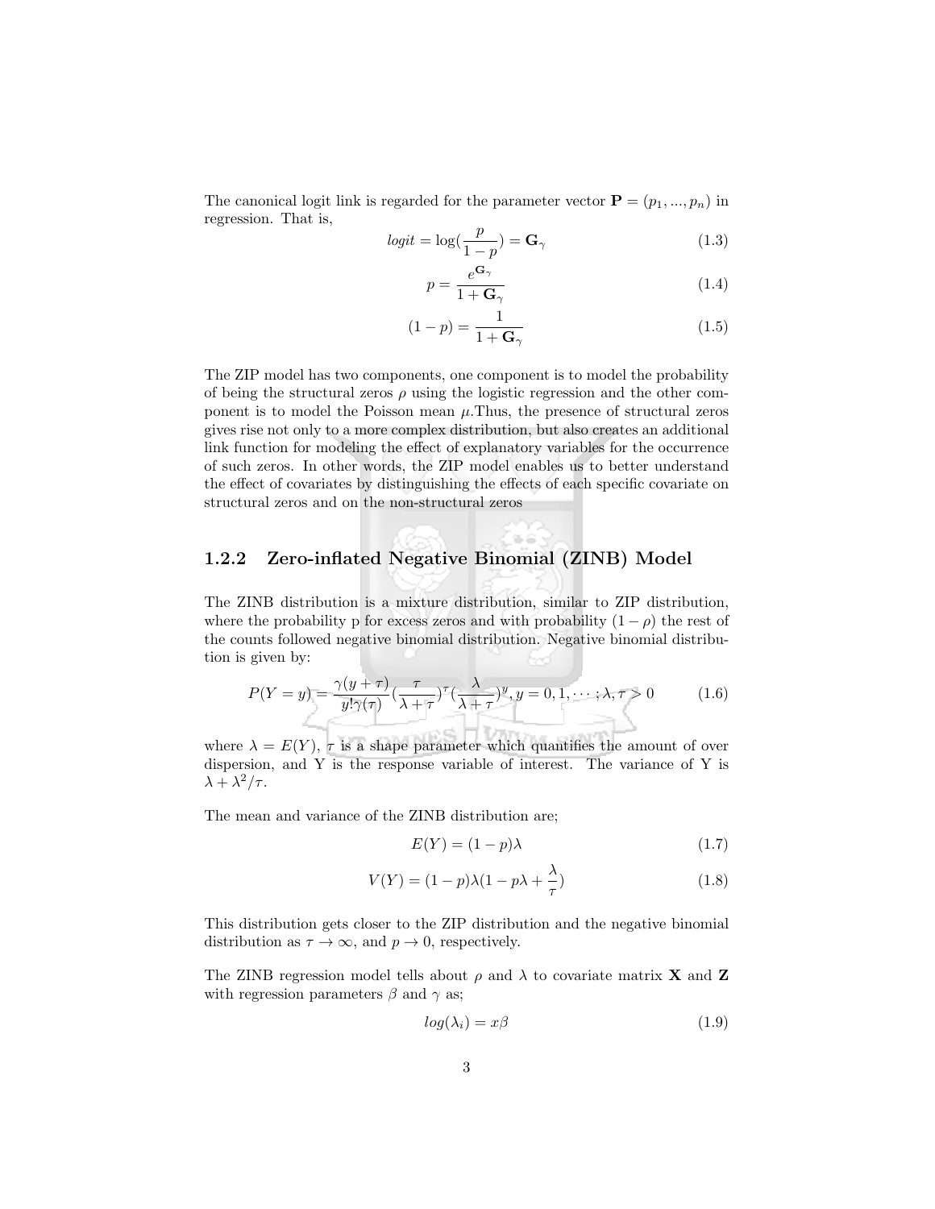The canonical logit link is regarded for the parameter vector $\mathbf{P} = (p_1, ..., p_n)$ in regression. That is,

$$logit = \log(\frac{p}{1-p}) = \mathbf{G}_\gamma \tag{1.3}$$

$$p = \frac{e^{\mathbf{G}_\gamma}}{1 + \mathbf{G}_\gamma} \tag{1.4}$$

$$(1-p) = \frac{1}{1 + \mathbf{G}_\gamma} \tag{1.5}$$

The ZIP model has two components, one component is to model the probability of being the structural zeros $\rho$ using the logistic regression and the other component is to model the Poisson mean $\mu$.Thus, the presence of structural zeros gives rise not only to a more complex distribution, but also creates an additional link function for modeling the effect of explanatory variables for the occurrence of such zeros. In other words, the ZIP model enables us to better understand the effect of covariates by distinguishing the effects of each specific covariate on structural zeros and on the non-structural zeros

### 1.2.2 Zero-inflated Negative Binomial (ZINB) Model

The ZINB distribution is a mixture distribution, similar to ZIP distribution, where the probability p for excess zeros and with probability $(1-\rho)$ the rest of the counts followed negative binomial distribution. Negative binomial distribution is given by:

$$P(Y = y) = \frac{\gamma(y+\tau)}{y!\gamma(\tau)}(\frac{\tau}{\lambda+\tau})^\tau(\frac{\lambda}{\lambda+\tau})^y, y = 0, 1, \cdots; \lambda, \tau > 0 \tag{1.6}$$

where $\lambda = E(Y)$, $\tau$ is a shape parameter which quantifies the amount of over dispersion, and Y is the response variable of interest. The variance of Y is $\lambda + \lambda^2/\tau$.

The mean and variance of the ZINB distribution are;

$$E(Y) = (1-p)\lambda \tag{1.7}$$

$$V(Y) = (1-p)\lambda(1 - p\lambda + \frac{\lambda}{\tau}) \tag{1.8}$$

This distribution gets closer to the ZIP distribution and the negative binomial distribution as $\tau \to \infty$, and $p \to 0$, respectively.

The ZINB regression model tells about $\rho$ and $\lambda$ to covariate matrix $\mathbf{X}$ and $\mathbf{Z}$ with regression parameters $\beta$ and $\gamma$ as;

$$log(\lambda_i) = x\beta \tag{1.9}$$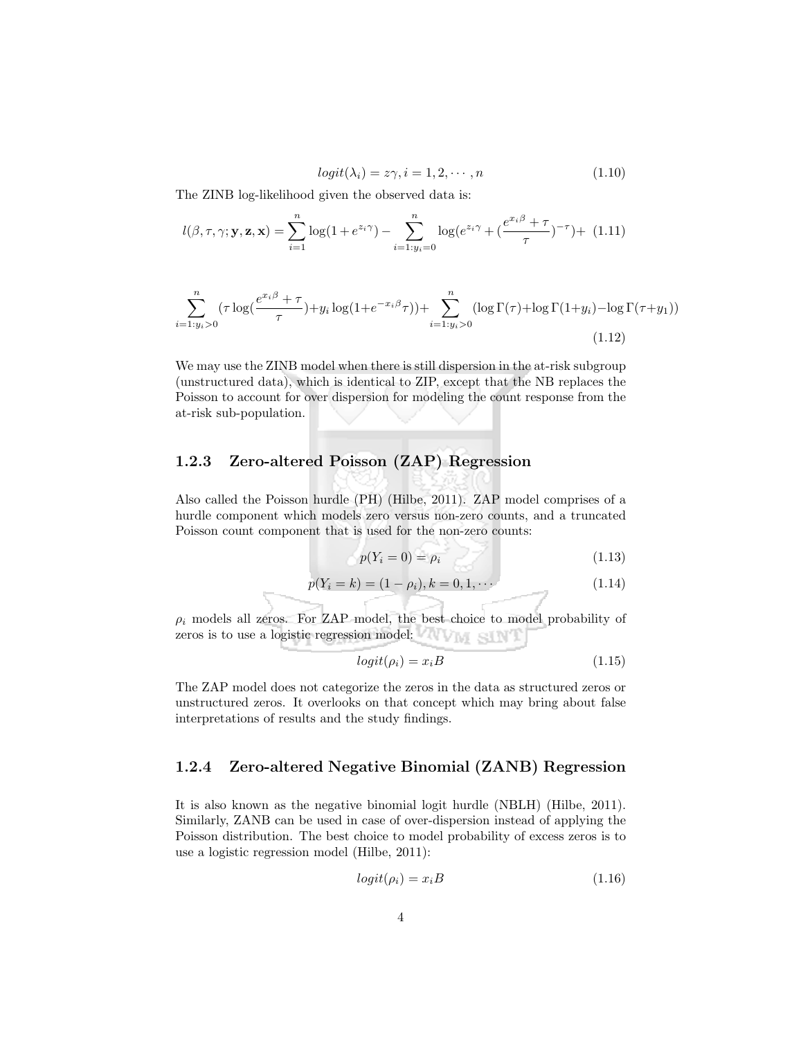$$logit(\lambda_i) = z\gamma, i = 1, 2, \cdots, n \tag{1.10}$$

The ZINB log-likelihood given the observed data is:

$$l(\beta, \tau, \gamma; \mathbf{y}, \mathbf{z}, \mathbf{x}) = \sum_{i=1}^{n} \log(1 + e^{z_i\gamma}) - \sum_{i=1:y_i=0}^{n} \log(e^{z_i\gamma} + (\frac{e^{x_i\beta} + \tau}{\tau})^{-\tau}) + \tag{1.11}$$

$$\sum_{i=1:y_i>0}^{n} (\tau \log(\frac{e^{x_i\beta} + \tau}{\tau}) + y_i \log(1 + e^{-x_i\beta}\tau)) + \sum_{i=1:y_i>0}^{n} (\log \Gamma(\tau) + \log \Gamma(1+y_i) - \log \Gamma(\tau + y_1)) \tag{1.12}$$

We may use the ZINB model when there is still dispersion in the at-risk subgroup (unstructured data), which is identical to ZIP, except that the NB replaces the Poisson to account for over dispersion for modeling the count response from the at-risk sub-population.

### 1.2.3 Zero-altered Poisson (ZAP) Regression

Also called the Poisson hurdle (PH) (Hilbe, 2011). ZAP model comprises of a hurdle component which models zero versus non-zero counts, and a truncated Poisson count component that is used for the non-zero counts:

$$p(Y_i = 0) = \rho_i \tag{1.13}$$

$$p(Y_i = k) = (1 - \rho_i), k = 0, 1, \cdots \tag{1.14}$$

$\rho_i$ models all zeros. For ZAP model, the best choice to model probability of zeros is to use a logistic regression model:

$$logit(\rho_i) = x_i B \tag{1.15}$$

The ZAP model does not categorize the zeros in the data as structured zeros or unstructured zeros. It overlooks on that concept which may bring about false interpretations of results and the study findings.

### 1.2.4 Zero-altered Negative Binomial (ZANB) Regression

It is also known as the negative binomial logit hurdle (NBLH) (Hilbe, 2011). Similarly, ZANB can be used in case of over-dispersion instead of applying the Poisson distribution. The best choice to model probability of excess zeros is to use a logistic regression model (Hilbe, 2011):

$$logit(\rho_i) = x_i B \tag{1.16}$$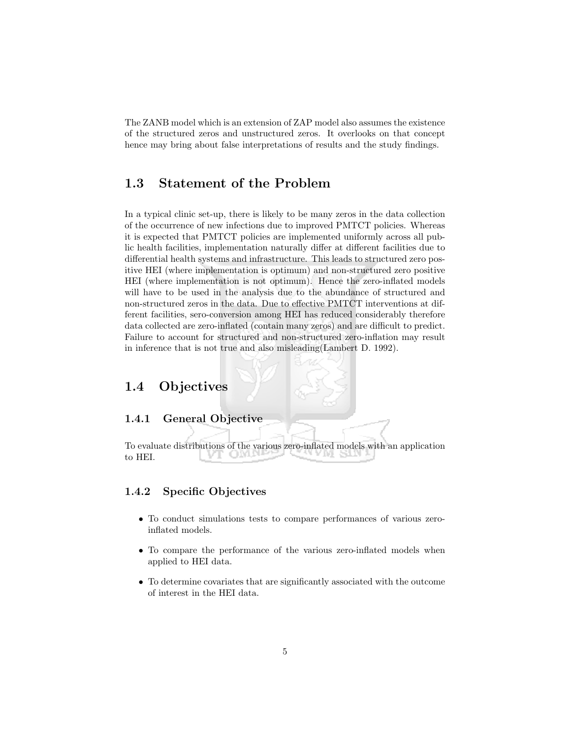The ZANB model which is an extension of ZAP model also assumes the existence of the structured zeros and unstructured zeros. It overlooks on that concept hence may bring about false interpretations of results and the study findings.

## 1.3 Statement of the Problem

In a typical clinic set-up, there is likely to be many zeros in the data collection of the occurrence of new infections due to improved PMTCT policies. Whereas it is expected that PMTCT policies are implemented uniformly across all public health facilities, implementation naturally differ at different facilities due to differential health systems and infrastructure. This leads to structured zero positive HEI (where implementation is optimum) and non-structured zero positive HEI (where implementation is not optimum). Hence the zero-inflated models will have to be used in the analysis due to the abundance of structured and non-structured zeros in the data. Due to effective PMTCT interventions at different facilities, sero-conversion among HEI has reduced considerably therefore data collected are zero-inflated (contain many zeros) and are difficult to predict. Failure to account for structured and non-structured zero-inflation may result in inference that is not true and also misleading(Lambert D. 1992).

## 1.4 Objectives

### 1.4.1 General Objective

To evaluate distributions of the various zero-inflated models with an application to HEI.

### 1.4.2 Specific Objectives

- To conduct simulations tests to compare performances of various zero-inflated models.
- To compare the performance of the various zero-inflated models when applied to HEI data.
- To determine covariates that are significantly associated with the outcome of interest in the HEI data.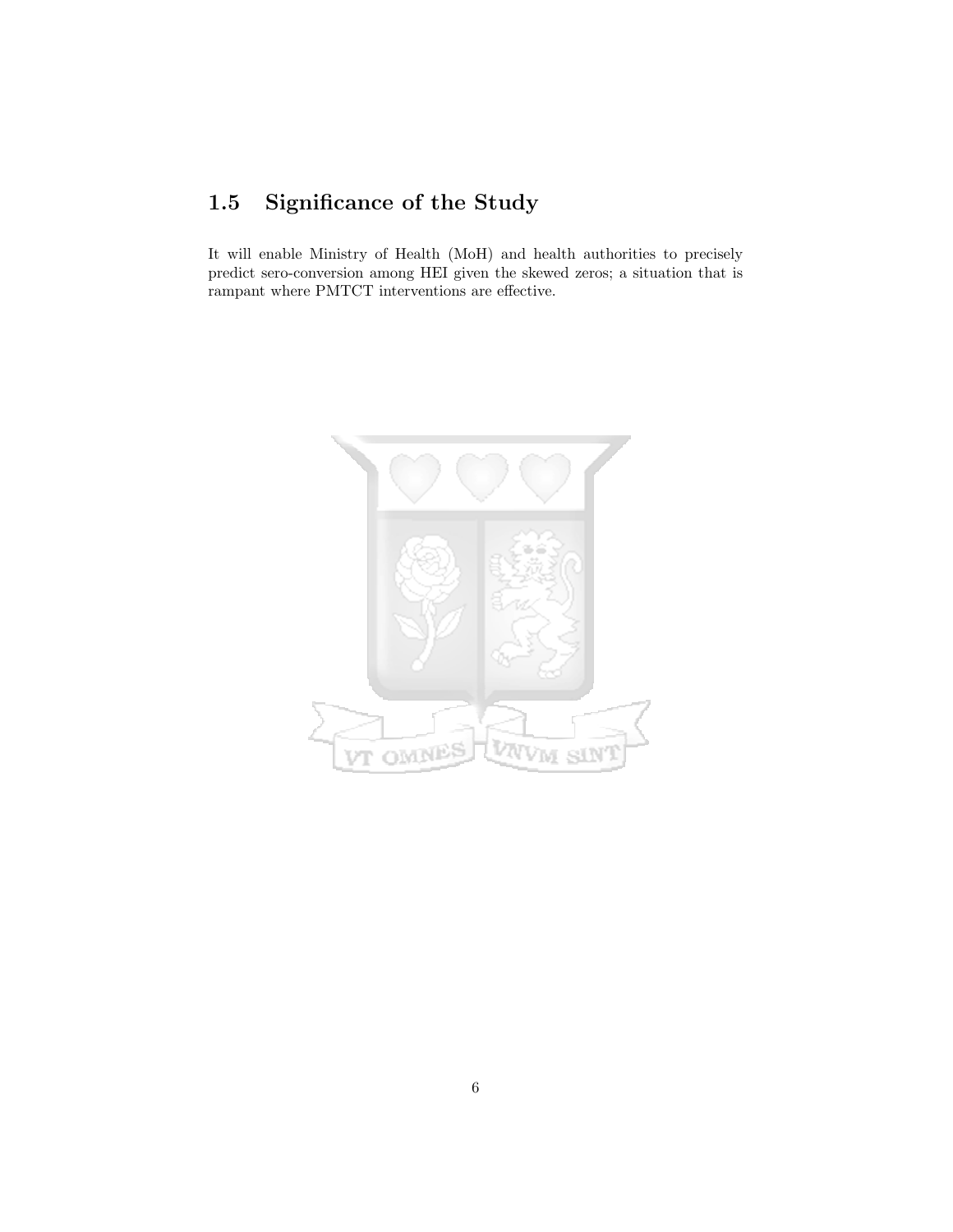## 1.5 Significance of the Study

It will enable Ministry of Health (MoH) and health authorities to precisely predict sero-conversion among HEI given the skewed zeros; a situation that is rampant where PMTCT interventions are effective.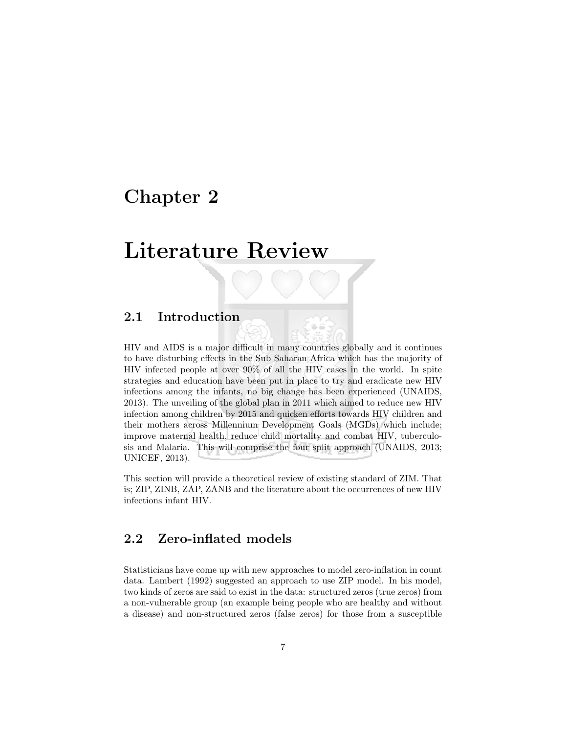# Chapter 2

# Literature Review

## 2.1 Introduction

HIV and AIDS is a major difficult in many countries globally and it continues to have disturbing effects in the Sub Saharan Africa which has the majority of HIV infected people at over 90% of all the HIV cases in the world. In spite strategies and education have been put in place to try and eradicate new HIV infections among the infants, no big change has been experienced (UNAIDS, 2013). The unveiling of the global plan in 2011 which aimed to reduce new HIV infection among children by 2015 and quicken efforts towards HIV children and their mothers across Millennium Development Goals (MGDs) which include; improve maternal health, reduce child mortality and combat HIV, tuberculosis and Malaria. This will comprise the four split approach (UNAIDS, 2013; UNICEF, 2013).

This section will provide a theoretical review of existing standard of ZIM. That is; ZIP, ZINB, ZAP, ZANB and the literature about the occurrences of new HIV infections infant HIV.

## 2.2 Zero-inflated models

Statisticians have come up with new approaches to model zero-inflation in count data. Lambert (1992) suggested an approach to use ZIP model. In his model, two kinds of zeros are said to exist in the data: structured zeros (true zeros) from a non-vulnerable group (an example being people who are healthy and without a disease) and non-structured zeros (false zeros) for those from a susceptible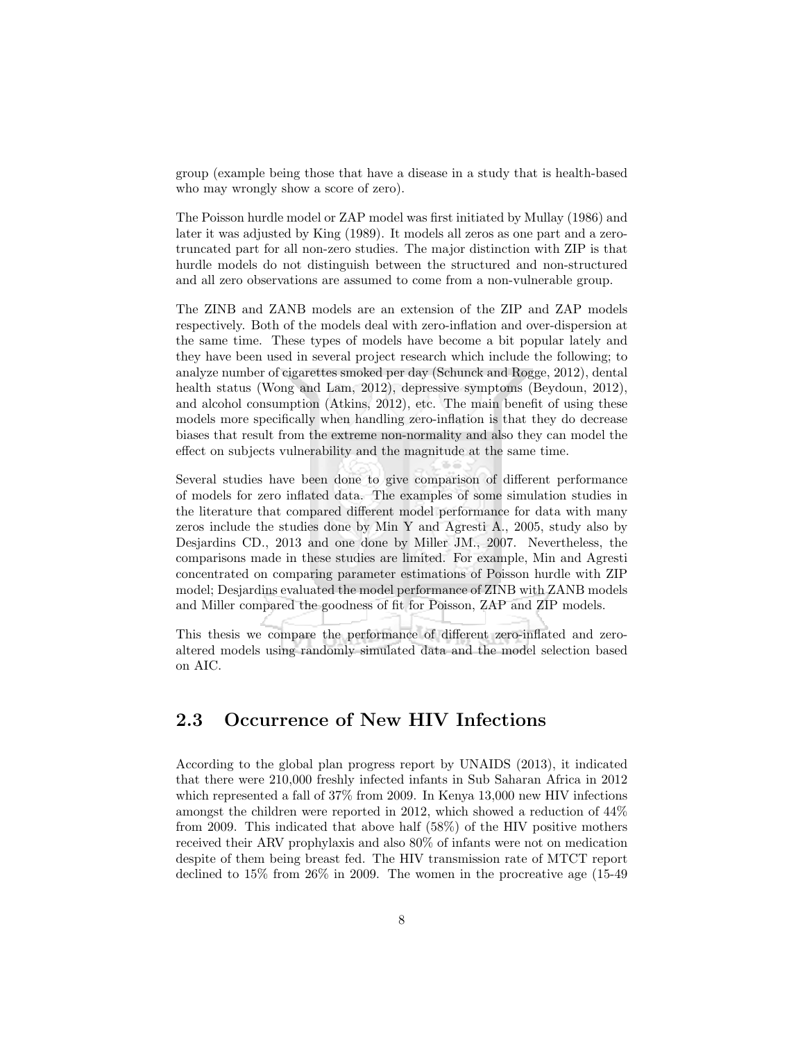group (example being those that have a disease in a study that is health-based who may wrongly show a score of zero).

The Poisson hurdle model or ZAP model was first initiated by Mullay (1986) and later it was adjusted by King (1989). It models all zeros as one part and a zero-truncated part for all non-zero studies. The major distinction with ZIP is that hurdle models do not distinguish between the structured and non-structured and all zero observations are assumed to come from a non-vulnerable group.

The ZINB and ZANB models are an extension of the ZIP and ZAP models respectively. Both of the models deal with zero-inflation and over-dispersion at the same time. These types of models have become a bit popular lately and they have been used in several project research which include the following; to analyze number of cigarettes smoked per day (Schunck and Rogge, 2012), dental health status (Wong and Lam, 2012), depressive symptoms (Beydoun, 2012), and alcohol consumption (Atkins, 2012), etc. The main benefit of using these models more specifically when handling zero-inflation is that they do decrease biases that result from the extreme non-normality and also they can model the effect on subjects vulnerability and the magnitude at the same time.

Several studies have been done to give comparison of different performance of models for zero inflated data. The examples of some simulation studies in the literature that compared different model performance for data with many zeros include the studies done by Min Y and Agresti A., 2005, study also by Desjardins CD., 2013 and one done by Miller JM., 2007. Nevertheless, the comparisons made in these studies are limited. For example, Min and Agresti concentrated on comparing parameter estimations of Poisson hurdle with ZIP model; Desjardins evaluated the model performance of ZINB with ZANB models and Miller compared the goodness of fit for Poisson, ZAP and ZIP models.

This thesis we compare the performance of different zero-inflated and zero-altered models using randomly simulated data and the model selection based on AIC.

## 2.3 Occurrence of New HIV Infections

According to the global plan progress report by UNAIDS (2013), it indicated that there were 210,000 freshly infected infants in Sub Saharan Africa in 2012 which represented a fall of 37% from 2009. In Kenya 13,000 new HIV infections amongst the children were reported in 2012, which showed a reduction of 44% from 2009. This indicated that above half (58%) of the HIV positive mothers received their ARV prophylaxis and also 80% of infants were not on medication despite of them being breast fed. The HIV transmission rate of MTCT report declined to 15% from 26% in 2009. The women in the procreative age (15-49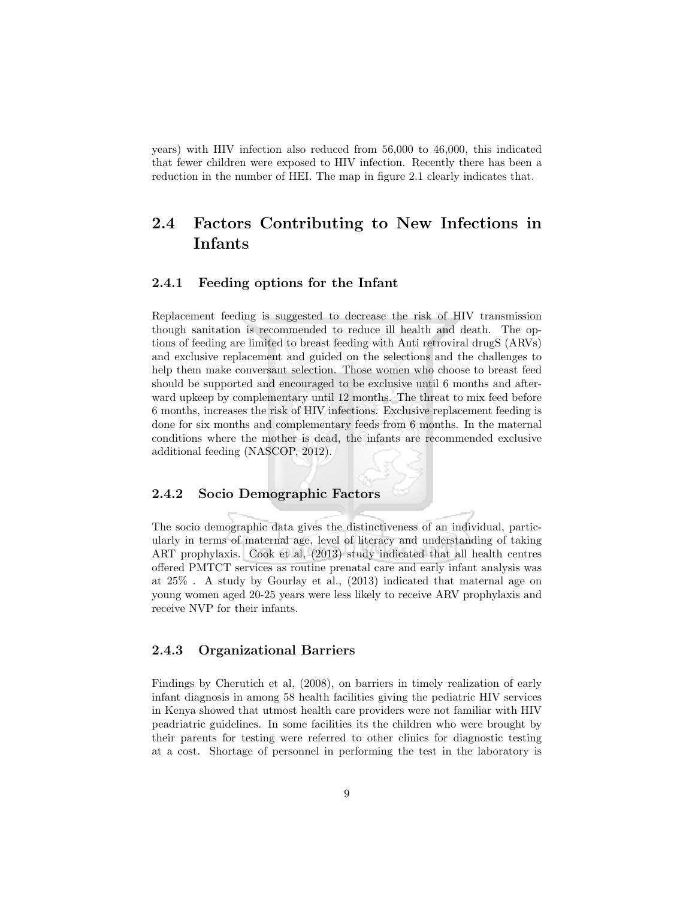years) with HIV infection also reduced from 56,000 to 46,000, this indicated that fewer children were exposed to HIV infection. Recently there has been a reduction in the number of HEI. The map in figure 2.1 clearly indicates that.

## 2.4 Factors Contributing to New Infections in Infants

### 2.4.1 Feeding options for the Infant

Replacement feeding is suggested to decrease the risk of HIV transmission though sanitation is recommended to reduce ill health and death. The options of feeding are limited to breast feeding with Anti retroviral drugS (ARVs) and exclusive replacement and guided on the selections and the challenges to help them make conversant selection. Those women who choose to breast feed should be supported and encouraged to be exclusive until 6 months and afterward upkeep by complementary until 12 months. The threat to mix feed before 6 months, increases the risk of HIV infections. Exclusive replacement feeding is done for six months and complementary feeds from 6 months. In the maternal conditions where the mother is dead, the infants are recommended exclusive additional feeding (NASCOP, 2012).

### 2.4.2 Socio Demographic Factors

The socio demographic data gives the distinctiveness of an individual, particularly in terms of maternal age, level of literacy and understanding of taking ART prophylaxis. Cook et al, (2013) study indicated that all health centres offered PMTCT services as routine prenatal care and early infant analysis was at 25% . A study by Gourlay et al., (2013) indicated that maternal age on young women aged 20-25 years were less likely to receive ARV prophylaxis and receive NVP for their infants.

### 2.4.3 Organizational Barriers

Findings by Cherutich et al, (2008), on barriers in timely realization of early infant diagnosis in among 58 health facilities giving the pediatric HIV services in Kenya showed that utmost health care providers were not familiar with HIV peadriatric guidelines. In some facilities its the children who were brought by their parents for testing were referred to other clinics for diagnostic testing at a cost. Shortage of personnel in performing the test in the laboratory is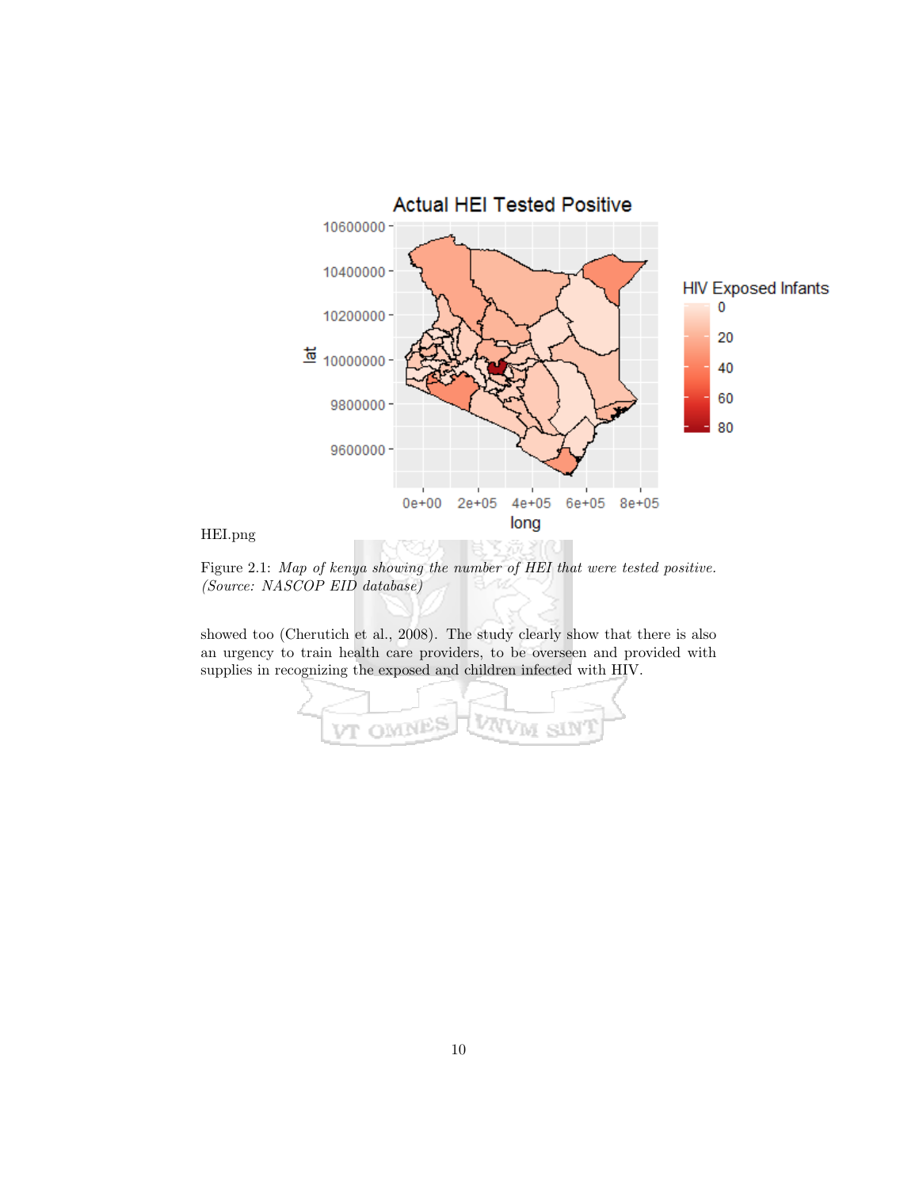HEI.png

Figure 2.1: *Map of kenya showing the number of HEI that were tested positive. (Source: NASCOP EID database)*

showed too (Cherutich et al., 2008). The study clearly show that there is also an urgency to train health care providers, to be overseen and provided with supplies in recognizing the exposed and children infected with HIV.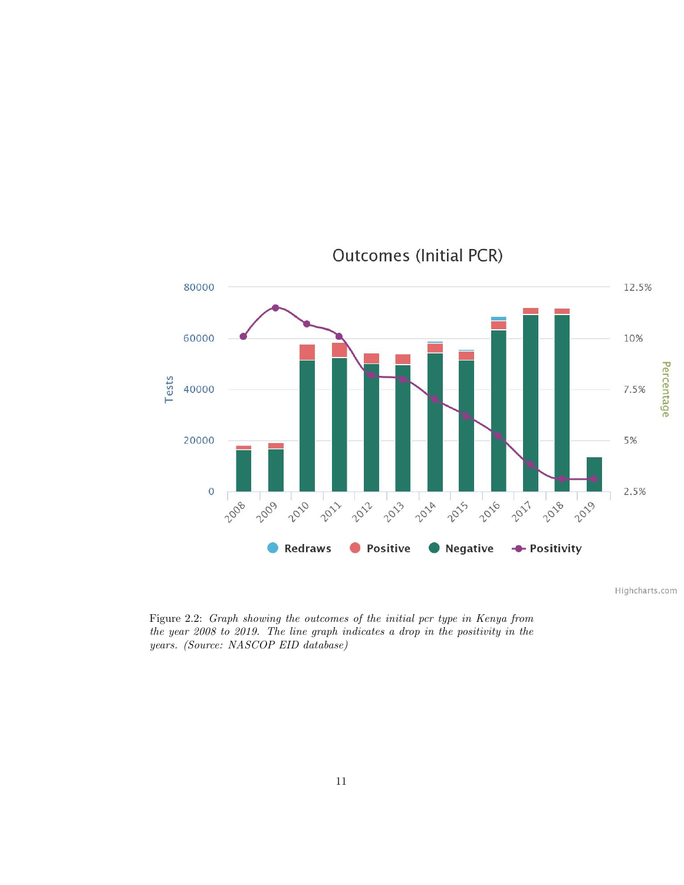Figure 2.2: *Graph showing the outcomes of the initial pcr type in Kenya from the year 2008 to 2019. The line graph indicates a drop in the positivity in the years. (Source: NASCOP EID database)*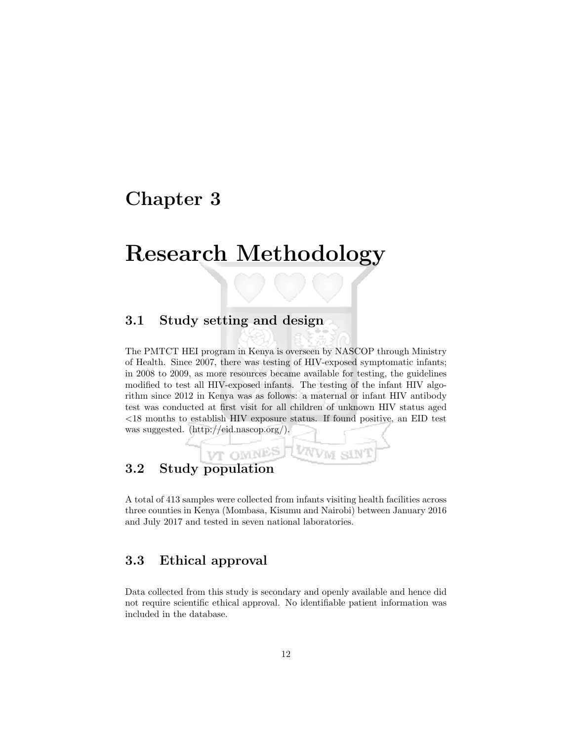# Chapter 3

# Research Methodology

## 3.1 Study setting and design

The PMTCT HEI program in Kenya is overseen by NASCOP through Ministry of Health. Since 2007, there was testing of HIV-exposed symptomatic infants; in 2008 to 2009, as more resources became available for testing, the guidelines modified to test all HIV-exposed infants. The testing of the infant HIV algorithm since 2012 in Kenya was as follows: a maternal or infant HIV antibody test was conducted at first visit for all children of unknown HIV status aged <18 months to establish HIV exposure status. If found positive, an EID test was suggested. (http://eid.nascop.org/).

## 3.2 Study population

A total of 413 samples were collected from infants visiting health facilities across three counties in Kenya (Mombasa, Kisumu and Nairobi) between January 2016 and July 2017 and tested in seven national laboratories.

## 3.3 Ethical approval

Data collected from this study is secondary and openly available and hence did not require scientific ethical approval. No identifiable patient information was included in the database.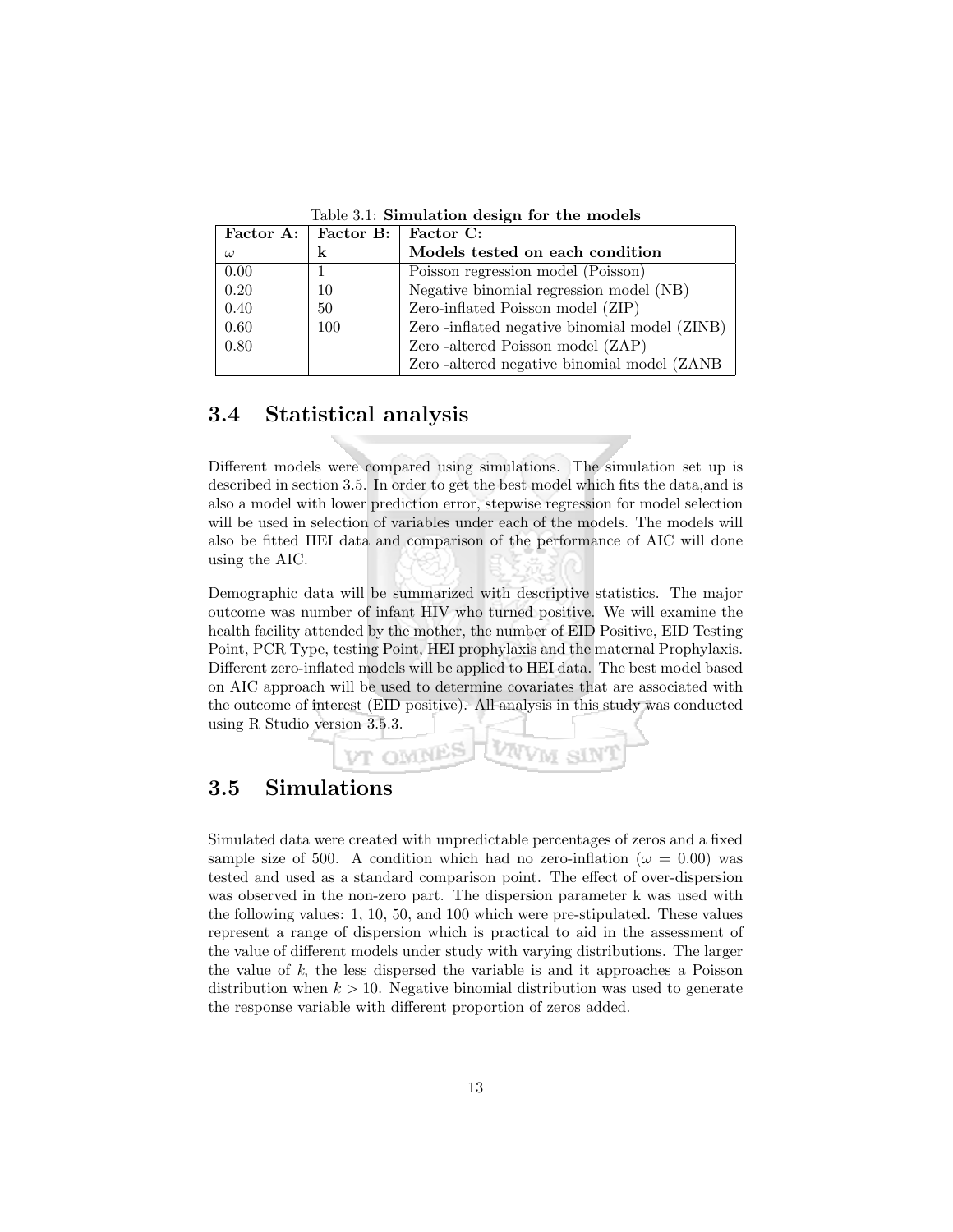Table 3.1: **Simulation design for the models**

| **Factor A:** $\omega$ | **Factor B:** **k** | **Factor C:** **Models tested on each condition** |
|---|---|---|
| 0.00 | 1 | Poisson regression model (Poisson) |
| 0.20 | 10 | Negative binomial regression model (NB) |
| 0.40 | 50 | Zero-inflated Poisson model (ZIP) |
| 0.60 | 100 | Zero -inflated negative binomial model (ZINB) |
| 0.80 | | Zero -altered Poisson model (ZAP) |
| | | Zero -altered negative binomial model (ZANB |

## 3.4 Statistical analysis

Different models were compared using simulations. The simulation set up is described in section 3.5. In order to get the best model which fits the data,and is also a model with lower prediction error, stepwise regression for model selection will be used in selection of variables under each of the models. The models will also be fitted HEI data and comparison of the performance of AIC will done using the AIC.

Demographic data will be summarized with descriptive statistics. The major outcome was number of infant HIV who turned positive. We will examine the health facility attended by the mother, the number of EID Positive, EID Testing Point, PCR Type, testing Point, HEI prophylaxis and the maternal Prophylaxis. Different zero-inflated models will be applied to HEI data. The best model based on AIC approach will be used to determine covariates that are associated with the outcome of interest (EID positive). All analysis in this study was conducted using R Studio version 3.5.3.

## 3.5 Simulations

Simulated data were created with unpredictable percentages of zeros and a fixed sample size of 500. A condition which had no zero-inflation ($\omega = 0.00$) was tested and used as a standard comparison point. The effect of over-dispersion was observed in the non-zero part. The dispersion parameter k was used with the following values: 1, 10, 50, and 100 which were pre-stipulated. These values represent a range of dispersion which is practical to aid in the assessment of the value of different models under study with varying distributions. The larger the value of $k$, the less dispersed the variable is and it approaches a Poisson distribution when $k > 10$. Negative binomial distribution was used to generate the response variable with different proportion of zeros added.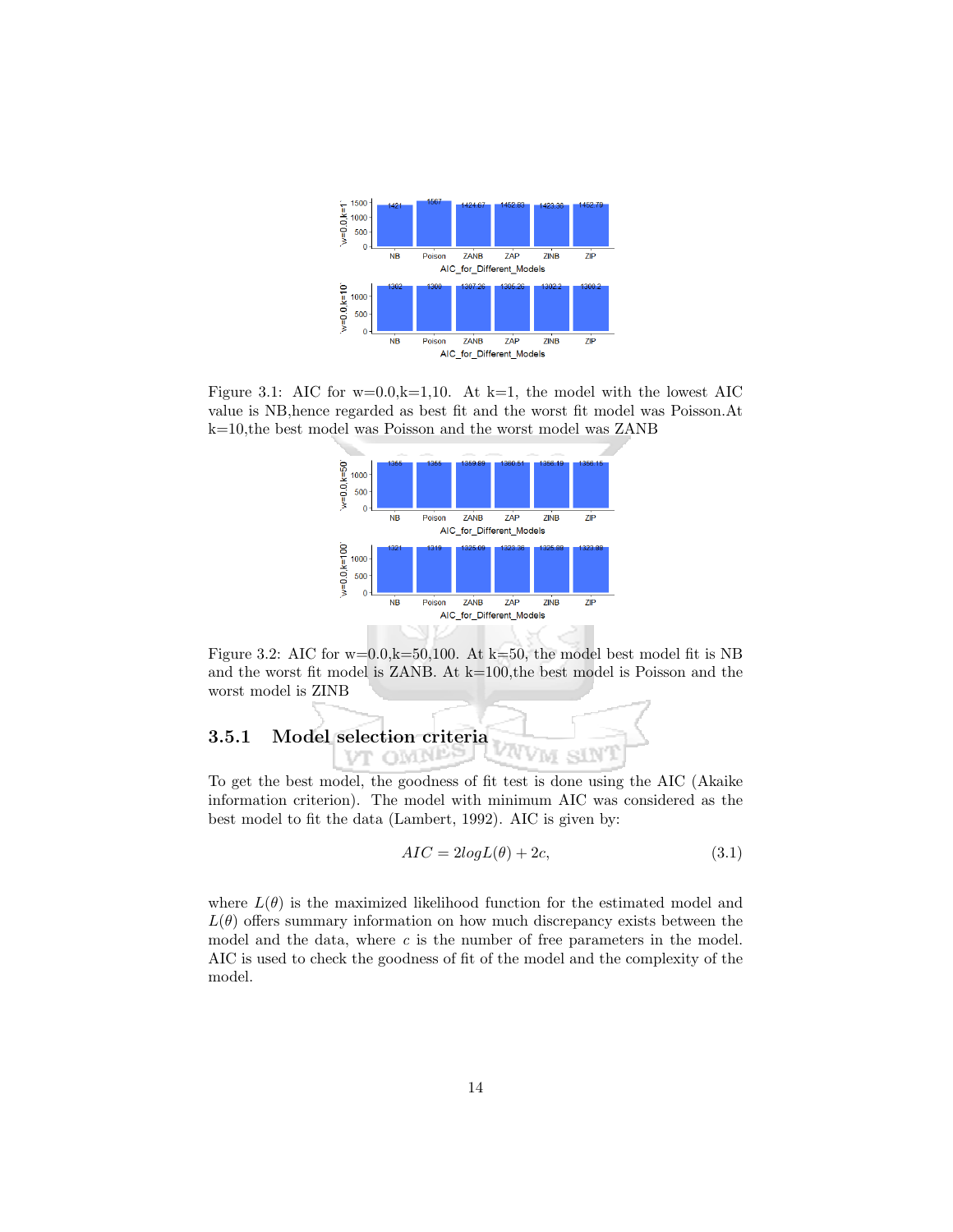Figure 3.1: AIC for w=0.0,k=1,10. At k=1, the model with the lowest AIC value is NB,hence regarded as best fit and the worst fit model was Poisson.At k=10,the best model was Poisson and the worst model was ZANB

Figure 3.2: AIC for w=0.0,k=50,100. At k=50, the model best model fit is NB and the worst fit model is ZANB. At k=100,the best model is Poisson and the worst model is ZINB

### 3.5.1 Model selection criteria

To get the best model, the goodness of fit test is done using the AIC (Akaike information criterion). The model with minimum AIC was considered as the best model to fit the data (Lambert, 1992). AIC is given by:

$$AIC = 2logL(\theta) + 2c, \tag{3.1}$$

where $L(\theta)$ is the maximized likelihood function for the estimated model and $L(\theta)$ offers summary information on how much discrepancy exists between the model and the data, where $c$ is the number of free parameters in the model. AIC is used to check the goodness of fit of the model and the complexity of the model.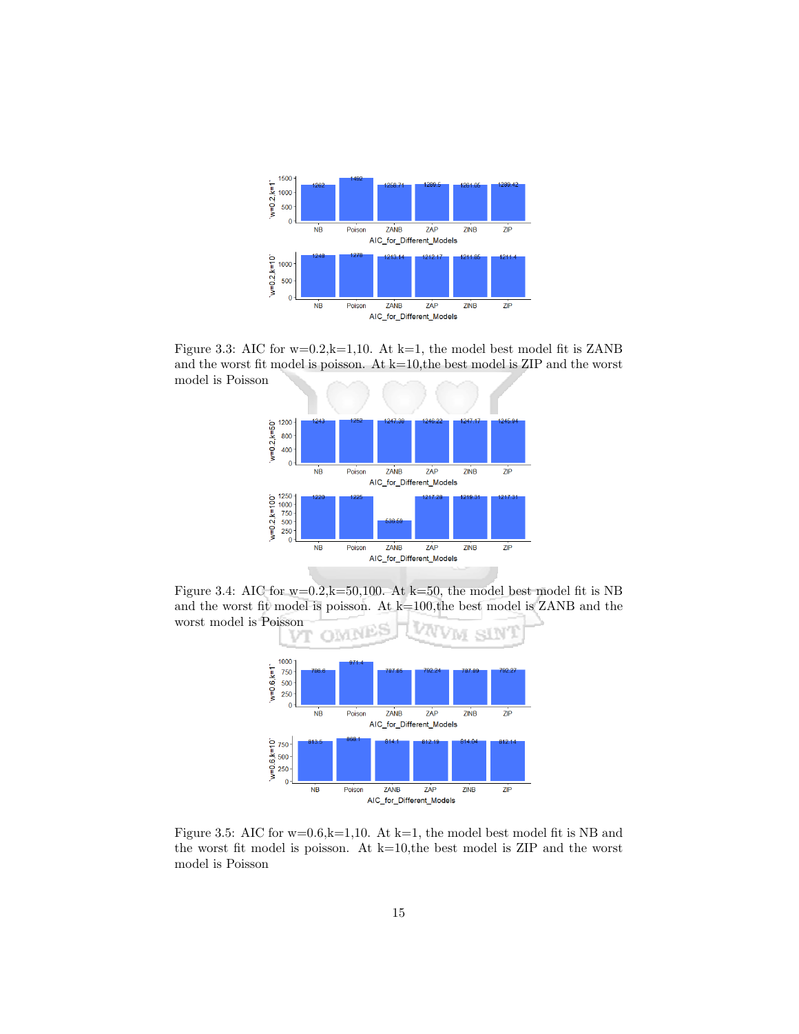Figure 3.3: AIC for w=0.2,k=1,10. At k=1, the model best model fit is ZANB and the worst fit model is poisson. At k=10,the best model is ZIP and the worst model is Poisson

Figure 3.4: AIC for w=0.2,k=50,100. At k=50, the model best model fit is NB and the worst fit model is poisson. At k=100,the best model is ZANB and the worst model is Poisson

Figure 3.5: AIC for w=0.6,k=1,10. At k=1, the model best model fit is NB and the worst fit model is poisson. At k=10,the best model is ZIP and the worst model is Poisson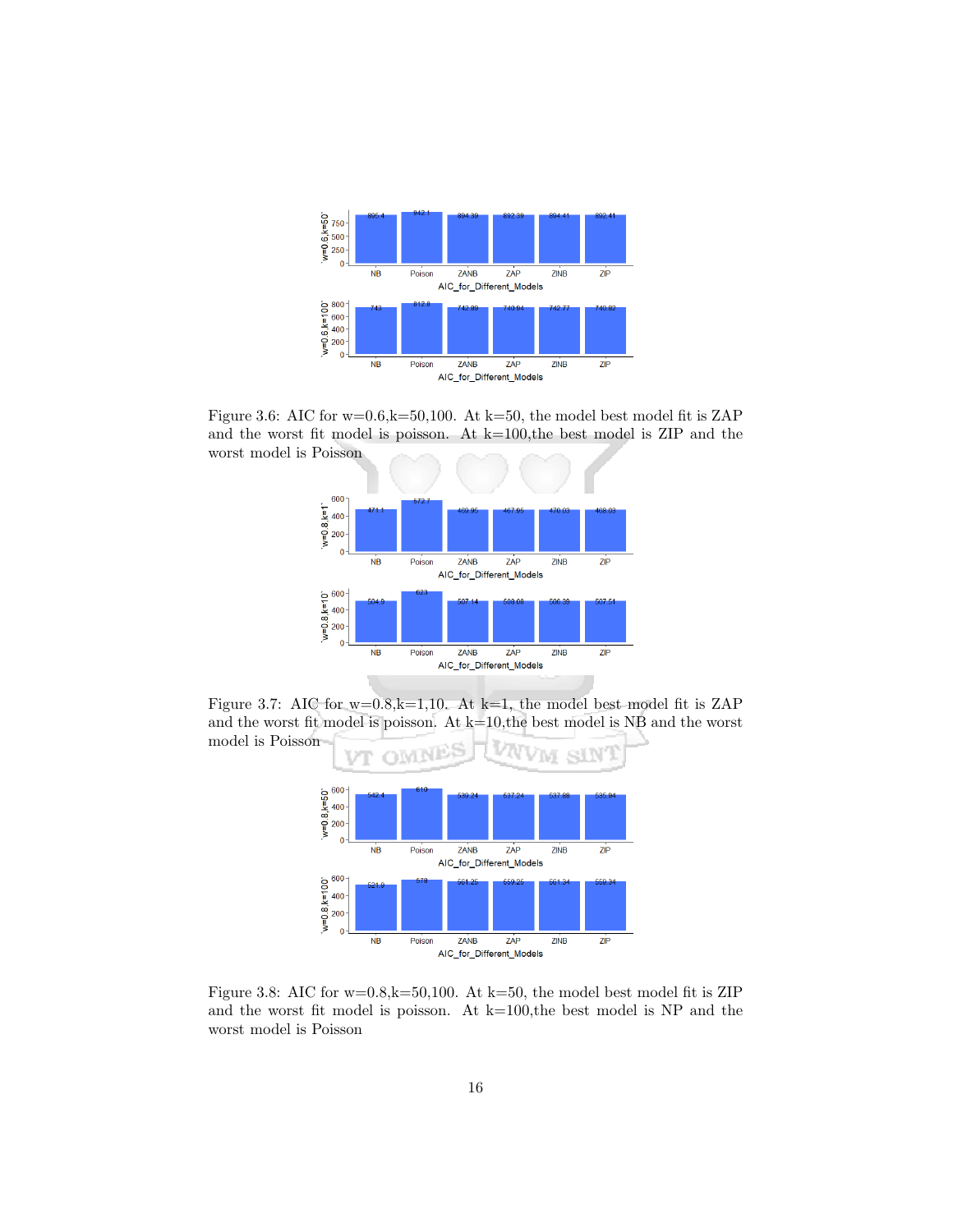Figure 3.6: AIC for w=0.6,k=50,100. At k=50, the model best model fit is ZAP and the worst fit model is poisson. At k=100,the best model is ZIP and the worst model is Poisson

Figure 3.7: AIC for w=0.8,k=1,10. At k=1, the model best model fit is ZAP and the worst fit model is poisson. At k=10,the best model is NB and the worst model is Poisson

Figure 3.8: AIC for w=0.8,k=50,100. At k=50, the model best model fit is ZIP and the worst fit model is poisson. At k=100,the best model is NP and the worst model is Poisson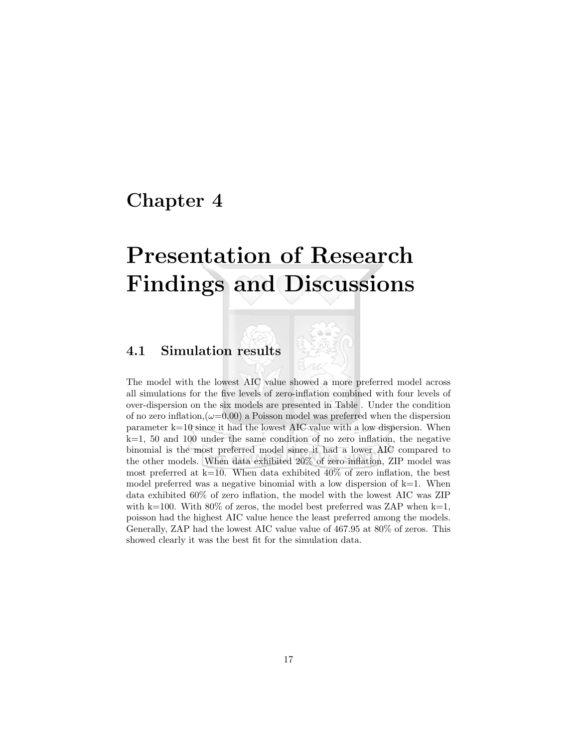# Chapter 4

# Presentation of Research Findings and Discussions

## 4.1 Simulation results

The model with the lowest AIC value showed a more preferred model across all simulations for the five levels of zero-inflation combined with four levels of over-dispersion on the six models are presented in Table . Under the condition of no zero inflation,($\omega$=0.00) a Poisson model was preferred when the dispersion parameter k=10 since it had the lowest AIC value with a low dispersion. When k=1, 50 and 100 under the same condition of no zero inflation, the negative binomial is the most preferred model since it had a lower AIC compared to the other models. When data exhibited 20% of zero inflation, ZIP model was most preferred at k=10. When data exhibited 40% of zero inflation, the best model preferred was a negative binomial with a low dispersion of k=1. When data exhibited 60% of zero inflation, the model with the lowest AIC was ZIP with k=100. With 80% of zeros, the model best preferred was ZAP when k=1, poisson had the highest AIC value hence the least preferred among the models. Generally, ZAP had the lowest AIC value value of 467.95 at 80% of zeros. This showed clearly it was the best fit for the simulation data.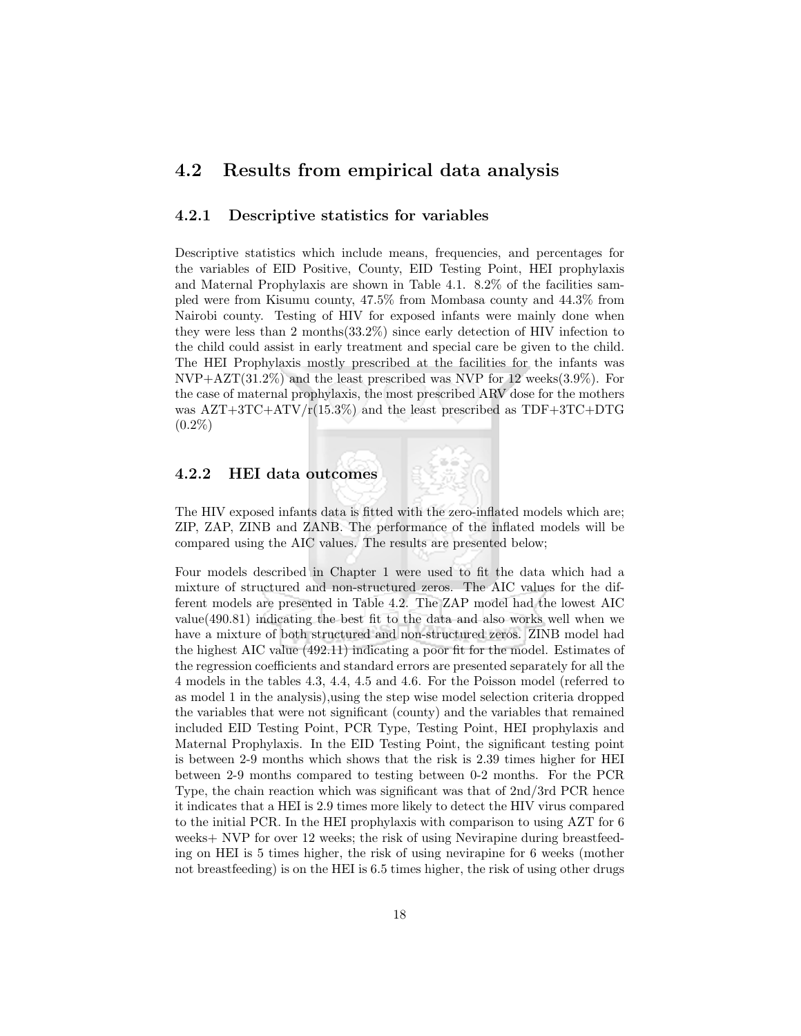## 4.2 Results from empirical data analysis

### 4.2.1 Descriptive statistics for variables

Descriptive statistics which include means, frequencies, and percentages for the variables of EID Positive, County, EID Testing Point, HEI prophylaxis and Maternal Prophylaxis are shown in Table 4.1. 8.2% of the facilities sampled were from Kisumu county, 47.5% from Mombasa county and 44.3% from Nairobi county. Testing of HIV for exposed infants were mainly done when they were less than 2 months(33.2%) since early detection of HIV infection to the child could assist in early treatment and special care be given to the child. The HEI Prophylaxis mostly prescribed at the facilities for the infants was NVP+AZT(31.2%) and the least prescribed was NVP for 12 weeks(3.9%). For the case of maternal prophylaxis, the most prescribed ARV dose for the mothers was AZT+3TC+ATV/r(15.3%) and the least prescribed as TDF+3TC+DTG (0.2%)

### 4.2.2 HEI data outcomes

The HIV exposed infants data is fitted with the zero-inflated models which are; ZIP, ZAP, ZINB and ZANB. The performance of the inflated models will be compared using the AIC values. The results are presented below;

Four models described in Chapter 1 were used to fit the data which had a mixture of structured and non-structured zeros. The AIC values for the different models are presented in Table 4.2. The ZAP model had the lowest AIC value(490.81) indicating the best fit to the data and also works well when we have a mixture of both structured and non-structured zeros. ZINB model had the highest AIC value (492.11) indicating a poor fit for the model. Estimates of the regression coefficients and standard errors are presented separately for all the 4 models in the tables 4.3, 4.4, 4.5 and 4.6. For the Poisson model (referred to as model 1 in the analysis),using the step wise model selection criteria dropped the variables that were not significant (county) and the variables that remained included EID Testing Point, PCR Type, Testing Point, HEI prophylaxis and Maternal Prophylaxis. In the EID Testing Point, the significant testing point is between 2-9 months which shows that the risk is 2.39 times higher for HEI between 2-9 months compared to testing between 0-2 months. For the PCR Type, the chain reaction which was significant was that of 2nd/3rd PCR hence it indicates that a HEI is 2.9 times more likely to detect the HIV virus compared to the initial PCR. In the HEI prophylaxis with comparison to using AZT for 6 weeks+ NVP for over 12 weeks; the risk of using Nevirapine during breastfeeding on HEI is 5 times higher, the risk of using nevirapine for 6 weeks (mother not breastfeeding) is on the HEI is 6.5 times higher, the risk of using other drugs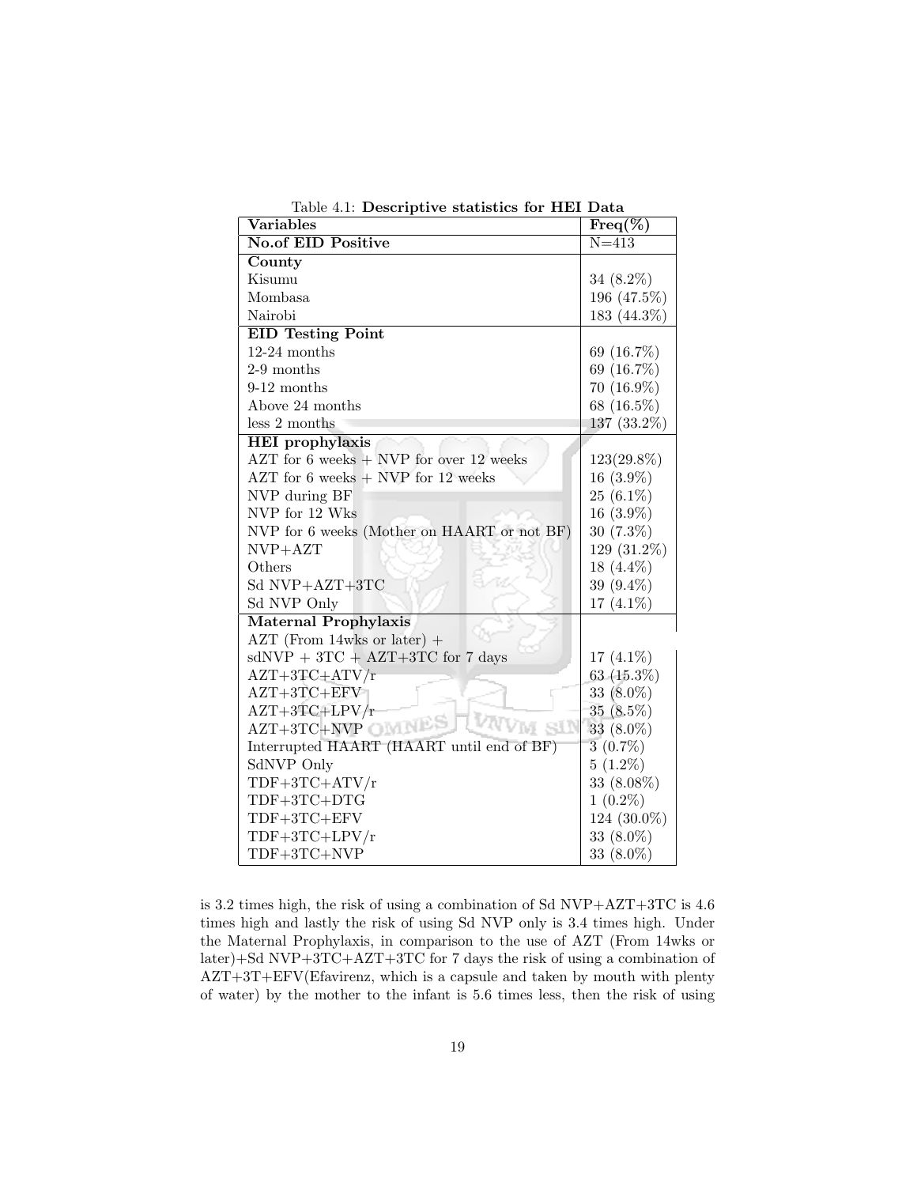Table 4.1: **Descriptive statistics for HEI Data**

| **Variables** | **Freq(%)** |
|---|---|
| **No.of EID Positive** | N=413 |
| **County** | |
| Kisumu | 34 (8.2%) |
| Mombasa | 196 (47.5%) |
| Nairobi | 183 (44.3%) |
| **EID Testing Point** | |
| 12-24 months | 69 (16.7%) |
| 2-9 months | 69 (16.7%) |
| 9-12 months | 70 (16.9%) |
| Above 24 months | 68 (16.5%) |
| less 2 months | 137 (33.2%) |
| **HEI prophylaxis** | |
| AZT for 6 weeks + NVP for over 12 weeks | 123(29.8%) |
| AZT for 6 weeks + NVP for 12 weeks | 16 (3.9%) |
| NVP during BF | 25 (6.1%) |
| NVP for 12 Wks | 16 (3.9%) |
| NVP for 6 weeks (Mother on HAART or not BF) | 30 (7.3%) |
| NVP+AZT | 129 (31.2%) |
| Others | 18 (4.4%) |
| Sd NVP+AZT+3TC | 39 (9.4%) |
| Sd NVP Only | 17 (4.1%) |
| **Maternal Prophylaxis** | |
| AZT (From 14wks or later) + sdNVP + 3TC + AZT+3TC for 7 days | 17 (4.1%) |
| AZT+3TC+ATV/r | 63 (15.3%) |
| AZT+3TC+EFV | 33 (8.0%) |
| AZT+3TC+LPV/r | 35 (8.5%) |
| AZT+3TC+NVP | 33 (8.0%) |
| Interrupted HAART (HAART until end of BF) | 3 (0.7%) |
| SdNVP Only | 5 (1.2%) |
| TDF+3TC+ATV/r | 33 (8.08%) |
| TDF+3TC+DTG | 1 (0.2%) |
| TDF+3TC+EFV | 124 (30.0%) |
| TDF+3TC+LPV/r | 33 (8.0%) |
| TDF+3TC+NVP | 33 (8.0%) |

is 3.2 times high, the risk of using a combination of Sd NVP+AZT+3TC is 4.6 times high and lastly the risk of using Sd NVP only is 3.4 times high. Under the Maternal Prophylaxis, in comparison to the use of AZT (From 14wks or later)+Sd NVP+3TC+AZT+3TC for 7 days the risk of using a combination of AZT+3T+EFV(Efavirenz, which is a capsule and taken by mouth with plenty of water) by the mother to the infant is 5.6 times less, then the risk of using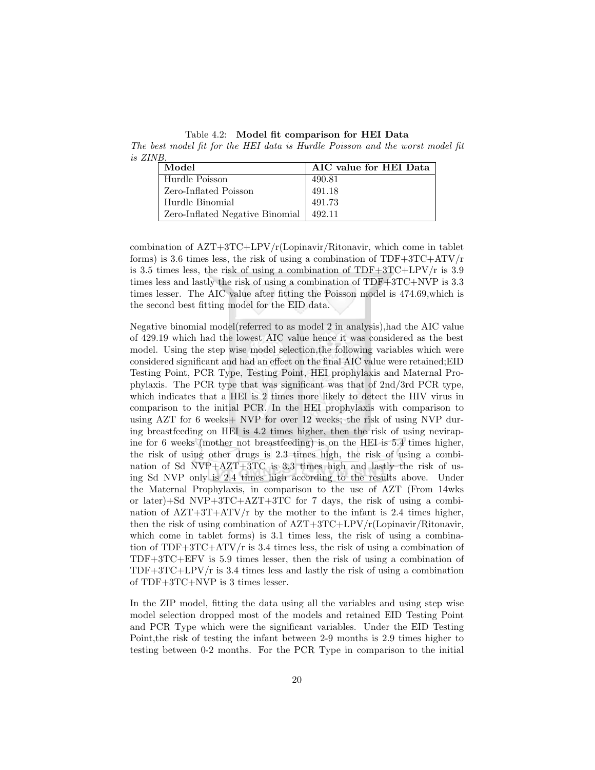Table 4.2: **Model fit comparison for HEI Data**

*The best model fit for the HEI data is Hurdle Poisson and the worst model fit is ZINB.*

| Model | AIC value for HEI Data |
|---|---|
| Hurdle Poisson | 490.81 |
| Zero-Inflated Poisson | 491.18 |
| Hurdle Binomial | 491.73 |
| Zero-Inflated Negative Binomial | 492.11 |

combination of AZT+3TC+LPV/r(Lopinavir/Ritonavir, which come in tablet forms) is 3.6 times less, the risk of using a combination of TDF+3TC+ATV/r is 3.5 times less, the risk of using a combination of TDF+3TC+LPV/r is 3.9 times less and lastly the risk of using a combination of TDF+3TC+NVP is 3.3 times lesser. The AIC value after fitting the Poisson model is 474.69,which is the second best fitting model for the EID data.

Negative binomial model(referred to as model 2 in analysis),had the AIC value of 429.19 which had the lowest AIC value hence it was considered as the best model. Using the step wise model selection,the following variables which were considered significant and had an effect on the final AIC value were retained;EID Testing Point, PCR Type, Testing Point, HEI prophylaxis and Maternal Prophylaxis. The PCR type that was significant was that of 2nd/3rd PCR type, which indicates that a HEI is 2 times more likely to detect the HIV virus in comparison to the initial PCR. In the HEI prophylaxis with comparison to using AZT for 6 weeks+ NVP for over 12 weeks; the risk of using NVP during breastfeeding on HEI is 4.2 times higher, then the risk of using nevirapine for 6 weeks (mother not breastfeeding) is on the HEI is 5.4 times higher, the risk of using other drugs is 2.3 times high, the risk of using a combination of Sd NVP+AZT+3TC is 3.3 times high and lastly the risk of using Sd NVP only is 2.4 times high according to the results above. Under the Maternal Prophylaxis, in comparison to the use of AZT (From 14wks or later)+Sd NVP+3TC+AZT+3TC for 7 days, the risk of using a combination of AZT+3T+ATV/r by the mother to the infant is 2.4 times higher, then the risk of using combination of AZT+3TC+LPV/r(Lopinavir/Ritonavir, which come in tablet forms) is 3.1 times less, the risk of using a combination of TDF+3TC+ATV/r is 3.4 times less, the risk of using a combination of TDF+3TC+EFV is 5.9 times lesser, then the risk of using a combination of TDF+3TC+LPV/r is 3.4 times less and lastly the risk of using a combination of TDF+3TC+NVP is 3 times lesser.

In the ZIP model, fitting the data using all the variables and using step wise model selection dropped most of the models and retained EID Testing Point and PCR Type which were the significant variables. Under the EID Testing Point,the risk of testing the infant between 2-9 months is 2.9 times higher to testing between 0-2 months. For the PCR Type in comparison to the initial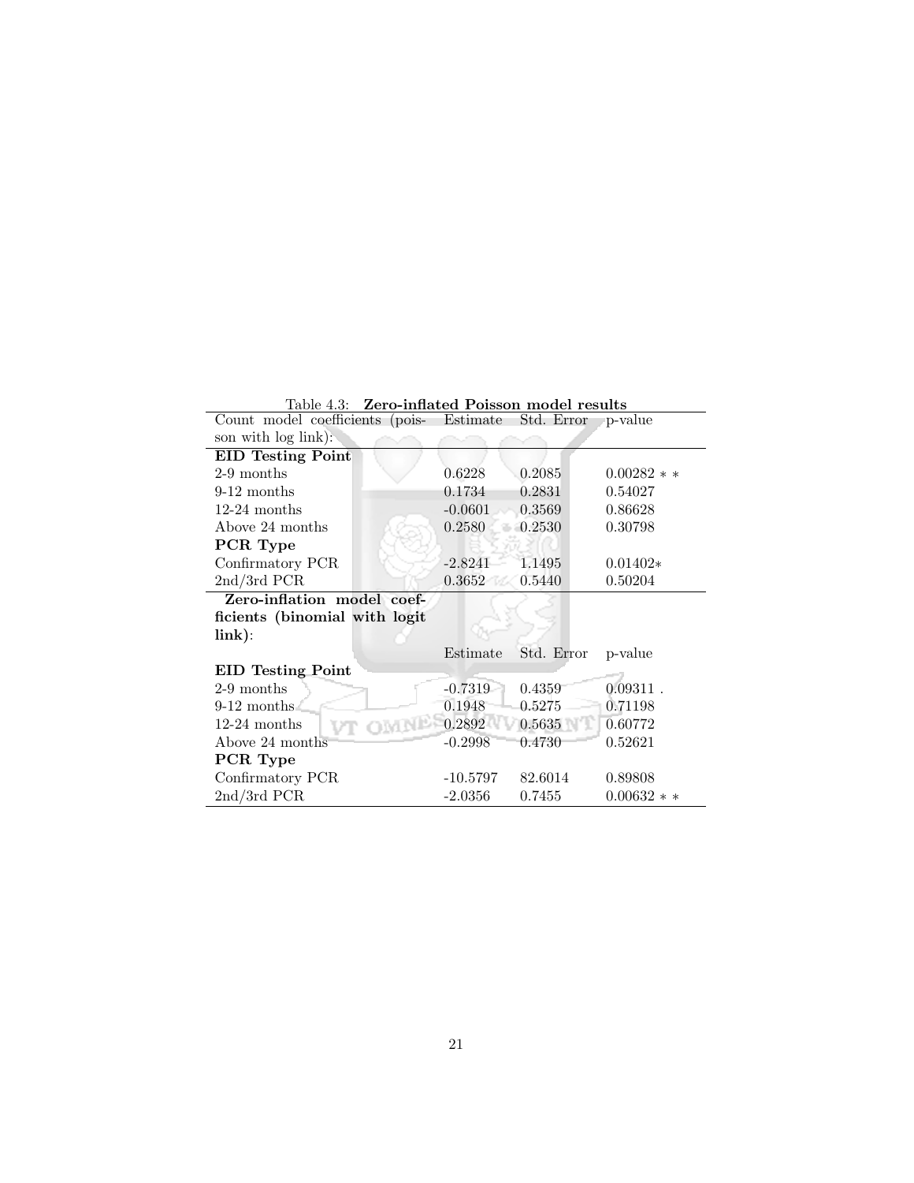Table 4.3: **Zero-inflated Poisson model results**

| Count model coefficients (poisson with log link): | Estimate | Std. Error | p-value |
|---|---|---|---|
| **EID Testing Point** | | | |
| 2-9 months | 0.6228 | 0.2085 | 0.00282 * * |
| 9-12 months | 0.1734 | 0.2831 | 0.54027 |
| 12-24 months | -0.0601 | 0.3569 | 0.86628 |
| Above 24 months | 0.2580 | 0.2530 | 0.30798 |
| **PCR Type** | | | |
| Confirmatory PCR | -2.8241 | 1.1495 | 0.01402* |
| 2nd/3rd PCR | 0.3652 | 0.5440 | 0.50204 |
| **Zero-inflation model coefficients (binomial with logit link)**: | | | |
| | Estimate | Std. Error | p-value |
| **EID Testing Point** | | | |
| 2-9 months | -0.7319 | 0.4359 | 0.09311 . |
| 9-12 months | 0.1948 | 0.5275 | 0.71198 |
| 12-24 months | 0.2892 | 0.5635 | 0.60772 |
| Above 24 months | -0.2998 | 0.4730 | 0.52621 |
| **PCR Type** | | | |
| Confirmatory PCR | -10.5797 | 82.6014 | 0.89808 |
| 2nd/3rd PCR | -2.0356 | 0.7455 | 0.00632 * * |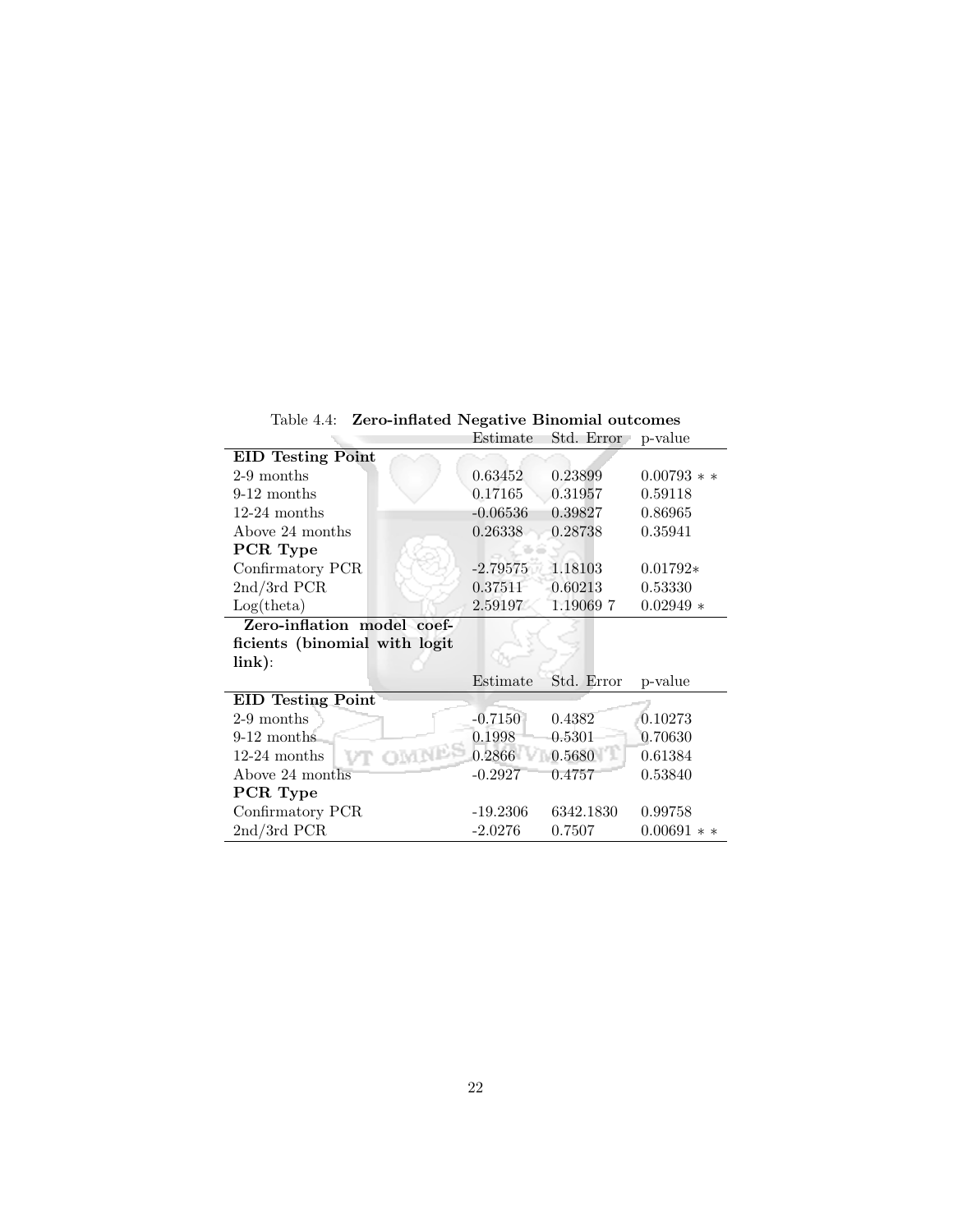Table 4.4: **Zero-inflated Negative Binomial outcomes**

| | Estimate | Std. Error | p-value |
|---|---|---|---|
| **EID Testing Point** | | | |
| 2-9 months | 0.63452 | 0.23899 | 0.00793 ** |
| 9-12 months | 0.17165 | 0.31957 | 0.59118 |
| 12-24 months | -0.06536 | 0.39827 | 0.86965 |
| Above 24 months | 0.26338 | 0.28738 | 0.35941 |
| **PCR Type** | | | |
| Confirmatory PCR | -2.79575 | 1.18103 | 0.01792* |
| 2nd/3rd PCR | 0.37511 | 0.60213 | 0.53330 |
| Log(theta) | 2.59197 | 1.19069 7 | 0.02949 * |
| **Zero-inflation model coefficients (binomial with logit link)**: | | | |
| | Estimate | Std. Error | p-value |
| **EID Testing Point** | | | |
| 2-9 months | -0.7150 | 0.4382 | 0.10273 |
| 9-12 months | 0.1998 | 0.5301 | 0.70630 |
| 12-24 months | 0.2866 | 0.5680 | 0.61384 |
| Above 24 months | -0.2927 | 0.4757 | 0.53840 |
| **PCR Type** | | | |
| Confirmatory PCR | -19.2306 | 6342.1830 | 0.99758 |
| 2nd/3rd PCR | -2.0276 | 0.7507 | 0.00691 ** |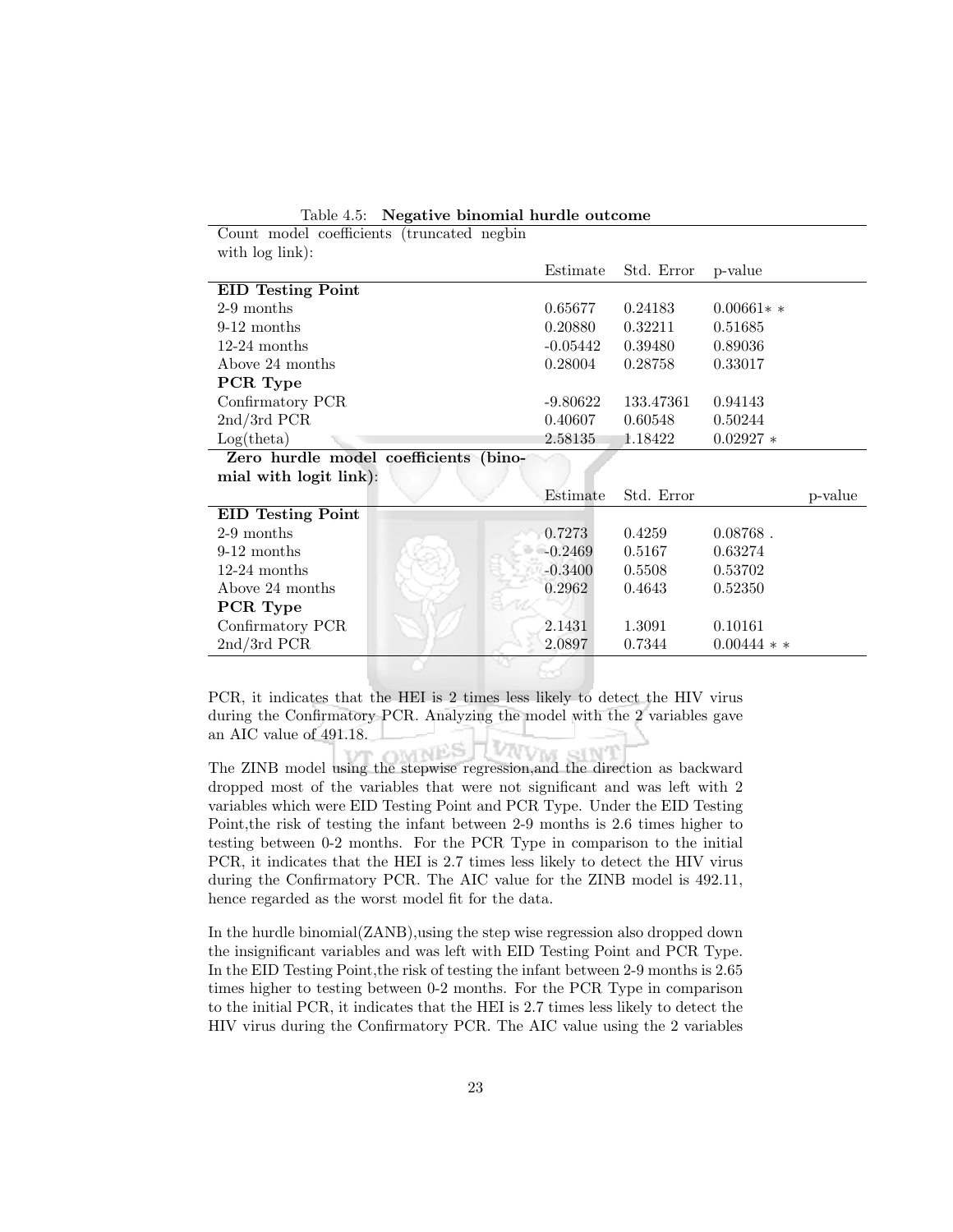Table 4.5: **Negative binomial hurdle outcome**

| Count model coefficients (truncated negbin with log link): | | | |
|---|---|---|---|
| | Estimate | Std. Error | p-value |
| **EID Testing Point** | | | |
| 2-9 months | 0.65677 | 0.24183 | 0.00661** |
| 9-12 months | 0.20880 | 0.32211 | 0.51685 |
| 12-24 months | -0.05442 | 0.39480 | 0.89036 |
| Above 24 months | 0.28004 | 0.28758 | 0.33017 |
| **PCR Type** | | | |
| Confirmatory PCR | -9.80622 | 133.47361 | 0.94143 |
| 2nd/3rd PCR | 0.40607 | 0.60548 | 0.50244 |
| Log(theta) | 2.58135 | 1.18422 | 0.02927 * |
| **Zero hurdle model coefficients (binomial with logit link):** | | | |
| | Estimate | Std. Error | p-value |
| **EID Testing Point** | | | |
| 2-9 months | 0.7273 | 0.4259 | 0.08768 . |
| 9-12 months | -0.2469 | 0.5167 | 0.63274 |
| 12-24 months | -0.3400 | 0.5508 | 0.53702 |
| Above 24 months | 0.2962 | 0.4643 | 0.52350 |
| **PCR Type** | | | |
| Confirmatory PCR | 2.1431 | 1.3091 | 0.10161 |
| 2nd/3rd PCR | 2.0897 | 0.7344 | 0.00444 ** |

PCR, it indicates that the HEI is 2 times less likely to detect the HIV virus during the Confirmatory PCR. Analyzing the model with the 2 variables gave an AIC value of 491.18.

The ZINB model using the stepwise regression,and the direction as backward dropped most of the variables that were not significant and was left with 2 variables which were EID Testing Point and PCR Type. Under the EID Testing Point,the risk of testing the infant between 2-9 months is 2.6 times higher to testing between 0-2 months. For the PCR Type in comparison to the initial PCR, it indicates that the HEI is 2.7 times less likely to detect the HIV virus during the Confirmatory PCR. The AIC value for the ZINB model is 492.11, hence regarded as the worst model fit for the data.

In the hurdle binomial(ZANB),using the step wise regression also dropped down the insignificant variables and was left with EID Testing Point and PCR Type. In the EID Testing Point,the risk of testing the infant between 2-9 months is 2.65 times higher to testing between 0-2 months. For the PCR Type in comparison to the initial PCR, it indicates that the HEI is 2.7 times less likely to detect the HIV virus during the Confirmatory PCR. The AIC value using the 2 variables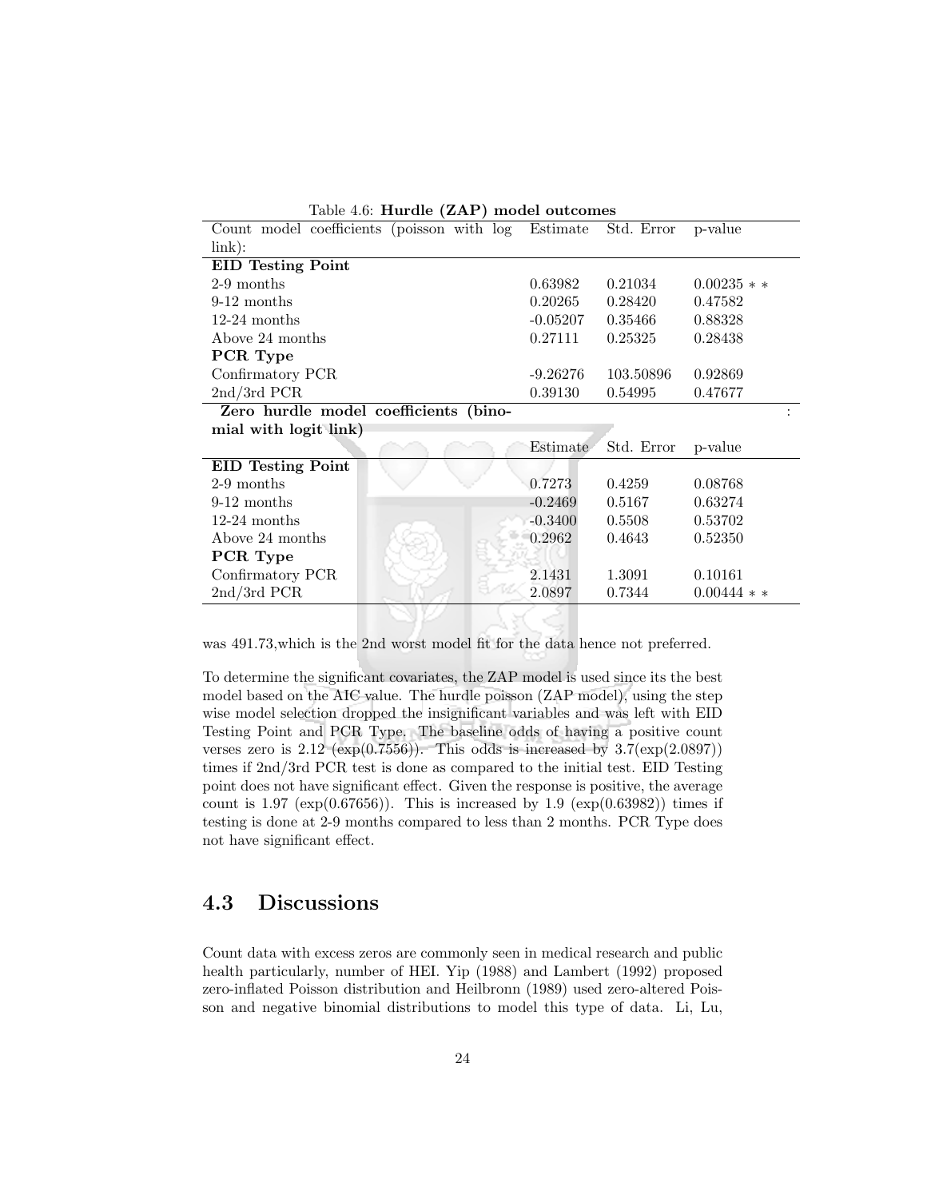Table 4.6: **Hurdle (ZAP) model outcomes**

| Count model coefficients (poisson with log link): | Estimate | Std. Error | p-value |
|---|---|---|---|
| **EID Testing Point** | | | |
| 2-9 months | 0.63982 | 0.21034 | 0.00235 ∗ ∗ |
| 9-12 months | 0.20265 | 0.28420 | 0.47582 |
| 12-24 months | -0.05207 | 0.35466 | 0.88328 |
| Above 24 months | 0.27111 | 0.25325 | 0.28438 |
| **PCR Type** | | | |
| Confirmatory PCR | -9.26276 | 103.50896 | 0.92869 |
| 2nd/3rd PCR | 0.39130 | 0.54995 | 0.47677 |
| **Zero hurdle model coefficients (binomial with logit link)** | | | : |
| | Estimate | Std. Error | p-value |
| **EID Testing Point** | | | |
| 2-9 months | 0.7273 | 0.4259 | 0.08768 |
| 9-12 months | -0.2469 | 0.5167 | 0.63274 |
| 12-24 months | -0.3400 | 0.5508 | 0.53702 |
| Above 24 months | 0.2962 | 0.4643 | 0.52350 |
| **PCR Type** | | | |
| Confirmatory PCR | 2.1431 | 1.3091 | 0.10161 |
| 2nd/3rd PCR | 2.0897 | 0.7344 | 0.00444 ∗ ∗ |

was 491.73,which is the 2nd worst model fit for the data hence not preferred.

To determine the significant covariates, the ZAP model is used since its the best model based on the AIC value. The hurdle poisson (ZAP model), using the step wise model selection dropped the insignificant variables and was left with EID Testing Point and PCR Type. The baseline odds of having a positive count verses zero is 2.12 (exp(0.7556)). This odds is increased by 3.7(exp(2.0897)) times if 2nd/3rd PCR test is done as compared to the initial test. EID Testing point does not have significant effect. Given the response is positive, the average count is 1.97 (exp(0.67656)). This is increased by 1.9 (exp(0.63982)) times if testing is done at 2-9 months compared to less than 2 months. PCR Type does not have significant effect.

## 4.3 Discussions

Count data with excess zeros are commonly seen in medical research and public health particularly, number of HEI. Yip (1988) and Lambert (1992) proposed zero-inflated Poisson distribution and Heilbronn (1989) used zero-altered Poisson and negative binomial distributions to model this type of data. Li, Lu,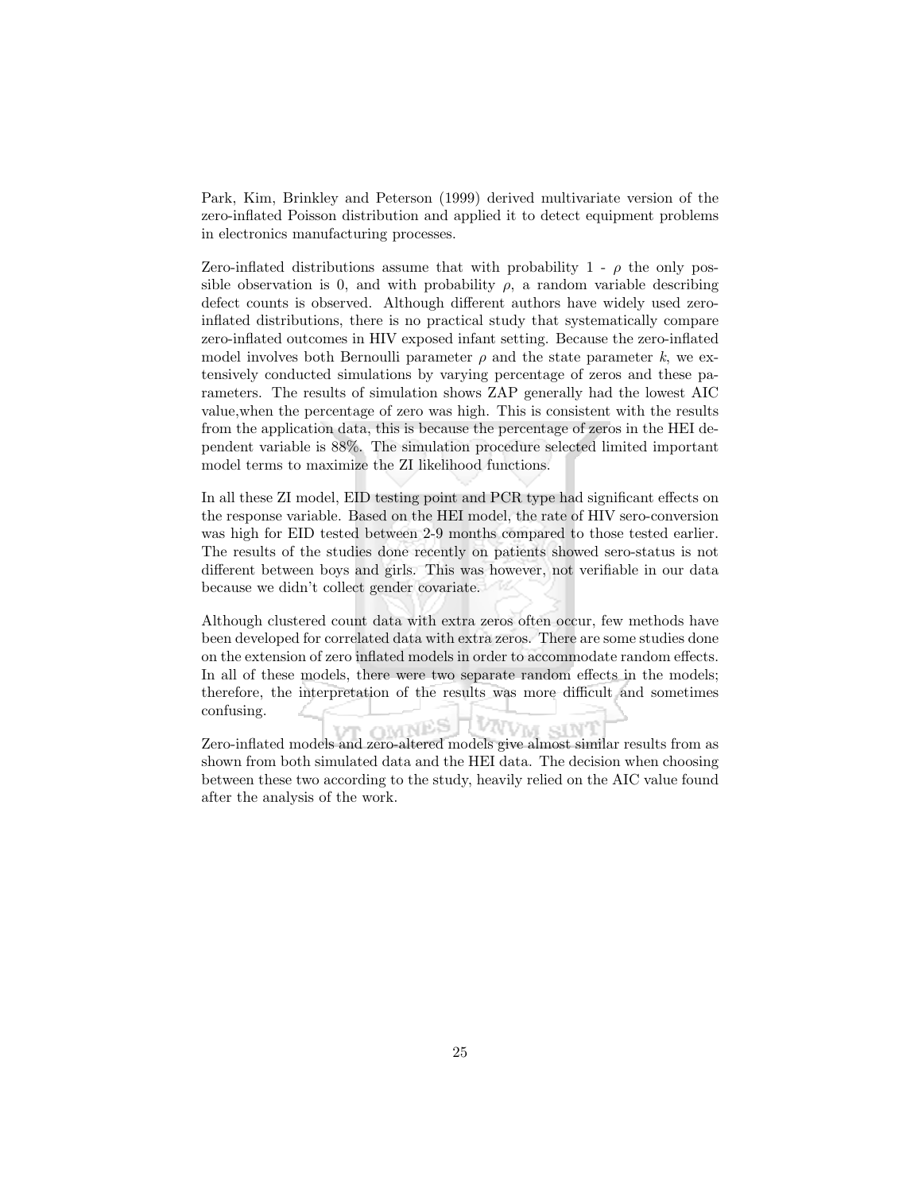Park, Kim, Brinkley and Peterson (1999) derived multivariate version of the zero-inflated Poisson distribution and applied it to detect equipment problems in electronics manufacturing processes.

Zero-inflated distributions assume that with probability 1 - $\rho$ the only possible observation is 0, and with probability $\rho$, a random variable describing defect counts is observed. Although different authors have widely used zero-inflated distributions, there is no practical study that systematically compare zero-inflated outcomes in HIV exposed infant setting. Because the zero-inflated model involves both Bernoulli parameter $\rho$ and the state parameter $k$, we extensively conducted simulations by varying percentage of zeros and these parameters. The results of simulation shows ZAP generally had the lowest AIC value,when the percentage of zero was high. This is consistent with the results from the application data, this is because the percentage of zeros in the HEI dependent variable is 88%. The simulation procedure selected limited important model terms to maximize the ZI likelihood functions.

In all these ZI model, EID testing point and PCR type had significant effects on the response variable. Based on the HEI model, the rate of HIV sero-conversion was high for EID tested between 2-9 months compared to those tested earlier. The results of the studies done recently on patients showed sero-status is not different between boys and girls. This was however, not verifiable in our data because we didn't collect gender covariate.

Although clustered count data with extra zeros often occur, few methods have been developed for correlated data with extra zeros. There are some studies done on the extension of zero inflated models in order to accommodate random effects. In all of these models, there were two separate random effects in the models; therefore, the interpretation of the results was more difficult and sometimes confusing.

Zero-inflated models and zero-altered models give almost similar results from as shown from both simulated data and the HEI data. The decision when choosing between these two according to the study, heavily relied on the AIC value found after the analysis of the work.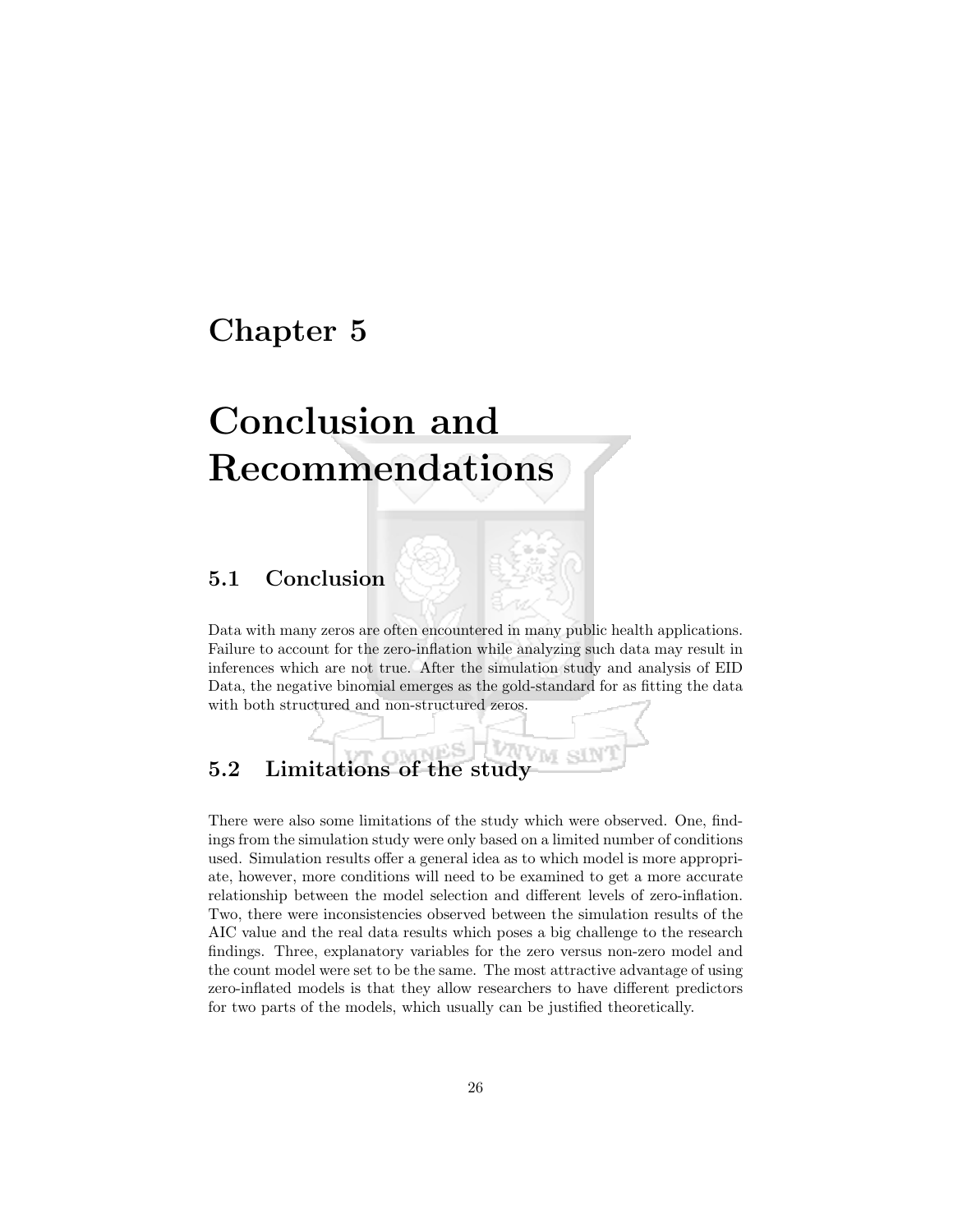# Chapter 5

# Conclusion and Recommendations

## 5.1 Conclusion

Data with many zeros are often encountered in many public health applications. Failure to account for the zero-inflation while analyzing such data may result in inferences which are not true. After the simulation study and analysis of EID Data, the negative binomial emerges as the gold-standard for as fitting the data with both structured and non-structured zeros.

## 5.2 Limitations of the study

There were also some limitations of the study which were observed. One, findings from the simulation study were only based on a limited number of conditions used. Simulation results offer a general idea as to which model is more appropriate, however, more conditions will need to be examined to get a more accurate relationship between the model selection and different levels of zero-inflation. Two, there were inconsistencies observed between the simulation results of the AIC value and the real data results which poses a big challenge to the research findings. Three, explanatory variables for the zero versus non-zero model and the count model were set to be the same. The most attractive advantage of using zero-inflated models is that they allow researchers to have different predictors for two parts of the models, which usually can be justified theoretically.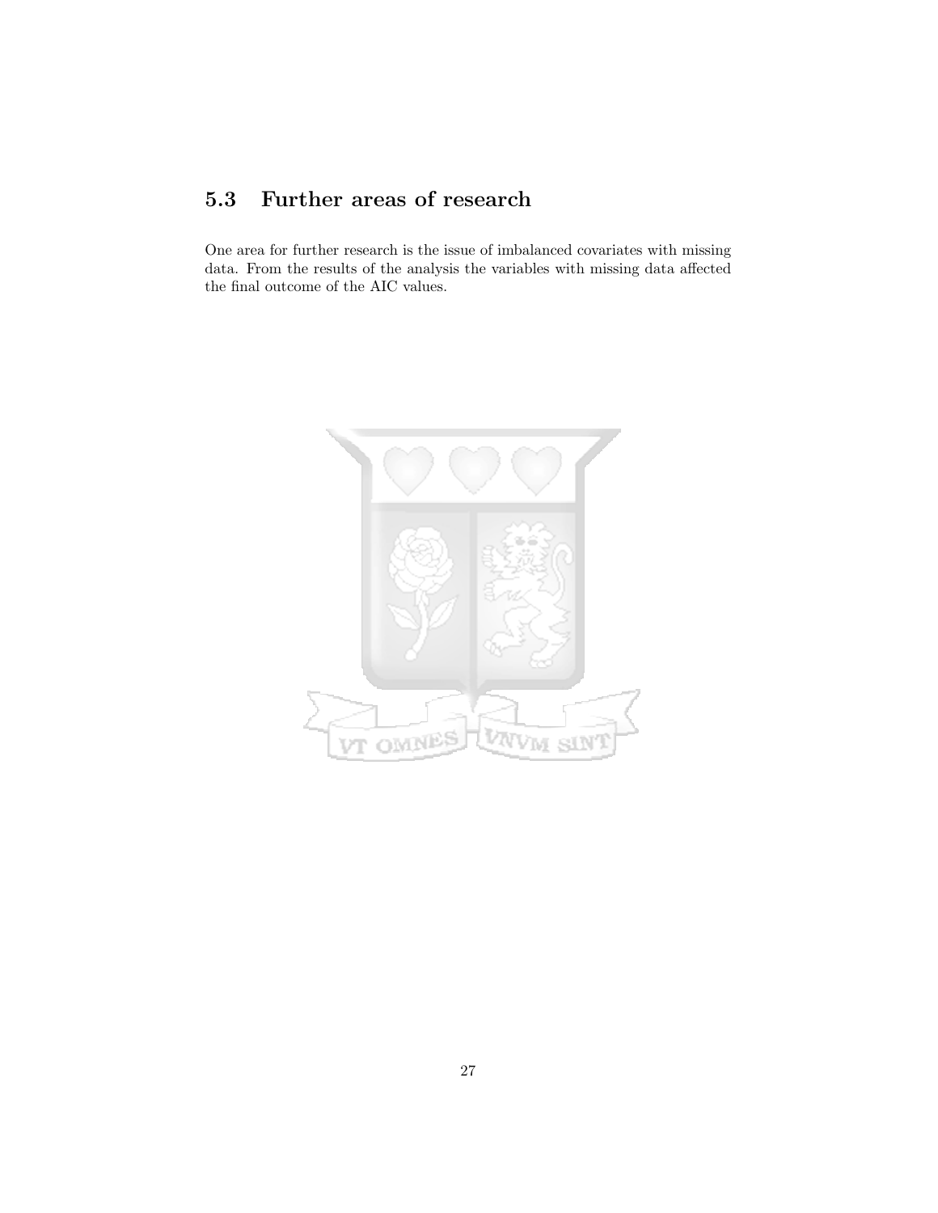## 5.3 Further areas of research

One area for further research is the issue of imbalanced covariates with missing data. From the results of the analysis the variables with missing data affected the final outcome of the AIC values.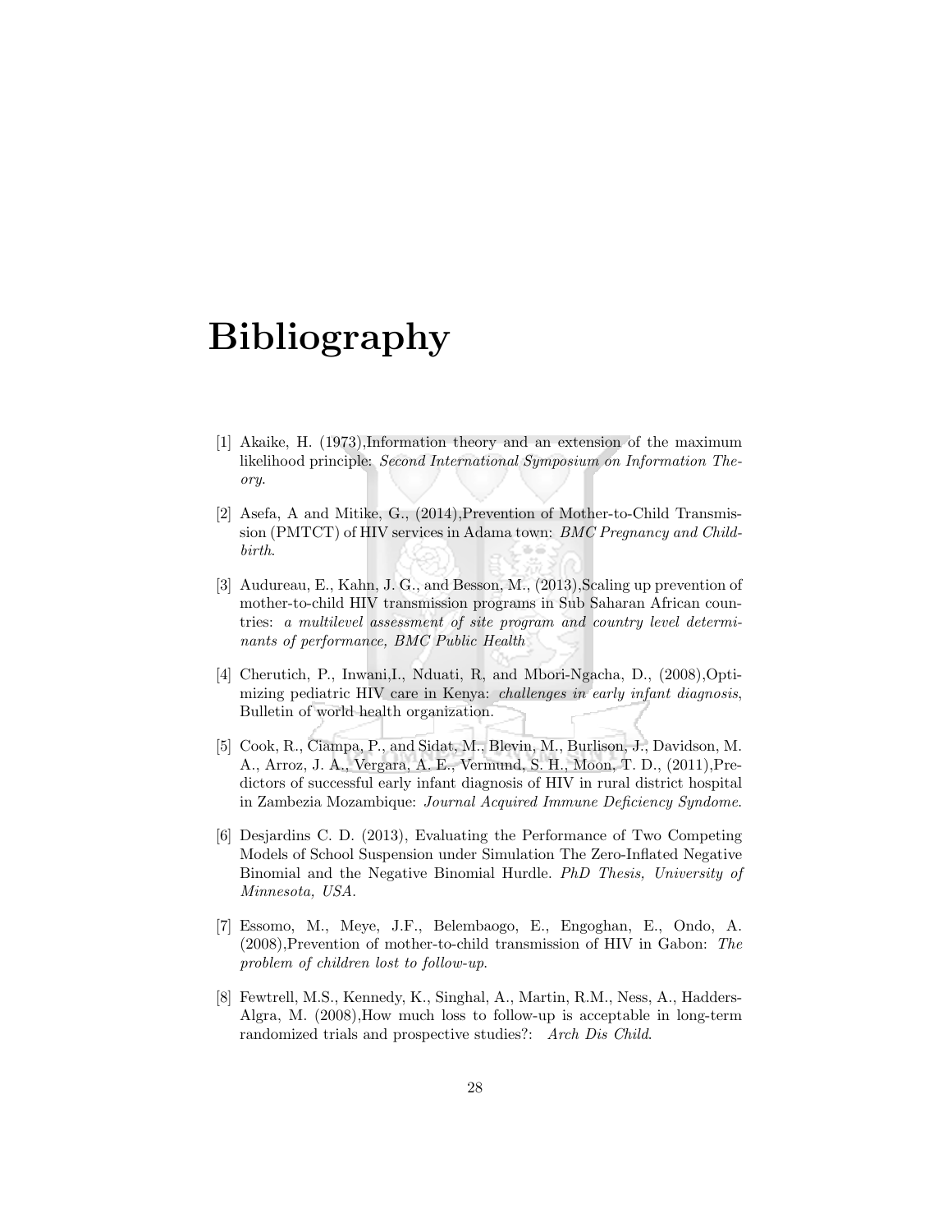# Bibliography

[1] Akaike, H. (1973),Information theory and an extension of the maximum likelihood principle: *Second International Symposium on Information Theory*.

[2] Asefa, A and Mitike, G., (2014),Prevention of Mother-to-Child Transmission (PMTCT) of HIV services in Adama town: *BMC Pregnancy and Childbirth*.

[3] Audureau, E., Kahn, J. G., and Besson, M., (2013),Scaling up prevention of mother-to-child HIV transmission programs in Sub Saharan African countries: *a multilevel assessment of site program and country level determinants of performance, BMC Public Health*

[4] Cherutich, P., Inwani,I., Nduati, R, and Mbori-Ngacha, D., (2008),Optimizing pediatric HIV care in Kenya: *challenges in early infant diagnosis*, Bulletin of world health organization.

[5] Cook, R., Ciampa, P., and Sidat, M., Blevin, M., Burlison, J., Davidson, M. A., Arroz, J. A., Vergara, A. E., Vermund, S. H., Moon, T. D., (2011),Predictors of successful early infant diagnosis of HIV in rural district hospital in Zambezia Mozambique: *Journal Acquired Immune Deficiency Syndome*.

[6] Desjardins C. D. (2013), Evaluating the Performance of Two Competing Models of School Suspension under Simulation The Zero-Inflated Negative Binomial and the Negative Binomial Hurdle. *PhD Thesis, University of Minnesota, USA*.

[7] Essomo, M., Meye, J.F., Belembaogo, E., Engoghan, E., Ondo, A. (2008),Prevention of mother-to-child transmission of HIV in Gabon: *The problem of children lost to follow-up*.

[8] Fewtrell, M.S., Kennedy, K., Singhal, A., Martin, R.M., Ness, A., Hadders-Algra, M. (2008),How much loss to follow-up is acceptable in long-term randomized trials and prospective studies?: *Arch Dis Child*.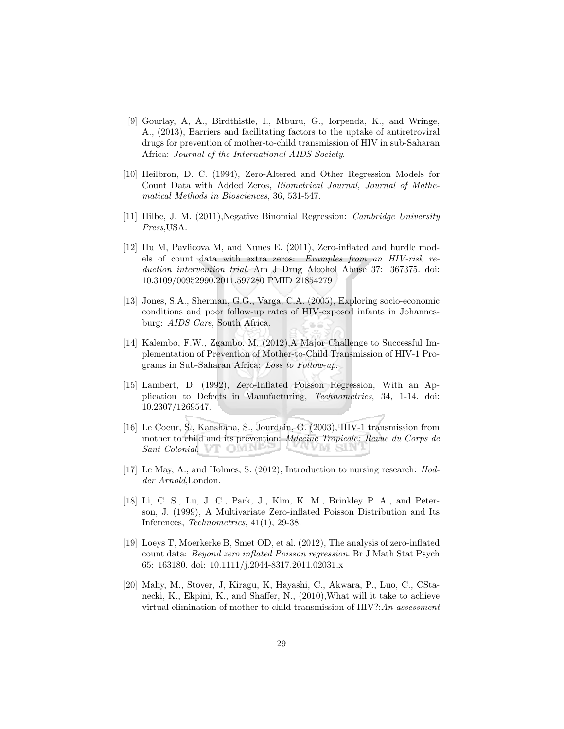[9] Gourlay, A, A., Birdthistle, I., Mburu, G., Iorpenda, K., and Wringe, A., (2013), Barriers and facilitating factors to the uptake of antiretroviral drugs for prevention of mother-to-child transmission of HIV in sub-Saharan Africa: *Journal of the International AIDS Society*.

[10] Heilbron, D. C. (1994), Zero-Altered and Other Regression Models for Count Data with Added Zeros, *Biometrical Journal, Journal of Mathematical Methods in Biosciences*, 36, 531-547.

[11] Hilbe, J. M. (2011),Negative Binomial Regression: *Cambridge University Press*,USA.

[12] Hu M, Pavlicova M, and Nunes E. (2011), Zero-inflated and hurdle models of count data with extra zeros: *Examples from an HIV-risk reduction intervention trial*. Am J Drug Alcohol Abuse 37: 367375. doi: 10.3109/00952990.2011.597280 PMID 21854279

[13] Jones, S.A., Sherman, G.G., Varga, C.A. (2005), Exploring socio-economic conditions and poor follow-up rates of HIV-exposed infants in Johannesburg: *AIDS Care*, South Africa.

[14] Kalembo, F.W., Zgambo, M. (2012),A Major Challenge to Successful Implementation of Prevention of Mother-to-Child Transmission of HIV-1 Programs in Sub-Saharan Africa: *Loss to Follow-up*.

[15] Lambert, D. (1992), Zero-Inflated Poisson Regression, With an Application to Defects in Manufacturing, *Technometrics*, 34, 1-14. doi: 10.2307/1269547.

[16] Le Coeur, S., Kanshana, S., Jourdain, G. (2003), HIV-1 transmission from mother to child and its prevention: *Mdecine Tropicale: Revue du Corps de Sant Colonial*.

[17] Le May, A., and Holmes, S. (2012), Introduction to nursing research: *Hodder Arnold*,London.

[18] Li, C. S., Lu, J. C., Park, J., Kim, K. M., Brinkley P. A., and Peterson, J. (1999), A Multivariate Zero-inflated Poisson Distribution and Its Inferences, *Technometrics*, 41(1), 29-38.

[19] Loeys T, Moerkerke B, Smet OD, et al. (2012), The analysis of zero-inflated count data: *Beyond zero inflated Poisson regression*. Br J Math Stat Psych 65: 163180. doi: 10.1111/j.2044-8317.2011.02031.x

[20] Mahy, M., Stover, J, Kiragu, K, Hayashi, C., Akwara, P., Luo, C., CStanecki, K., Ekpini, K., and Shaffer, N., (2010),What will it take to achieve virtual elimination of mother to child transmission of HIV?:*An assessment*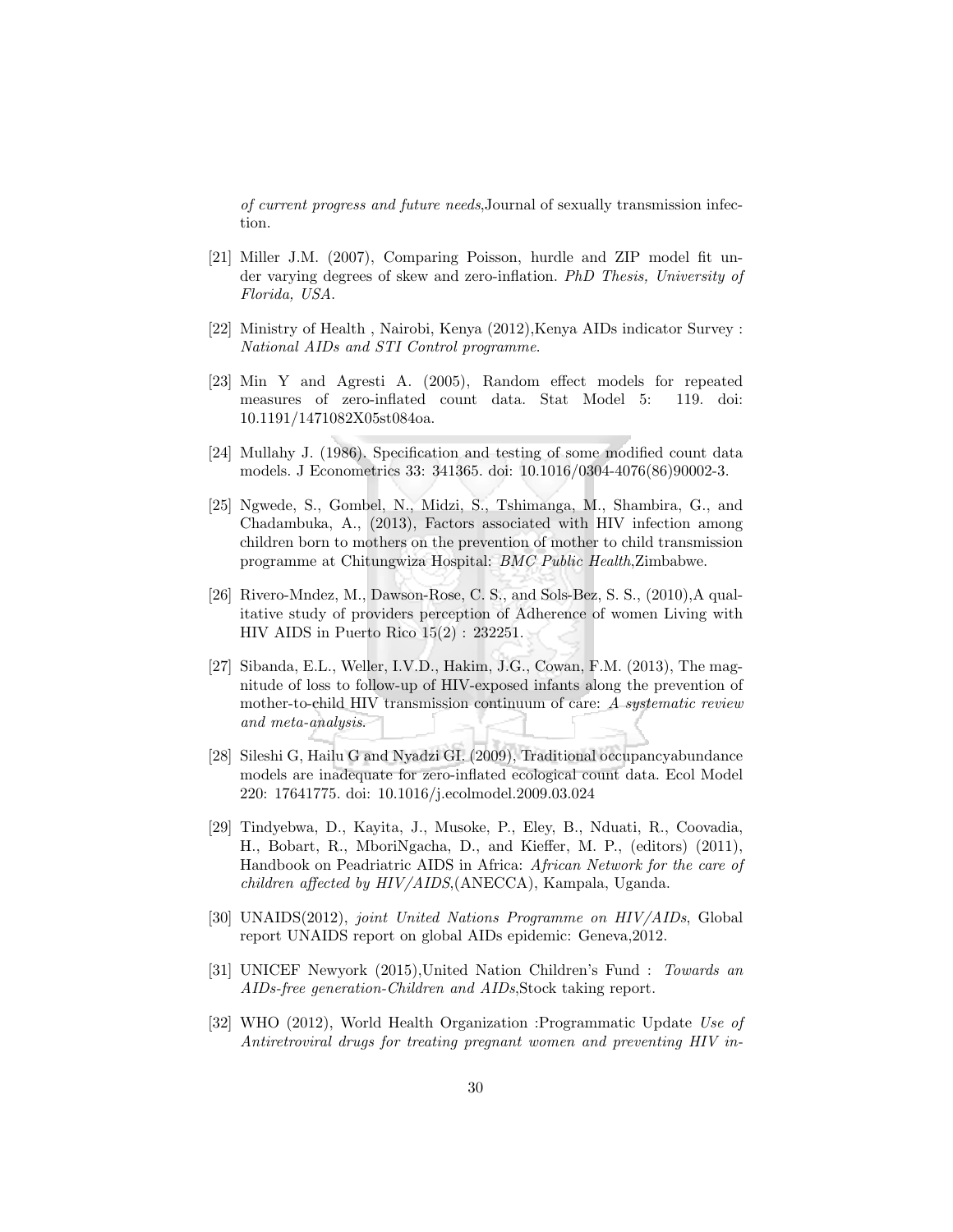*of current progress and future needs*,Journal of sexually transmission infection.

[21] Miller J.M. (2007), Comparing Poisson, hurdle and ZIP model fit under varying degrees of skew and zero-inflation. *PhD Thesis, University of Florida, USA.*

[22] Ministry of Health , Nairobi, Kenya (2012),Kenya AIDs indicator Survey : *National AIDs and STI Control programme*.

[23] Min Y and Agresti A. (2005), Random effect models for repeated measures of zero-inflated count data. Stat Model 5: 119. doi: 10.1191/1471082X05st084oa.

[24] Mullahy J. (1986). Specification and testing of some modified count data models. J Econometrics 33: 341365. doi: 10.1016/0304-4076(86)90002-3.

[25] Ngwede, S., Gombel, N., Midzi, S., Tshimanga, M., Shambira, G., and Chadambuka, A., (2013), Factors associated with HIV infection among children born to mothers on the prevention of mother to child transmission programme at Chitungwiza Hospital: *BMC Public Health*,Zimbabwe.

[26] Rivero-Mndez, M., Dawson-Rose, C. S., and Sols-Bez, S. S., (2010),A qualitative study of providers perception of Adherence of women Living with HIV AIDS in Puerto Rico 15(2) : 232251.

[27] Sibanda, E.L., Weller, I.V.D., Hakim, J.G., Cowan, F.M. (2013), The magnitude of loss to follow-up of HIV-exposed infants along the prevention of mother-to-child HIV transmission continuum of care: *A systematic review and meta-analysis*.

[28] Sileshi G, Hailu G and Nyadzi GI. (2009), Traditional occupancyabundance models are inadequate for zero-inflated ecological count data. Ecol Model 220: 17641775. doi: 10.1016/j.ecolmodel.2009.03.024

[29] Tindyebwa, D., Kayita, J., Musoke, P., Eley, B., Nduati, R., Coovadia, H., Bobart, R., MboriNgacha, D., and Kieffer, M. P., (editors) (2011), Handbook on Peadriatric AIDS in Africa: *African Network for the care of children affected by HIV/AIDS*,(ANECCA), Kampala, Uganda.

[30] UNAIDS(2012), *joint United Nations Programme on HIV/AIDs*, Global report UNAIDS report on global AIDs epidemic: Geneva,2012.

[31] UNICEF Newyork (2015),United Nation Children's Fund : *Towards an AIDs-free generation-Children and AIDs*,Stock taking report.

[32] WHO (2012), World Health Organization :Programmatic Update *Use of Antiretroviral drugs for treating pregnant women and preventing HIV in-*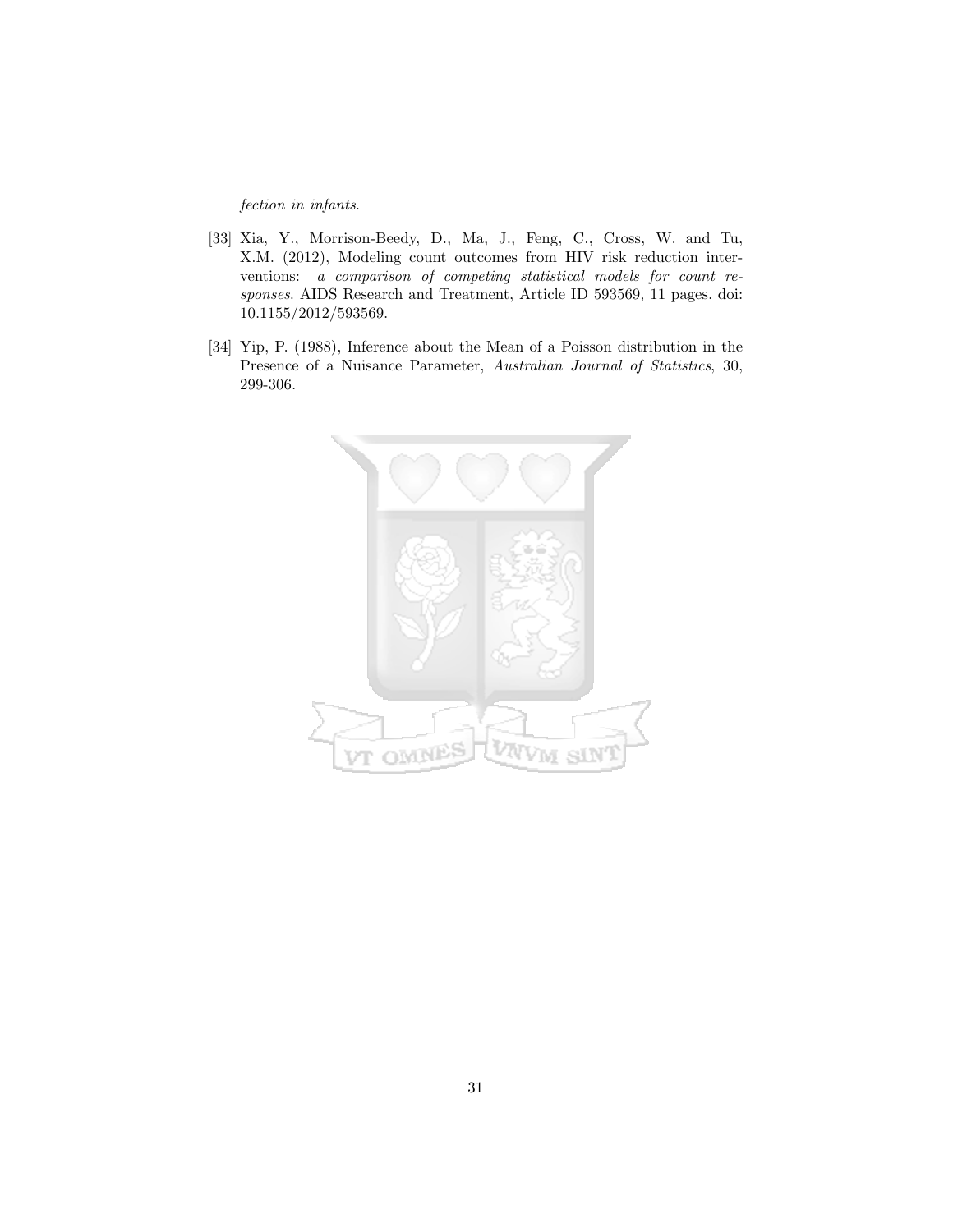*fection in infants*.

[33] Xia, Y., Morrison-Beedy, D., Ma, J., Feng, C., Cross, W. and Tu, X.M. (2012), Modeling count outcomes from HIV risk reduction interventions: *a comparison of competing statistical models for count responses*. AIDS Research and Treatment, Article ID 593569, 11 pages. doi: 10.1155/2012/593569.

[34] Yip, P. (1988), Inference about the Mean of a Poisson distribution in the Presence of a Nuisance Parameter, *Australian Journal of Statistics*, 30, 299-306.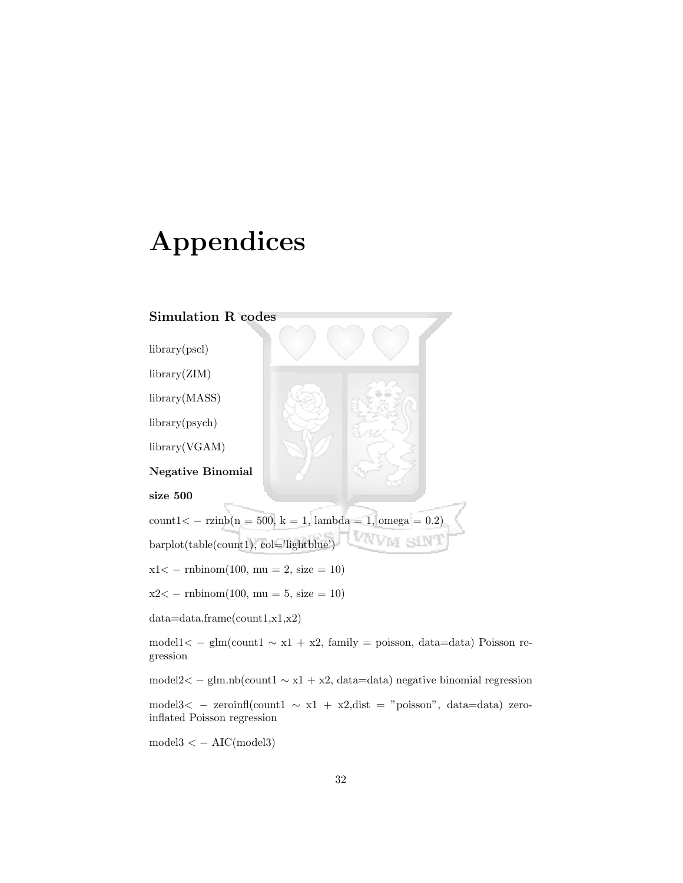# Appendices

## Simulation R codes

library(pscl)

library(ZIM)

library(MASS)

library(psych)

library(VGAM)

**Negative Binomial**

**size 500**

count1< − rzinb(n = 500, k = 1, lambda = 1, omega = 0.2)

barplot(table(count1), col='lightblue')

x1< − rnbinom(100, mu = 2, size = 10)

x2< − rnbinom(100, mu = 5, size = 10)

data=data.frame(count1,x1,x2)

model1< − glm(count1 ∼ x1 + x2, family = poisson, data=data) Poisson regression

model2< − glm.nb(count1 ∼ x1 + x2, data=data) negative binomial regression

model3< − zeroinfl(count1 ∼ x1 + x2,dist = "poisson", data=data) zero-inflated Poisson regression

model3 < − AIC(model3)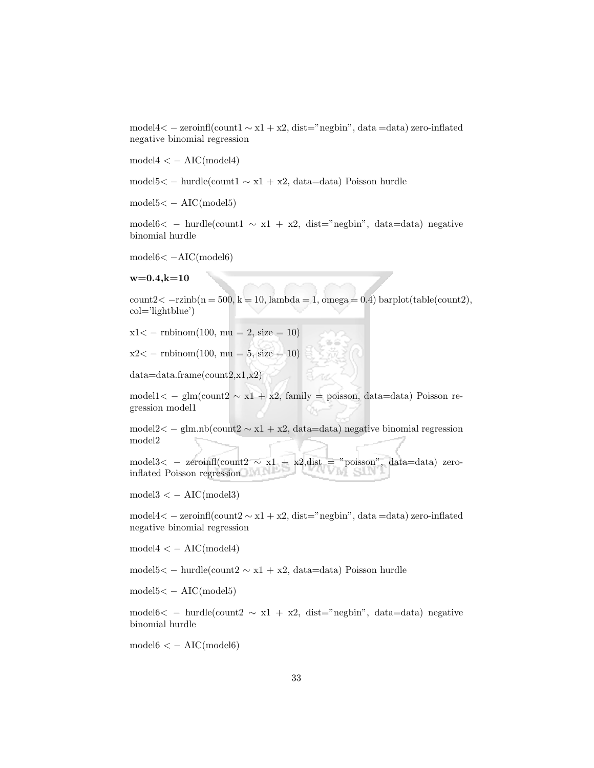model4< − zeroinfl(count1 ∼ x1 + x2, dist="negbin", data =data) zero-inflated negative binomial regression

model4 < − AIC(model4)

model5< − hurdle(count1 ∼ x1 + x2, data=data) Poisson hurdle

model5< − AIC(model5)

model6< − hurdle(count1 ∼ x1 + x2, dist="negbin", data=data) negative binomial hurdle

model6< −AIC(model6)

**w=0.4,k=10**

count2< −rzinb(n = 500, k = 10, lambda = 1, omega = 0.4) barplot(table(count2), col='lightblue')

x1< − rnbinom(100, mu = 2, size = 10)

x2< − rnbinom(100, mu = 5, size = 10)

data=data.frame(count2,x1,x2)

model1< − glm(count2 ∼ x1 + x2, family = poisson, data=data) Poisson regression model1

model2< − glm.nb(count2 ∼ x1 + x2, data=data) negative binomial regression model2

model3< − zeroinfl(count2 ∼ x1 + x2,dist = "poisson", data=data) zero-inflated Poisson regression

model3 < − AIC(model3)

model4< − zeroinfl(count2 ∼ x1 + x2, dist="negbin", data =data) zero-inflated negative binomial regression

model4 < − AIC(model4)

model5< − hurdle(count2 ∼ x1 + x2, data=data) Poisson hurdle

model5< − AIC(model5)

model6< − hurdle(count2 ∼ x1 + x2, dist="negbin", data=data) negative binomial hurdle

model6 < − AIC(model6)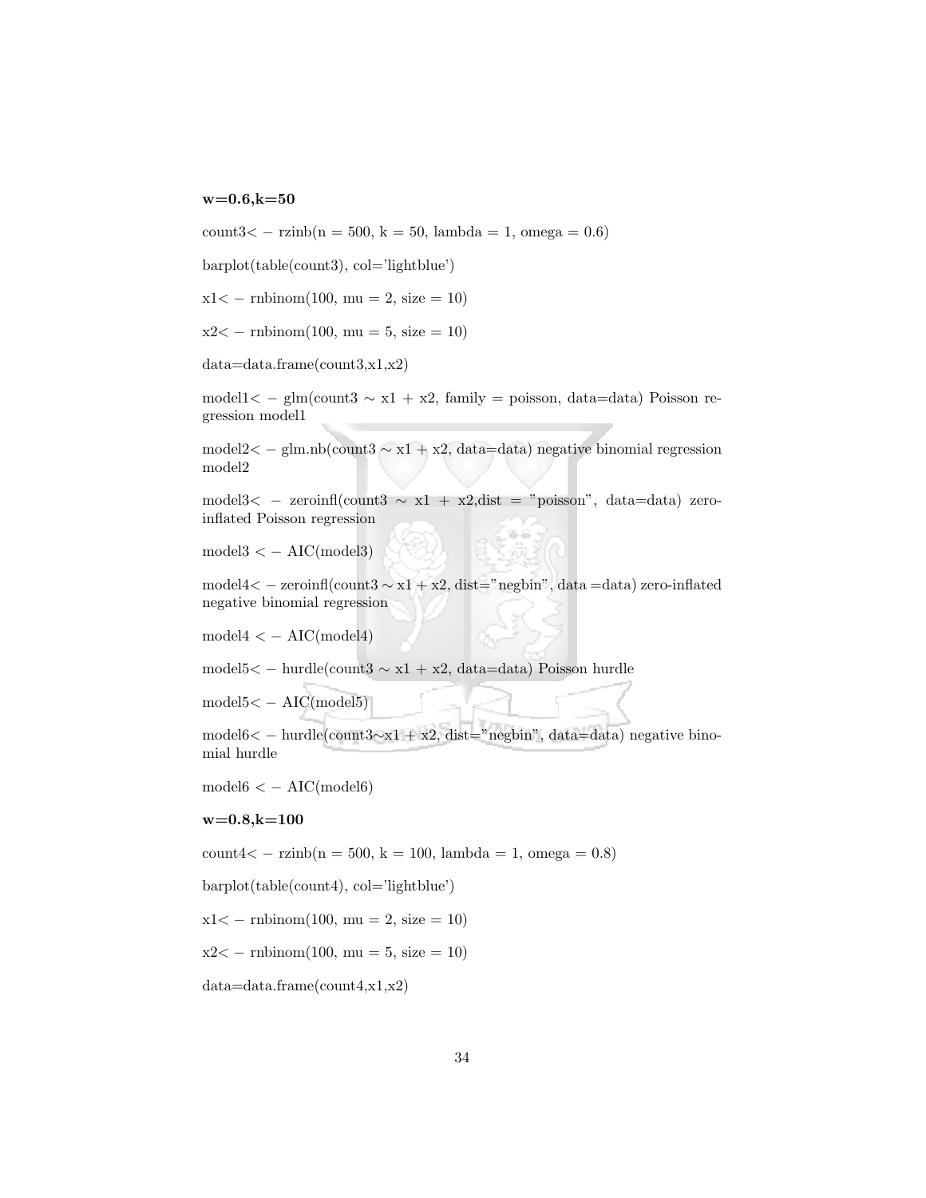**w=0.6,k=50**

count3< − rzinb(n = 500, k = 50, lambda = 1, omega = 0.6)

barplot(table(count3), col='lightblue')

x1< − rnbinom(100, mu = 2, size = 10)

x2< − rnbinom(100, mu = 5, size = 10)

data=data.frame(count3,x1,x2)

model1< − glm(count3 ∼ x1 + x2, family = poisson, data=data) Poisson regression model1

model2< − glm.nb(count3 ∼ x1 + x2, data=data) negative binomial regression model2

model3< − zeroinfl(count3 ∼ x1 + x2,dist = "poisson", data=data) zero-inflated Poisson regression

model3 < − AIC(model3)

model4< − zeroinfl(count3 ∼ x1 + x2, dist="negbin", data =data) zero-inflated negative binomial regression

model4 < − AIC(model4)

model5< − hurdle(count3 ∼ x1 + x2, data=data) Poisson hurdle

model5< − AIC(model5)

model6< − hurdle(count3∼x1 + x2, dist="negbin", data=data) negative binomial hurdle

model6 < − AIC(model6)

**w=0.8,k=100**

count4< − rzinb(n = 500, k = 100, lambda = 1, omega = 0.8)

barplot(table(count4), col='lightblue')

x1< − rnbinom(100, mu = 2, size = 10)

x2< − rnbinom(100, mu = 5, size = 10)

data=data.frame(count4,x1,x2)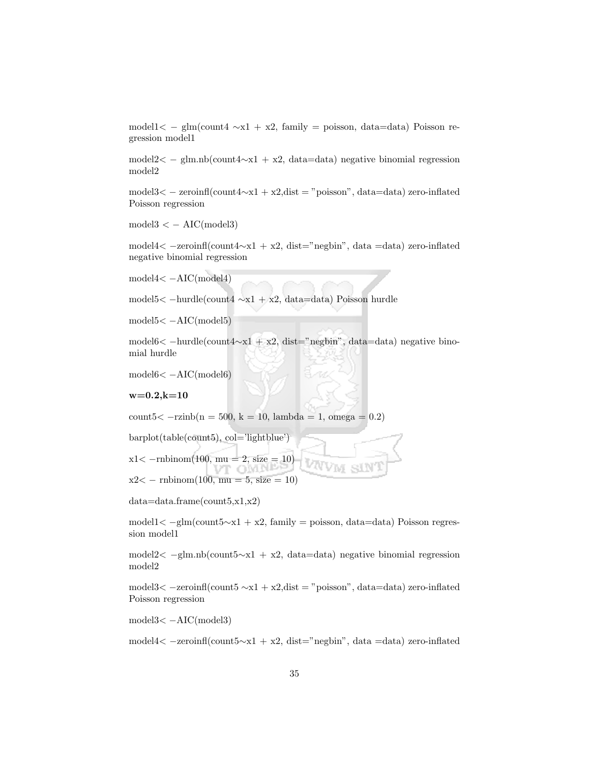model1< − glm(count4 ∼x1 + x2, family = poisson, data=data) Poisson regression model1

model2< − glm.nb(count4∼x1 + x2, data=data) negative binomial regression model2

model3< − zeroinfl(count4∼x1 + x2,dist = "poisson", data=data) zero-inflated Poisson regression

model3 < − AIC(model3)

model4< −zeroinfl(count4∼x1 + x2, dist="negbin", data =data) zero-inflated negative binomial regression

model4< −AIC(model4)

model5< −hurdle(count4 ∼x1 + x2, data=data) Poisson hurdle

model5< −AIC(model5)

model6< −hurdle(count4∼x1 + x2, dist="negbin", data=data) negative binomial hurdle

model6< −AIC(model6)

**w=0.2,k=10**

count5< −rzinb(n = 500, k = 10, lambda = 1, omega = 0.2)

barplot(table(count5), col='lightblue')

x1< −rnbinom(100, mu = 2, size = 10)

x2< − rnbinom(100, mu = 5, size = 10)

data=data.frame(count5,x1,x2)

model1< −glm(count5∼x1 + x2, family = poisson, data=data) Poisson regression model1

model2< −glm.nb(count5∼x1 + x2, data=data) negative binomial regression model2

model3< −zeroinfl(count5 ∼x1 + x2,dist = "poisson", data=data) zero-inflated Poisson regression

model3< −AIC(model3)

model4< −zeroinfl(count5∼x1 + x2, dist="negbin", data =data) zero-inflated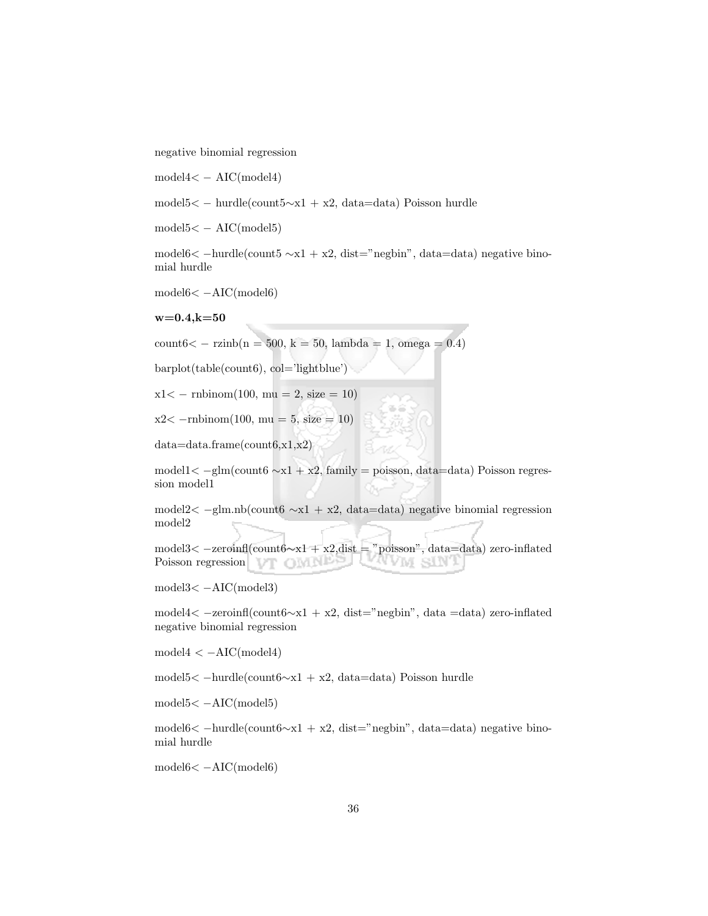negative binomial regression

model4< − AIC(model4)

model5< − hurdle(count5∼x1 + x2, data=data) Poisson hurdle

model5< − AIC(model5)

model6< −hurdle(count5 ∼x1 + x2, dist="negbin", data=data) negative binomial hurdle

model6< −AIC(model6)

**w=0.4,k=50**

count6< − rzinb(n = 500, k = 50, lambda = 1, omega = 0.4)

barplot(table(count6), col='lightblue')

x1< − rnbinom(100, mu = 2, size = 10)

x2< −rnbinom(100, mu = 5, size = 10)

data=data.frame(count6,x1,x2)

model1< −glm(count6 ∼x1 + x2, family = poisson, data=data) Poisson regression model1

model2< −glm.nb(count6 ∼x1 + x2, data=data) negative binomial regression model2

model3< −zeroinfl(count6∼x1 + x2,dist = "poisson", data=data) zero-inflated Poisson regression

model3< −AIC(model3)

model4< −zeroinfl(count6∼x1 + x2, dist="negbin", data =data) zero-inflated negative binomial regression

model4 < −AIC(model4)

model5< −hurdle(count6∼x1 + x2, data=data) Poisson hurdle

model5< −AIC(model5)

model6< −hurdle(count6∼x1 + x2, dist="negbin", data=data) negative binomial hurdle

model6< −AIC(model6)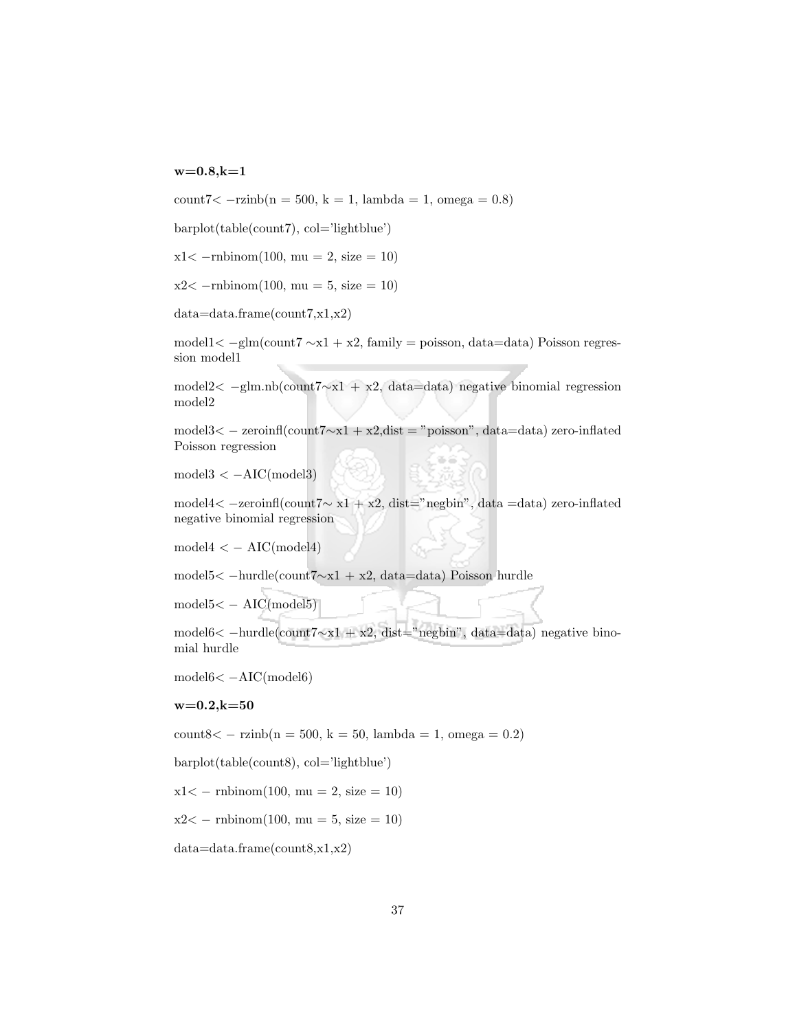**w=0.8,k=1**

count7< −rzinb(n = 500, k = 1, lambda = 1, omega = 0.8)

barplot(table(count7), col='lightblue')

x1< −rnbinom(100, mu = 2, size = 10)

x2< −rnbinom(100, mu = 5, size = 10)

data=data.frame(count7,x1,x2)

model1< −glm(count7 ∼x1 + x2, family = poisson, data=data) Poisson regression model1

model2< −glm.nb(count7∼x1 + x2, data=data) negative binomial regression model2

model3< − zeroinfl(count7∼x1 + x2,dist = "poisson", data=data) zero-inflated Poisson regression

model3 < −AIC(model3)

model4< −zeroinfl(count7∼ x1 + x2, dist="negbin", data =data) zero-inflated negative binomial regression

model4 < − AIC(model4)

model5< −hurdle(count7∼x1 + x2, data=data) Poisson hurdle

model5< − AIC(model5)

model6< −hurdle(count7∼x1 + x2, dist="negbin", data=data) negative binomial hurdle

model6< −AIC(model6)

**w=0.2,k=50**

count8< − rzinb(n = 500, k = 50, lambda = 1, omega = 0.2)

barplot(table(count8), col='lightblue')

x1< − rnbinom(100, mu = 2, size = 10)

x2< − rnbinom(100, mu = 5, size = 10)

data=data.frame(count8,x1,x2)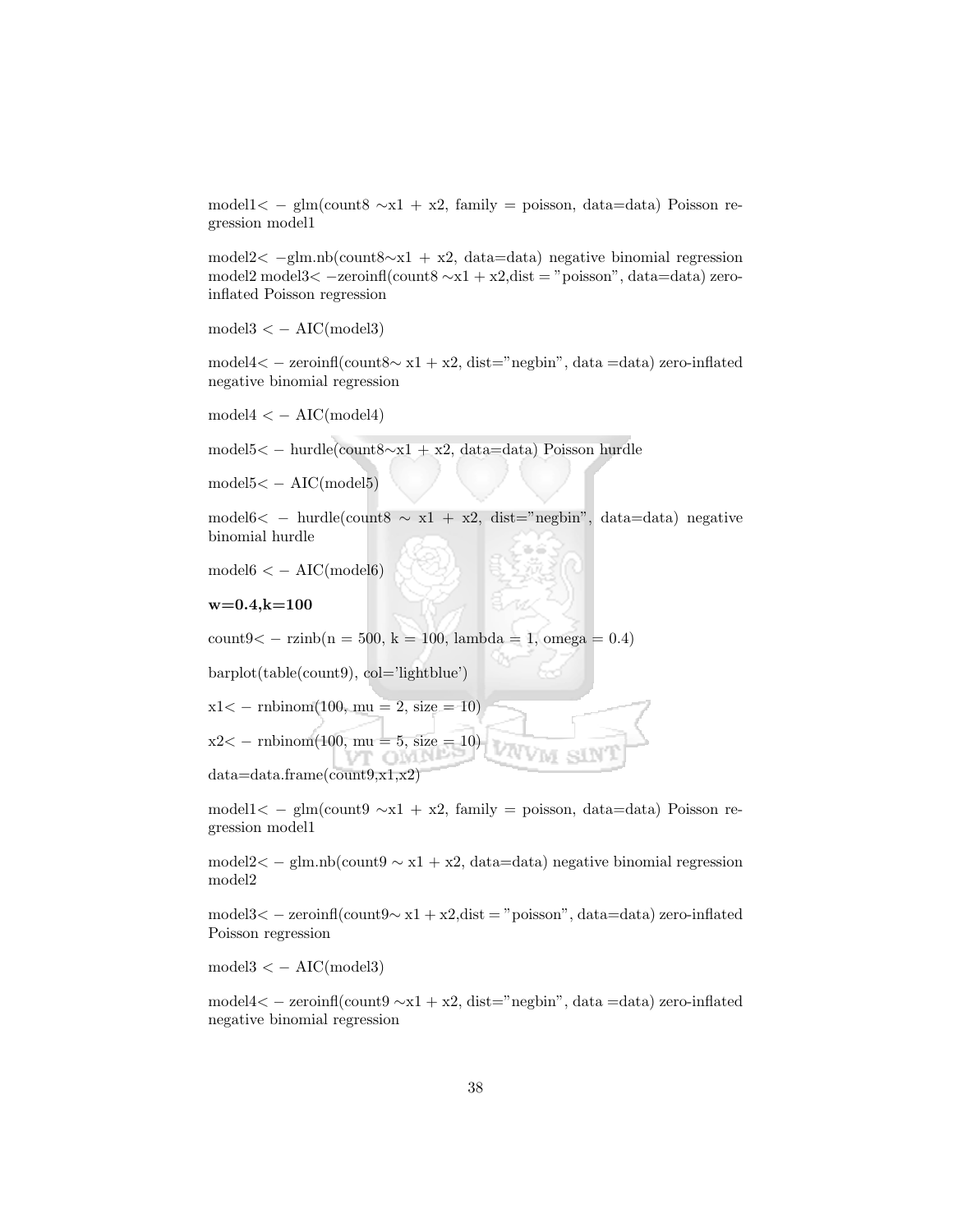model1< − glm(count8 ∼x1 + x2, family = poisson, data=data) Poisson regression model1

model2< −glm.nb(count8∼x1 + x2, data=data) negative binomial regression model2 model3< −zeroinfl(count8 ∼x1 + x2,dist = "poisson", data=data) zero-inflated Poisson regression

model3 < − AIC(model3)

model4< − zeroinfl(count8∼ x1 + x2, dist="negbin", data =data) zero-inflated negative binomial regression

model4 < − AIC(model4)

model5< − hurdle(count8∼x1 + x2, data=data) Poisson hurdle

model5< − AIC(model5)

model6< − hurdle(count8 ∼ x1 + x2, dist="negbin", data=data) negative binomial hurdle

model6 < − AIC(model6)

**w=0.4,k=100**

count9< − rzinb(n = 500, k = 100, lambda = 1, omega = 0.4)

barplot(table(count9), col='lightblue')

x1< − rnbinom(100, mu = 2, size = 10)

x2< − rnbinom(100, mu = 5, size = 10)

data=data.frame(count9,x1,x2)

model1< − glm(count9 ∼x1 + x2, family = poisson, data=data) Poisson regression model1

model2< − glm.nb(count9 ∼ x1 + x2, data=data) negative binomial regression model2

model3< − zeroinfl(count9∼ x1 + x2,dist = "poisson", data=data) zero-inflated Poisson regression

model3 < − AIC(model3)

model4< − zeroinfl(count9 ∼x1 + x2, dist="negbin", data =data) zero-inflated negative binomial regression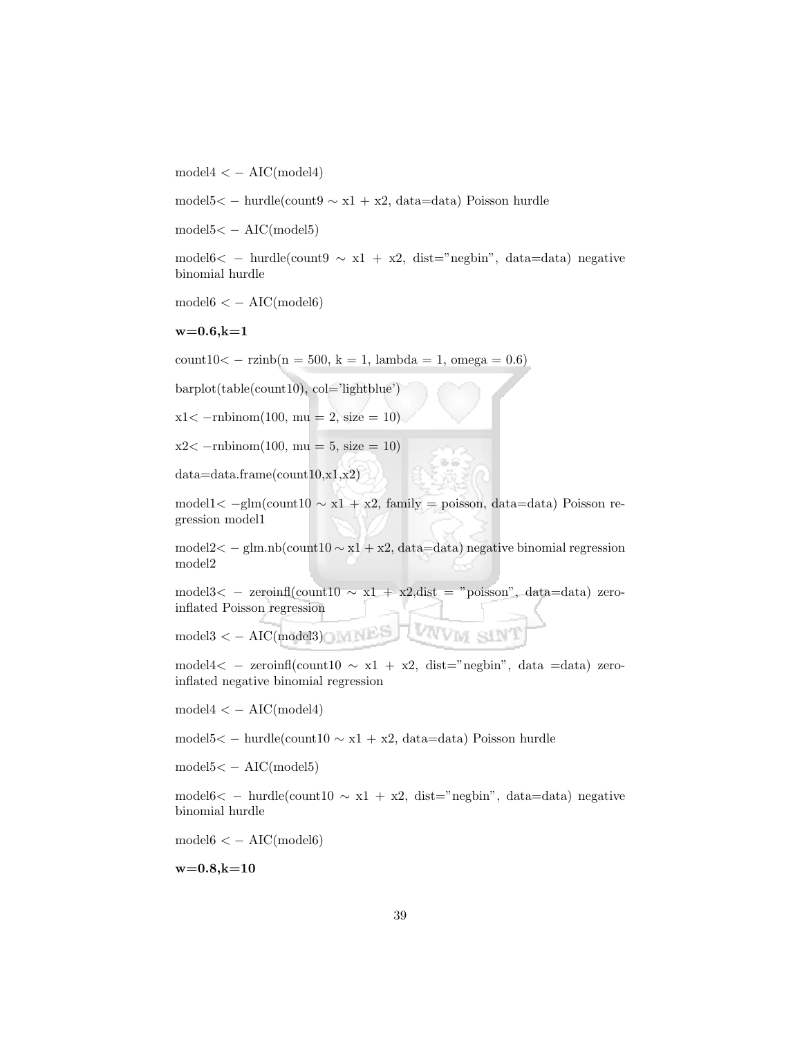model4 < − AIC(model4)

model5< − hurdle(count9 ∼ x1 + x2, data=data) Poisson hurdle

model5< − AIC(model5)

model6< − hurdle(count9 ∼ x1 + x2, dist="negbin", data=data) negative binomial hurdle

model6 < − AIC(model6)

**w=0.6,k=1**

count10< − rzinb(n = 500, k = 1, lambda = 1, omega = 0.6)

barplot(table(count10), col='lightblue')

x1< −rnbinom(100, mu = 2, size = 10)

x2< −rnbinom(100, mu = 5, size = 10)

data=data.frame(count10,x1,x2)

model1< −glm(count10 ∼ x1 + x2, family = poisson, data=data) Poisson regression model1

model2< − glm.nb(count10 ∼ x1 + x2, data=data) negative binomial regression model2

model3< − zeroinfl(count10 ∼ x1 + x2,dist = "poisson", data=data) zero-inflated Poisson regression

model3 < − AIC(model3)

model4< − zeroinfl(count10 ∼ x1 + x2, dist="negbin", data =data) zero-inflated negative binomial regression

model4 < − AIC(model4)

model5< − hurdle(count10 ∼ x1 + x2, data=data) Poisson hurdle

model5< − AIC(model5)

model6< − hurdle(count10 ∼ x1 + x2, dist="negbin", data=data) negative binomial hurdle

model6 < − AIC(model6)

**w=0.8,k=10**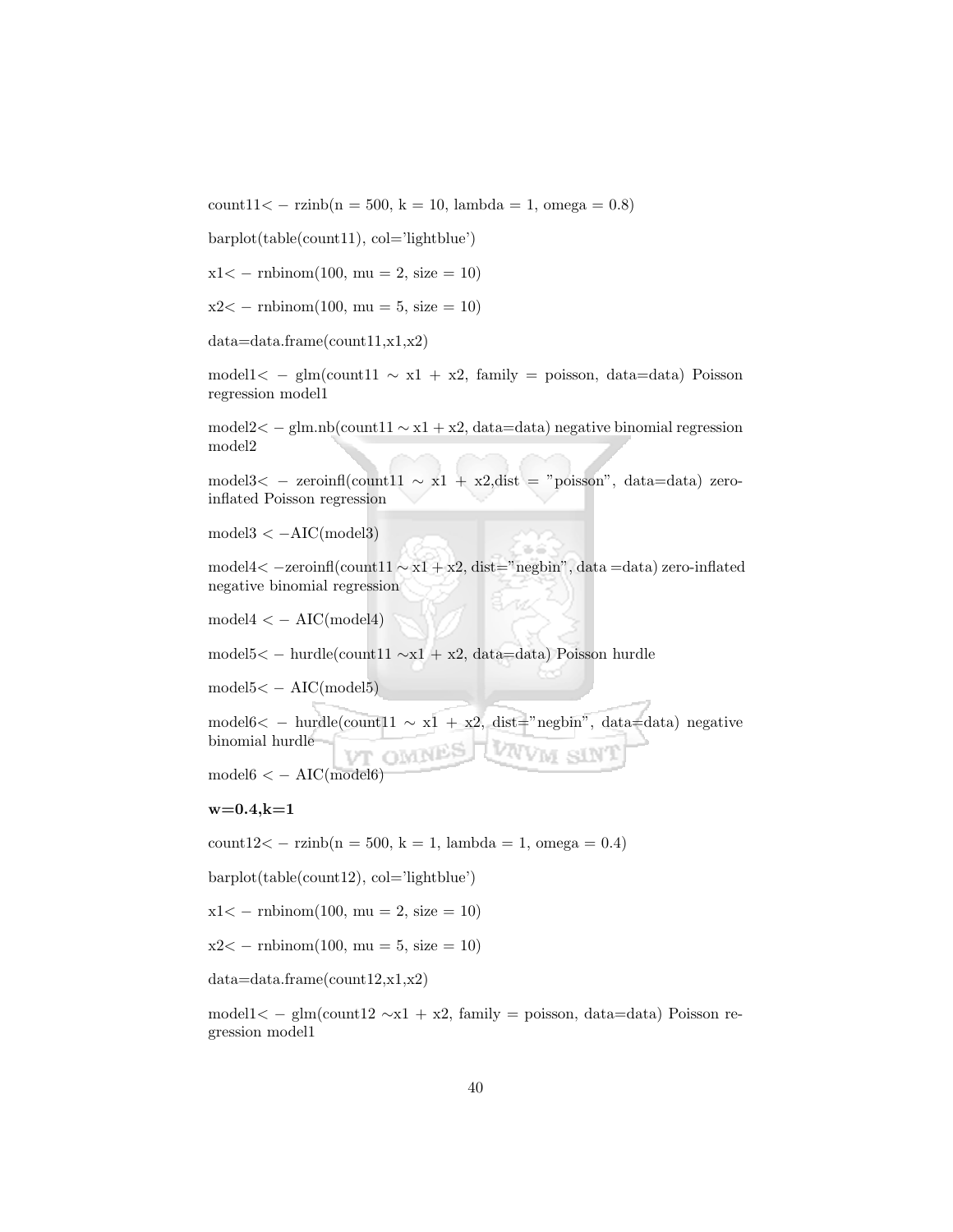count11< − rzinb(n = 500, k = 10, lambda = 1, omega = 0.8)

barplot(table(count11), col='lightblue')

x1< − rnbinom(100, mu = 2, size = 10)

x2< − rnbinom(100, mu = 5, size = 10)

data=data.frame(count11,x1,x2)

model1< − glm(count11 ∼ x1 + x2, family = poisson, data=data) Poisson regression model1

model2< − glm.nb(count11 ∼ x1 + x2, data=data) negative binomial regression model2

model3< − zeroinfl(count11 ∼ x1 + x2,dist = "poisson", data=data) zero-inflated Poisson regression

model3 < −AIC(model3)

model4< −zeroinfl(count11 ∼ x1 + x2, dist="negbin", data =data) zero-inflated negative binomial regression

model4 < − AIC(model4)

model5< − hurdle(count11 ∼x1 + x2, data=data) Poisson hurdle

model5< − AIC(model5)

model6< − hurdle(count11 ∼ x1 + x2, dist="negbin", data=data) negative binomial hurdle

model6 < − AIC(model6)

**w=0.4,k=1**

count12< − rzinb(n = 500, k = 1, lambda = 1, omega = 0.4)

barplot(table(count12), col='lightblue')

x1< − rnbinom(100, mu = 2, size = 10)

x2< − rnbinom(100, mu = 5, size = 10)

data=data.frame(count12,x1,x2)

model1< − glm(count12 ∼x1 + x2, family = poisson, data=data) Poisson regression model1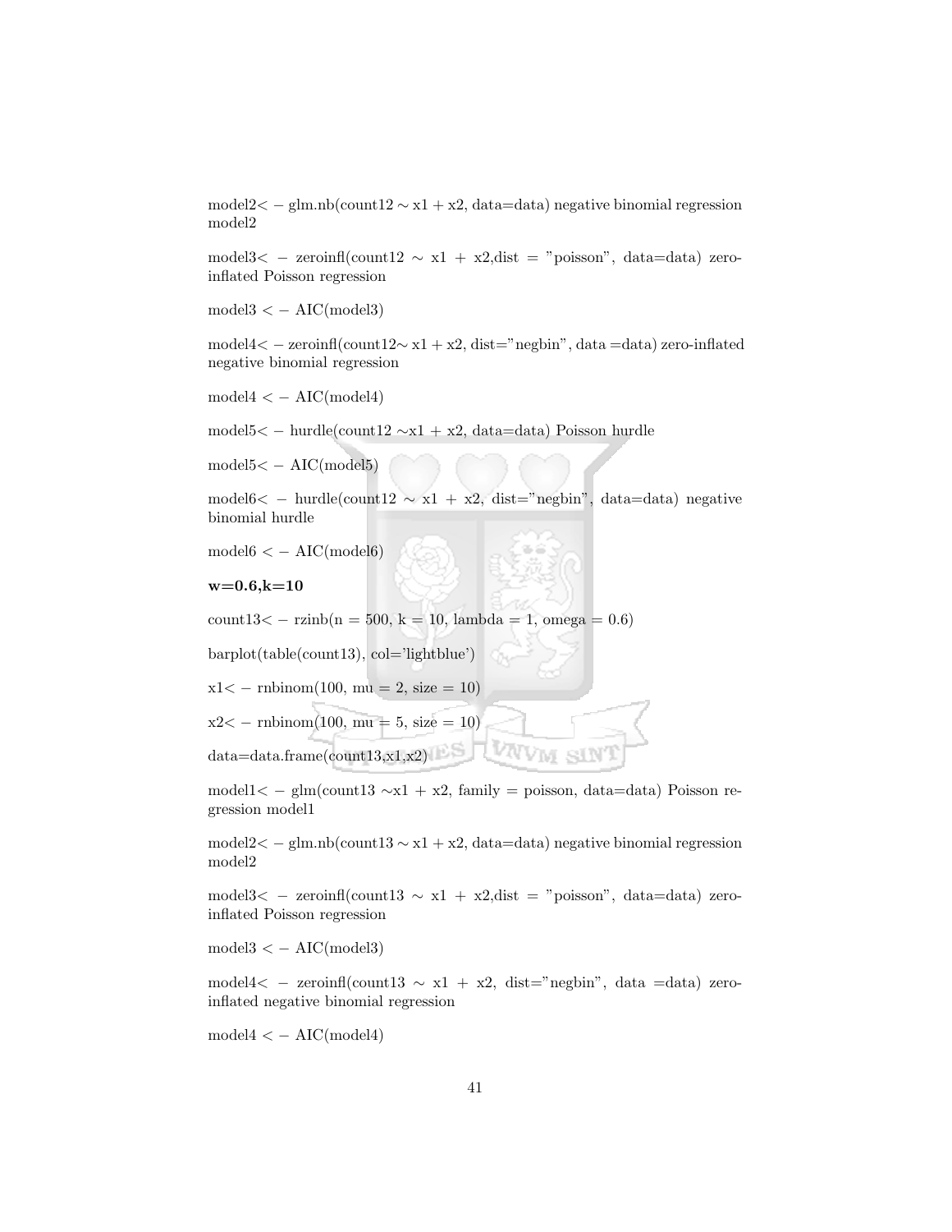model2< − glm.nb(count12 ∼ x1 + x2, data=data) negative binomial regression model2

model3< − zeroinfl(count12 ∼ x1 + x2,dist = "poisson", data=data) zero-inflated Poisson regression

model3 < − AIC(model3)

model4< − zeroinfl(count12∼ x1 + x2, dist="negbin", data =data) zero-inflated negative binomial regression

model4 < − AIC(model4)

model5< − hurdle(count12 ∼x1 + x2, data=data) Poisson hurdle

model5< − AIC(model5)

model6< − hurdle(count12 ∼ x1 + x2, dist="negbin", data=data) negative binomial hurdle

model6 < − AIC(model6)

**w=0.6,k=10**

count13< − rzinb(n = 500, k = 10, lambda = 1, omega = 0.6)

barplot(table(count13), col='lightblue')

x1< − rnbinom(100, mu = 2, size = 10)

x2< − rnbinom(100, mu = 5, size = 10)

data=data.frame(count13,x1,x2)

model1< − glm(count13 ∼x1 + x2, family = poisson, data=data) Poisson regression model1

model2< − glm.nb(count13 ∼ x1 + x2, data=data) negative binomial regression model2

model3< − zeroinfl(count13 ∼ x1 + x2,dist = "poisson", data=data) zero-inflated Poisson regression

model3 < − AIC(model3)

model4< − zeroinfl(count13 ∼ x1 + x2, dist="negbin", data =data) zero-inflated negative binomial regression

model4 < − AIC(model4)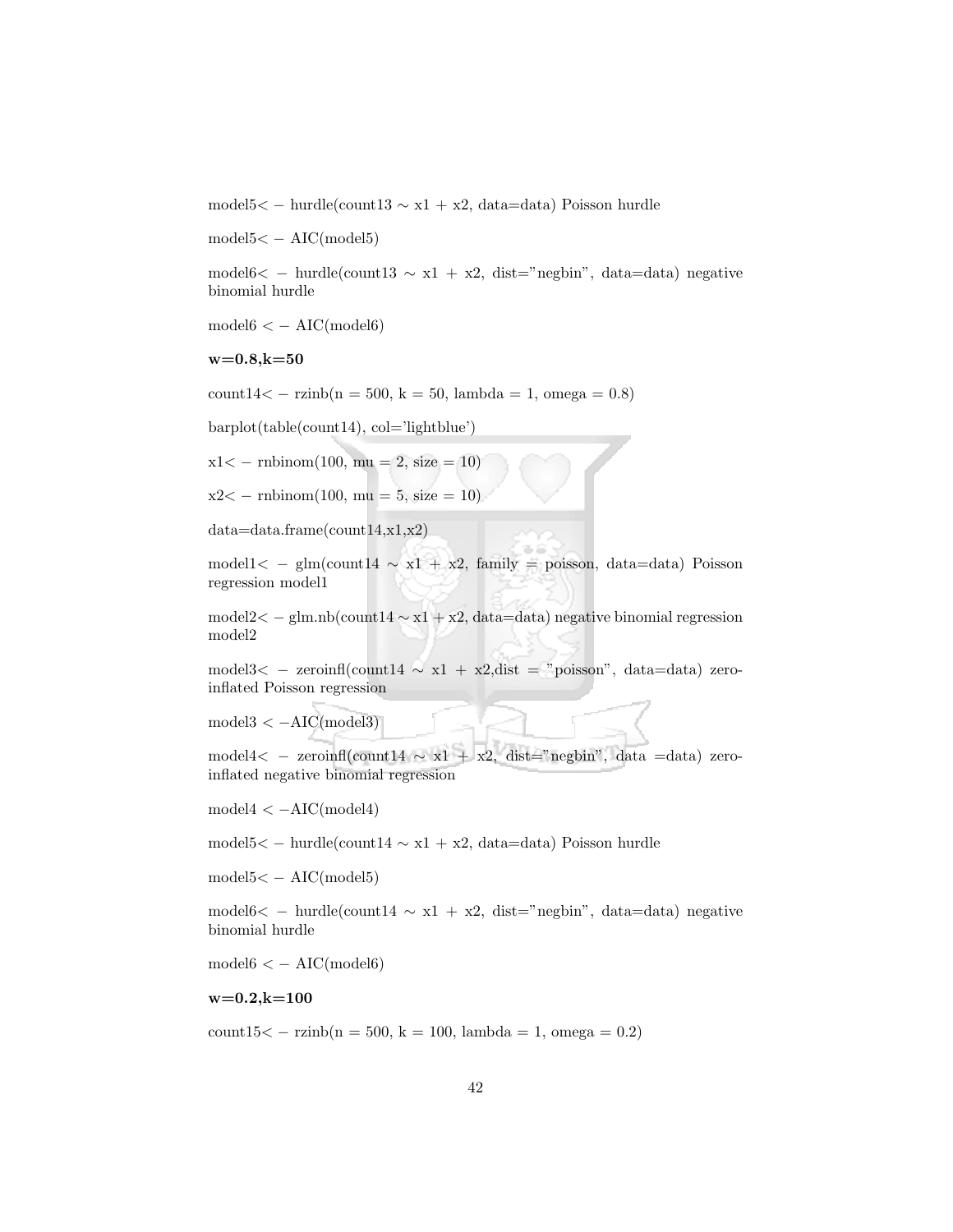model5< − hurdle(count13 ∼ x1 + x2, data=data) Poisson hurdle

model5< − AIC(model5)

model6< − hurdle(count13 ∼ x1 + x2, dist="negbin", data=data) negative binomial hurdle

model6 < − AIC(model6)

**w=0.8,k=50**

count14< − rzinb(n = 500, k = 50, lambda = 1, omega = 0.8)

barplot(table(count14), col='lightblue')

x1< − rnbinom(100, mu = 2, size = 10)

x2< − rnbinom(100, mu = 5, size = 10)

data=data.frame(count14,x1,x2)

model1< − glm(count14 ∼ x1 + x2, family = poisson, data=data) Poisson regression model1

model2< − glm.nb(count14 ∼ x1 + x2, data=data) negative binomial regression model2

model3< − zeroinfl(count14 ∼ x1 + x2,dist = "poisson", data=data) zero-inflated Poisson regression

model3 < −AIC(model3)

model4< − zeroinfl(count14 ∼ x1 + x2, dist="negbin", data =data) zero-inflated negative binomial regression

model4 < −AIC(model4)

model5< − hurdle(count14 ∼ x1 + x2, data=data) Poisson hurdle

model5< − AIC(model5)

model6< − hurdle(count14 ∼ x1 + x2, dist="negbin", data=data) negative binomial hurdle

model6 < − AIC(model6)

**w=0.2,k=100**

count15< − rzinb(n = 500, k = 100, lambda = 1, omega = 0.2)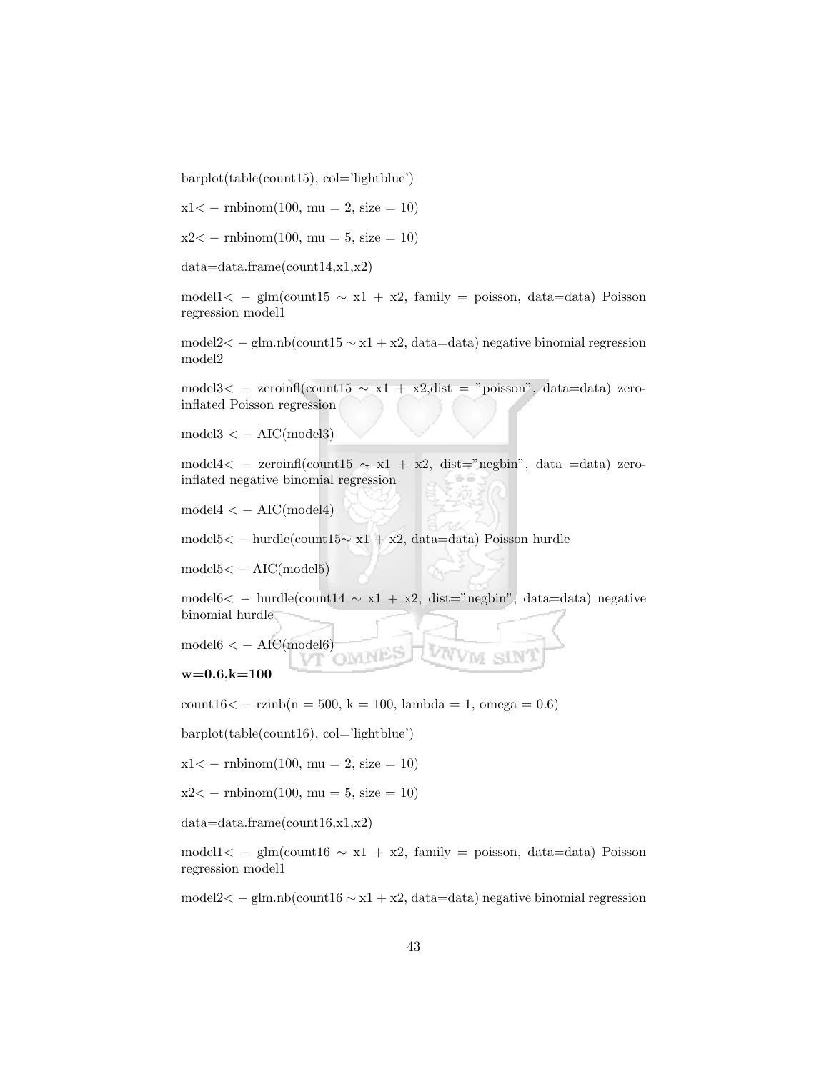barplot(table(count15), col='lightblue')

x1< − rnbinom(100, mu = 2, size = 10)

x2< − rnbinom(100, mu = 5, size = 10)

data=data.frame(count14,x1,x2)

model1< − glm(count15 ∼ x1 + x2, family = poisson, data=data) Poisson regression model1

model2< − glm.nb(count15 ∼ x1 + x2, data=data) negative binomial regression model2

model3< − zeroinfl(count15 ∼ x1 + x2,dist = "poisson", data=data) zero-inflated Poisson regression

model3 < − AIC(model3)

model4< − zeroinfl(count15 ∼ x1 + x2, dist="negbin", data =data) zero-inflated negative binomial regression

model4 < − AIC(model4)

model5< − hurdle(count15∼ x1 + x2, data=data) Poisson hurdle

model5< − AIC(model5)

model6< − hurdle(count14 ∼ x1 + x2, dist="negbin", data=data) negative binomial hurdle

model6 < − AIC(model6)

**w=0.6,k=100**

count16< − rzinb(n = 500, k = 100, lambda = 1, omega = 0.6)

barplot(table(count16), col='lightblue')

x1< − rnbinom(100, mu = 2, size = 10)

x2< − rnbinom(100, mu = 5, size = 10)

data=data.frame(count16,x1,x2)

model1< − glm(count16 ∼ x1 + x2, family = poisson, data=data) Poisson regression model1

model2< − glm.nb(count16 ∼ x1 + x2, data=data) negative binomial regression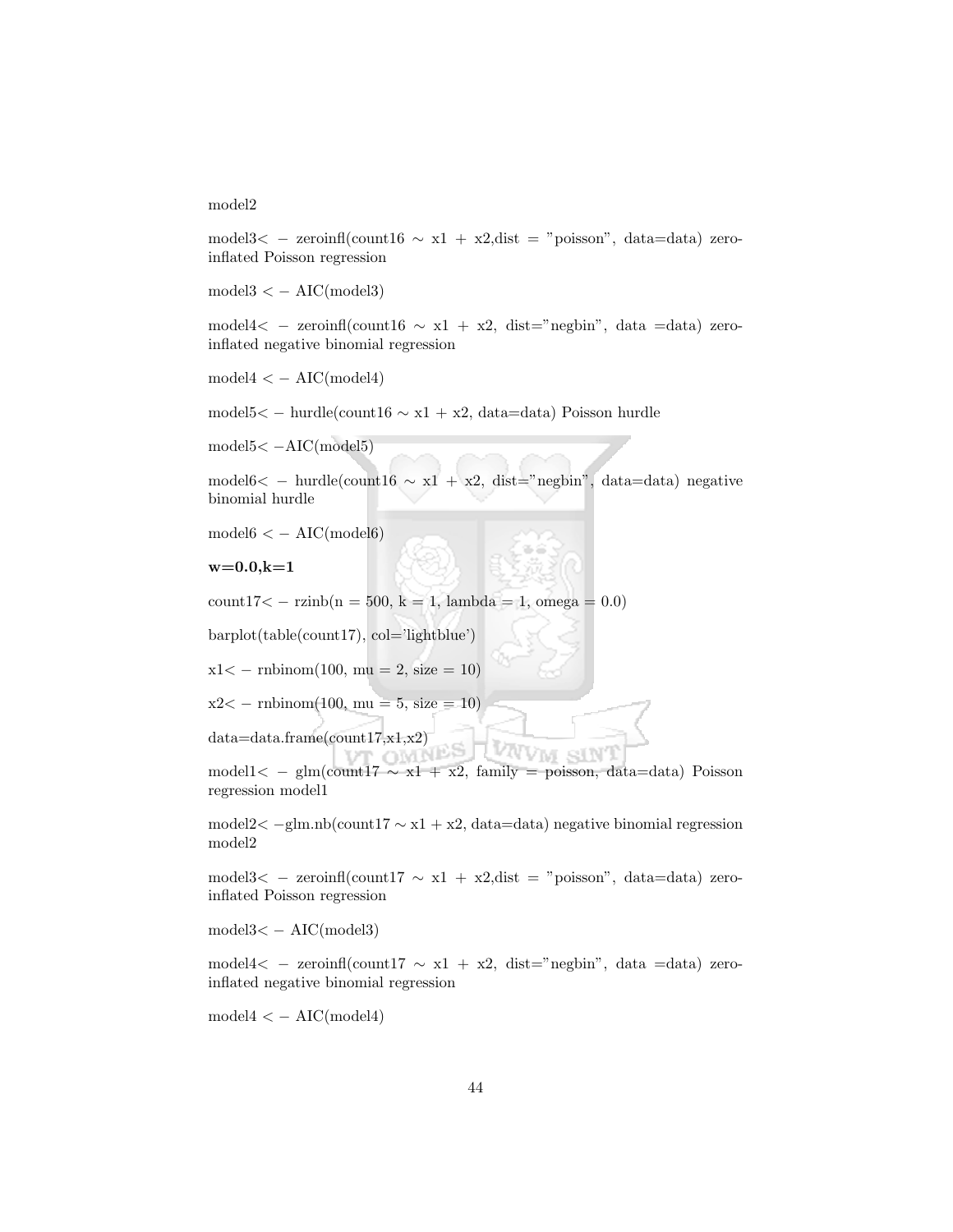model2

model3< − zeroinfl(count16 ∼ x1 + x2,dist = "poisson", data=data) zero-inflated Poisson regression

model3 < − AIC(model3)

model4< − zeroinfl(count16 ∼ x1 + x2, dist="negbin", data =data) zero-inflated negative binomial regression

model4 < − AIC(model4)

model5< − hurdle(count16 ∼ x1 + x2, data=data) Poisson hurdle

model5< −AIC(model5)

model6< − hurdle(count16 ∼ x1 + x2, dist="negbin", data=data) negative binomial hurdle

model6 < − AIC(model6)

**w=0.0,k=1**

count17< − rzinb(n = 500, k = 1, lambda = 1, omega = 0.0)

barplot(table(count17), col='lightblue')

x1< − rnbinom(100, mu = 2, size = 10)

x2< − rnbinom(100, mu = 5, size = 10)

data=data.frame(count17,x1,x2)

model1< − glm(count17 ∼ x1 + x2, family = poisson, data=data) Poisson regression model1

model2< −glm.nb(count17 ∼ x1 + x2, data=data) negative binomial regression model2

model3< − zeroinfl(count17 ∼ x1 + x2,dist = "poisson", data=data) zero-inflated Poisson regression

model3< − AIC(model3)

model4< − zeroinfl(count17 ∼ x1 + x2, dist="negbin", data =data) zero-inflated negative binomial regression

model4 < − AIC(model4)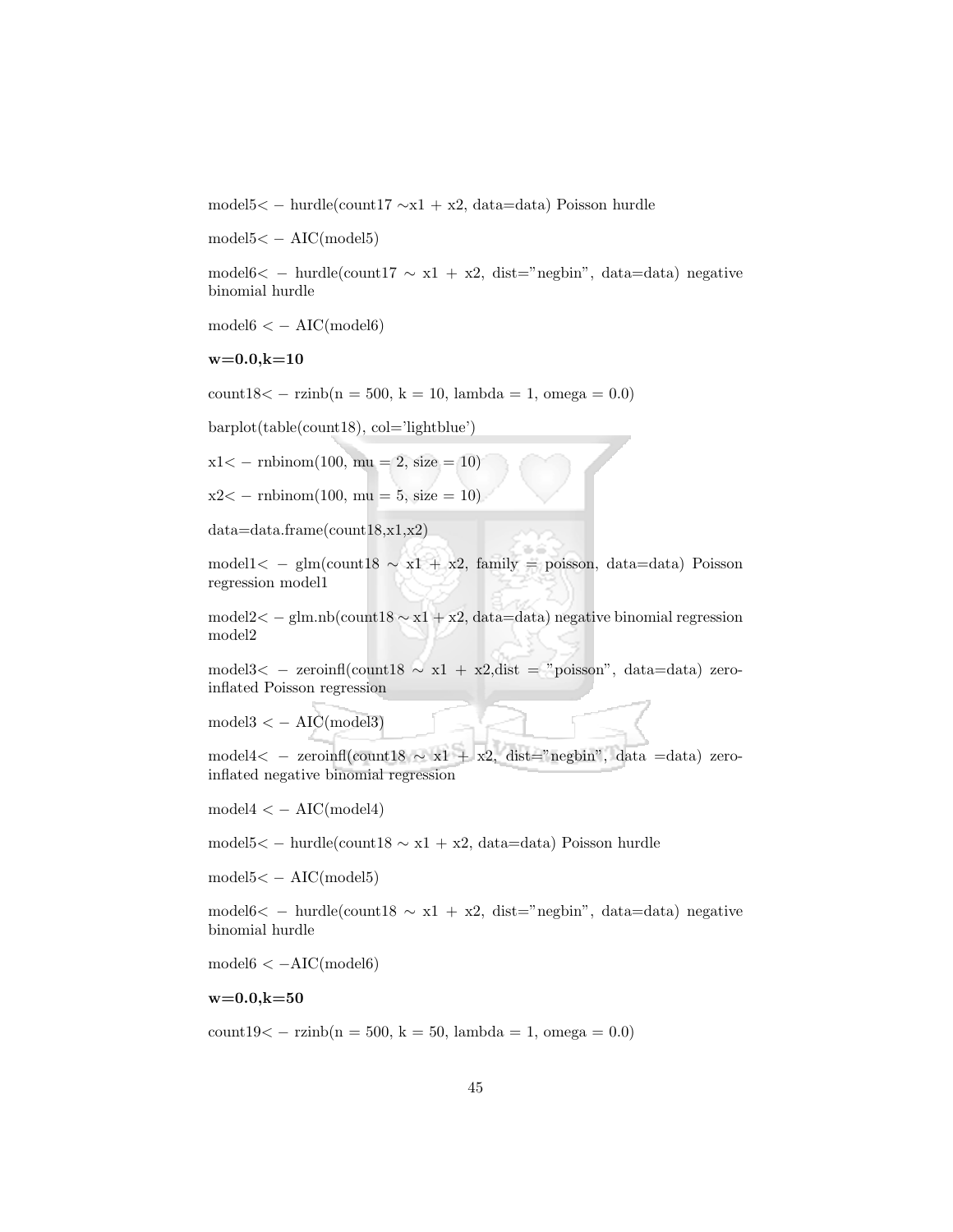model5< − hurdle(count17 ∼x1 + x2, data=data) Poisson hurdle

model5< − AIC(model5)

model6< − hurdle(count17 ∼ x1 + x2, dist="negbin", data=data) negative binomial hurdle

model6 < − AIC(model6)

**w=0.0,k=10**

count18< − rzinb(n = 500, k = 10, lambda = 1, omega = 0.0)

barplot(table(count18), col='lightblue')

x1< − rnbinom(100, mu = 2, size = 10)

x2< − rnbinom(100, mu = 5, size = 10)

data=data.frame(count18,x1,x2)

model1< − glm(count18 ∼ x1 + x2, family = poisson, data=data) Poisson regression model1

model2< − glm.nb(count18 ∼ x1 + x2, data=data) negative binomial regression model2

model3< − zeroinfl(count18 ∼ x1 + x2,dist = "poisson", data=data) zero-inflated Poisson regression

model3 < − AIC(model3)

model4< − zeroinfl(count18 ∼ x1 + x2, dist="negbin", data =data) zero-inflated negative binomial regression

model4 < − AIC(model4)

model5< − hurdle(count18 ∼ x1 + x2, data=data) Poisson hurdle

model5< − AIC(model5)

model6< − hurdle(count18 ∼ x1 + x2, dist="negbin", data=data) negative binomial hurdle

model6 < −AIC(model6)

**w=0.0,k=50**

count19< − rzinb(n = 500, k = 50, lambda = 1, omega = 0.0)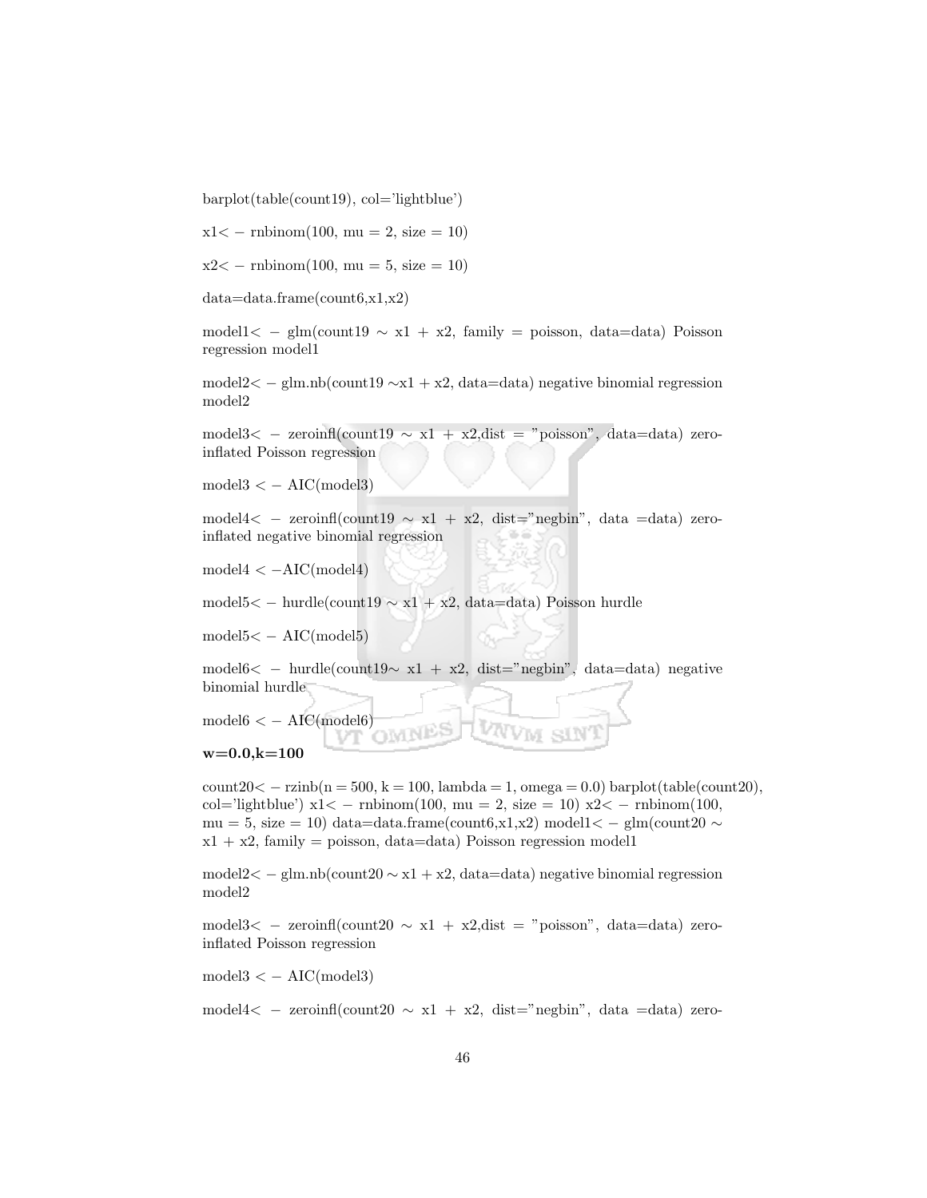barplot(table(count19), col='lightblue')

x1< − rnbinom(100, mu = 2, size = 10)

x2< − rnbinom(100, mu = 5, size = 10)

data=data.frame(count6,x1,x2)

model1< − glm(count19 ∼ x1 + x2, family = poisson, data=data) Poisson regression model1

model2< − glm.nb(count19 ∼x1 + x2, data=data) negative binomial regression model2

model3< − zeroinfl(count19 ∼ x1 + x2,dist = "poisson", data=data) zero-inflated Poisson regression

model3 < − AIC(model3)

model4< − zeroinfl(count19 ∼ x1 + x2, dist="negbin", data =data) zero-inflated negative binomial regression

model4 < −AIC(model4)

model5< − hurdle(count19 ∼ x1 + x2, data=data) Poisson hurdle

model5< − AIC(model5)

model6< − hurdle(count19∼ x1 + x2, dist="negbin", data=data) negative binomial hurdle

model6 < − AIC(model6)

**w=0.0,k=100**

count20< − rzinb(n = 500, k = 100, lambda = 1, omega = 0.0) barplot(table(count20), col='lightblue') x1< − rnbinom(100, mu = 2, size = 10) x2< − rnbinom(100, mu = 5, size = 10) data=data.frame(count6,x1,x2) model1< − glm(count20 ∼ x1 + x2, family = poisson, data=data) Poisson regression model1

model2< − glm.nb(count20 ∼ x1 + x2, data=data) negative binomial regression model2

model3< − zeroinfl(count20 ∼ x1 + x2,dist = "poisson", data=data) zero-inflated Poisson regression

model3 < − AIC(model3)

model4< − zeroinfl(count20 ∼ x1 + x2, dist="negbin", data =data) zero-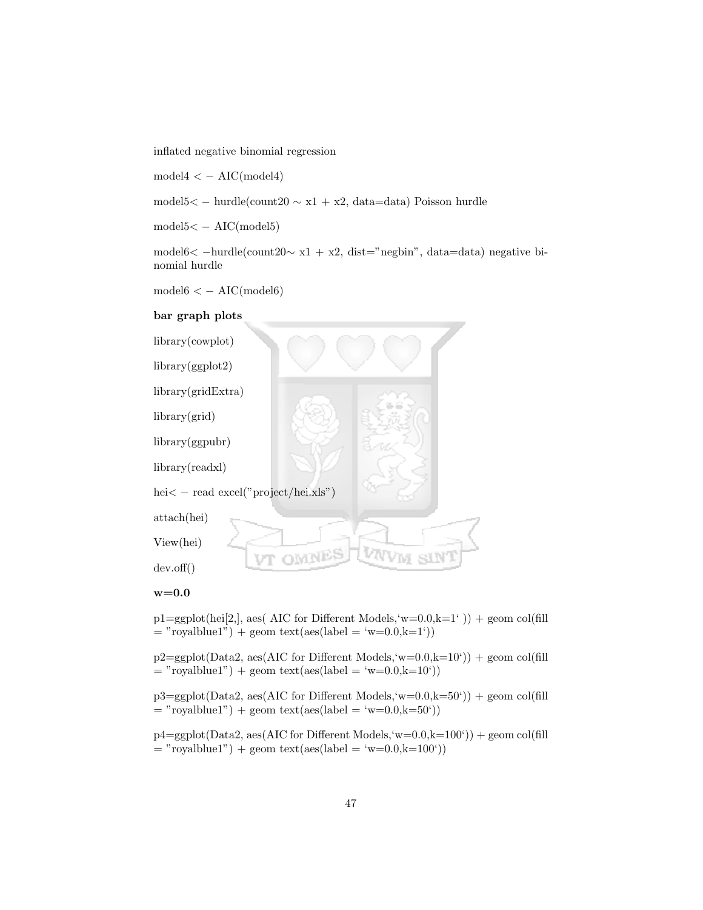inflated negative binomial regression

model4 < − AIC(model4)

model5< − hurdle(count20 ∼ x1 + x2, data=data) Poisson hurdle

model5< − AIC(model5)

model6< −hurdle(count20∼ x1 + x2, dist="negbin", data=data) negative binomial hurdle

model6 < − AIC(model6)

**bar graph plots**

library(cowplot)

library(ggplot2)

library(gridExtra)

library(grid)

library(ggpubr)

library(readxl)

hei< − read excel("project/hei.xls")

attach(hei)

View(hei)

dev.off()

**w=0.0**

p1=ggplot(hei[2,], aes( AIC for Different Models,‘w=0.0,k=1‘ )) + geom col(fill = "royalblue1") + geom text(aes(label = ‘w=0.0,k=1‘))

p2=ggplot(Data2, aes(AIC for Different Models,‘w=0.0,k=10‘)) + geom col(fill = "royalblue1") + geom text(aes(label = ‘w=0.0,k=10‘))

p3=ggplot(Data2, aes(AIC for Different Models,‘w=0.0,k=50‘)) + geom col(fill = "royalblue1") + geom text(aes(label = ‘w=0.0,k=50‘))

p4=ggplot(Data2, aes(AIC for Different Models,‘w=0.0,k=100‘)) + geom col(fill = "royalblue1") + geom text(aes(label = ‘w=0.0,k=100‘))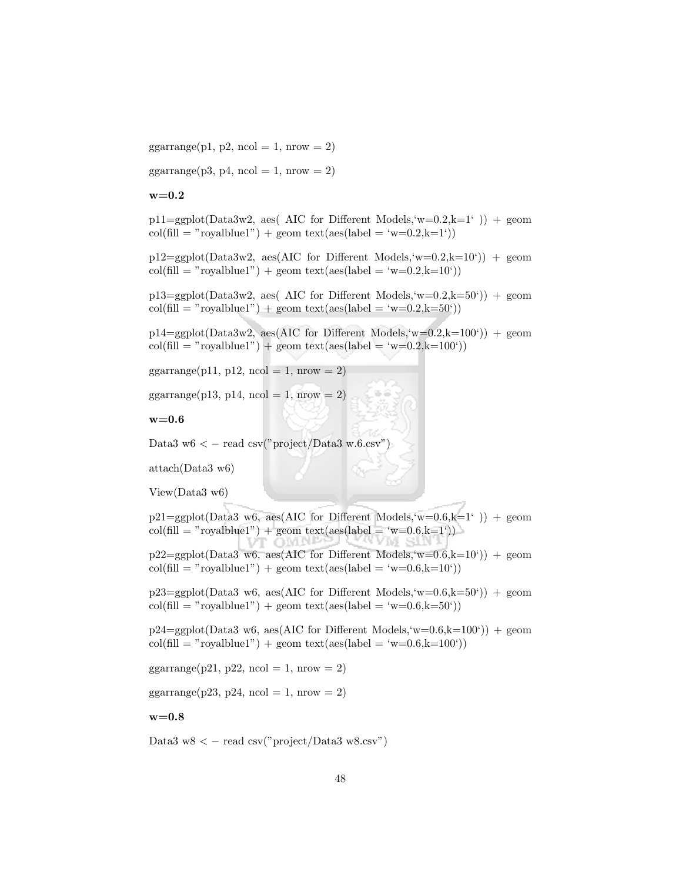ggarrange(p1, p2, ncol = 1, nrow = 2)

ggarrange(p3, p4, ncol = 1, nrow = 2)

**w=0.2**

p11=ggplot(Data3w2, aes( AIC for Different Models,'w=0.2,k=1' )) + geom col(fill = "royalblue1") + geom text(aes(label = 'w=0.2,k=1'))

p12=ggplot(Data3w2, aes(AIC for Different Models,'w=0.2,k=10')) + geom col(fill = "royalblue1") + geom text(aes(label = 'w=0.2,k=10'))

p13=ggplot(Data3w2, aes( AIC for Different Models,'w=0.2,k=50')) + geom col(fill = "royalblue1") + geom text(aes(label = 'w=0.2,k=50'))

p14=ggplot(Data3w2, aes(AIC for Different Models,'w=0.2,k=100')) + geom col(fill = "royalblue1") + geom text(aes(label = 'w=0.2,k=100'))

ggarrange(p11, p12, ncol = 1, nrow = 2)

ggarrange(p13, p14, ncol = 1, nrow = 2)

**w=0.6**

Data3 w6 < − read csv("project/Data3 w.6.csv")

attach(Data3 w6)

View(Data3 w6)

p21=ggplot(Data3 w6, aes(AIC for Different Models,'w=0.6,k=1' )) + geom col(fill = "royalblue1") + geom text(aes(label = 'w=0.6,k=1'))

p22=ggplot(Data3 w6, aes(AIC for Different Models,'w=0.6,k=10')) + geom col(fill = "royalblue1") + geom text(aes(label = 'w=0.6,k=10'))

p23=ggplot(Data3 w6, aes(AIC for Different Models,'w=0.6,k=50')) + geom col(fill = "royalblue1") + geom text(aes(label = 'w=0.6,k=50'))

p24=ggplot(Data3 w6, aes(AIC for Different Models,'w=0.6,k=100')) + geom col(fill = "royalblue1") + geom text(aes(label = 'w=0.6,k=100'))

ggarrange(p21, p22, ncol = 1, nrow = 2)

ggarrange(p23, p24, ncol = 1, nrow = 2)

**w=0.8**

Data3 w8 < − read csv("project/Data3 w8.csv")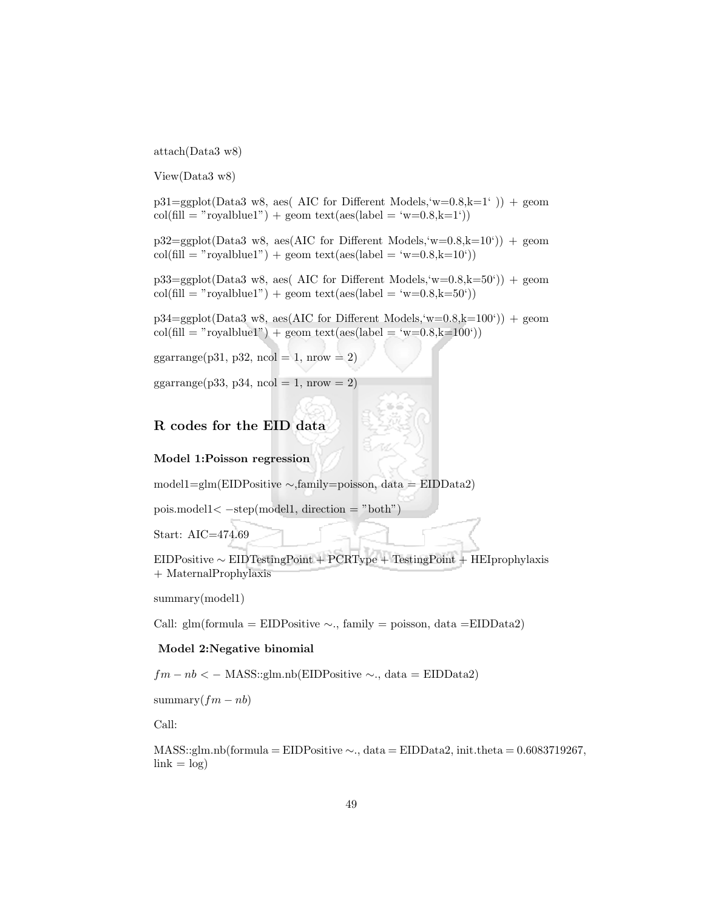attach(Data3 w8)

View(Data3 w8)

p31=ggplot(Data3 w8, aes( AIC for Different Models,‘w=0.8,k=1‘ )) + geom col(fill = ”royalblue1”) + geom text(aes(label = ‘w=0.8,k=1‘))

p32=ggplot(Data3 w8, aes(AIC for Different Models,‘w=0.8,k=10‘)) + geom col(fill = ”royalblue1”) + geom text(aes(label = ‘w=0.8,k=10‘))

p33=ggplot(Data3 w8, aes( AIC for Different Models,‘w=0.8,k=50‘)) + geom col(fill = ”royalblue1”) + geom text(aes(label = ‘w=0.8,k=50‘))

p34=ggplot(Data3 w8, aes(AIC for Different Models,‘w=0.8,k=100‘)) + geom col(fill = ”royalblue1”) + geom text(aes(label = ‘w=0.8,k=100‘))

ggarrange(p31, p32, ncol = 1, nrow = 2)

ggarrange(p33, p34, ncol = 1, nrow = 2)

## R codes for the EID data

### Model 1:Poisson regression

model1=glm(EIDPositive ∼,family=poisson, data = EIDData2)

pois.model1< −step(model1, direction = ”both”)

Start: AIC=474.69

EIDPositive ∼ EIDTestingPoint + PCRType + TestingPoint + HEIprophylaxis + MaternalProphylaxis

summary(model1)

Call: glm(formula = EIDPositive ∼., family = poisson, data =EIDData2)

### Model 2:Negative binomial

$fm - nb <-$ MASS::glm.nb(EIDPositive ∼., data = EIDData2)

summary($fm - nb$)

Call:

MASS::glm.nb(formula = EIDPositive ∼., data = EIDData2, init.theta = 0.6083719267, link = log)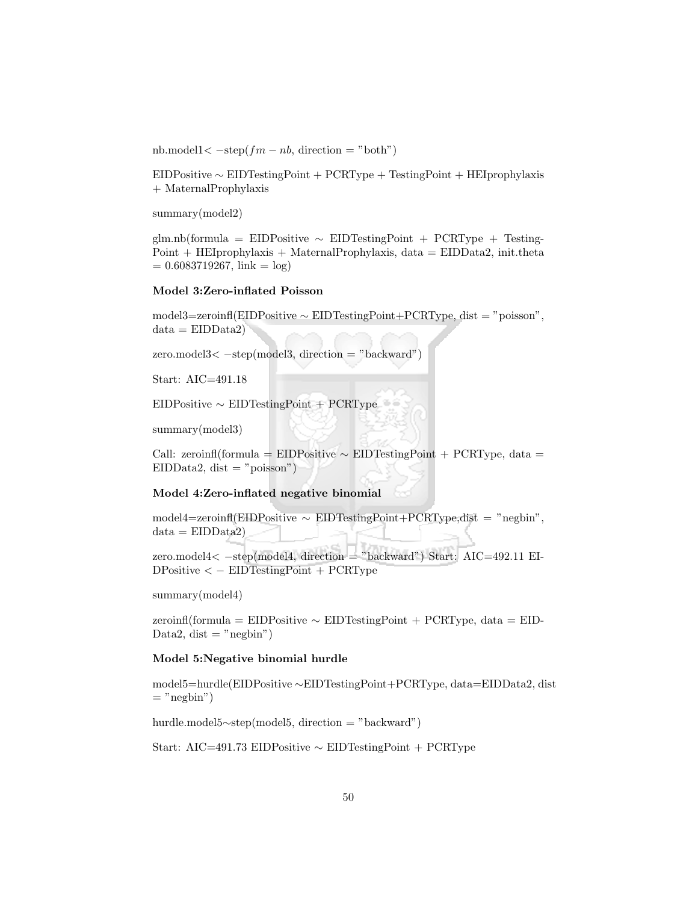nb.model1< $-$step($fm - nb$, direction = "both")

EIDPositive ~ EIDTestingPoint + PCRType + TestingPoint + HEIprophylaxis + MaternalProphylaxis

summary(model2)

glm.nb(formula = EIDPositive ~ EIDTestingPoint + PCRType + TestingPoint + HEIprophylaxis + MaternalProphylaxis, data = EIDData2, init.theta = 0.6083719267, link = log)

**Model 3:Zero-inflated Poisson**

model3=zeroinfl(EIDPositive ~ EIDTestingPoint+PCRType, dist = "poisson", data = EIDData2)

zero.model3< $-$step(model3, direction = "backward")

Start: AIC=491.18

EIDPositive ~ EIDTestingPoint + PCRType

summary(model3)

Call: zeroinfl(formula = EIDPositive ~ EIDTestingPoint + PCRType, data = EIDData2, dist = "poisson")

**Model 4:Zero-inflated negative binomial**

model4=zeroinfl(EIDPositive ~ EIDTestingPoint+PCRType,dist = "negbin", data = EIDData2)

zero.model4< $-$step(model4, direction = "backward") Start: AIC=492.11 EIDPositive < $-$ EIDTestingPoint + PCRType

summary(model4)

zeroinfl(formula = EIDPositive ~ EIDTestingPoint + PCRType, data = EIDData2, dist = "negbin")

**Model 5:Negative binomial hurdle**

model5=hurdle(EIDPositive ~EIDTestingPoint+PCRType, data=EIDData2, dist = "negbin")

hurdle.model5~step(model5, direction = "backward")

Start: AIC=491.73 EIDPositive ~ EIDTestingPoint + PCRType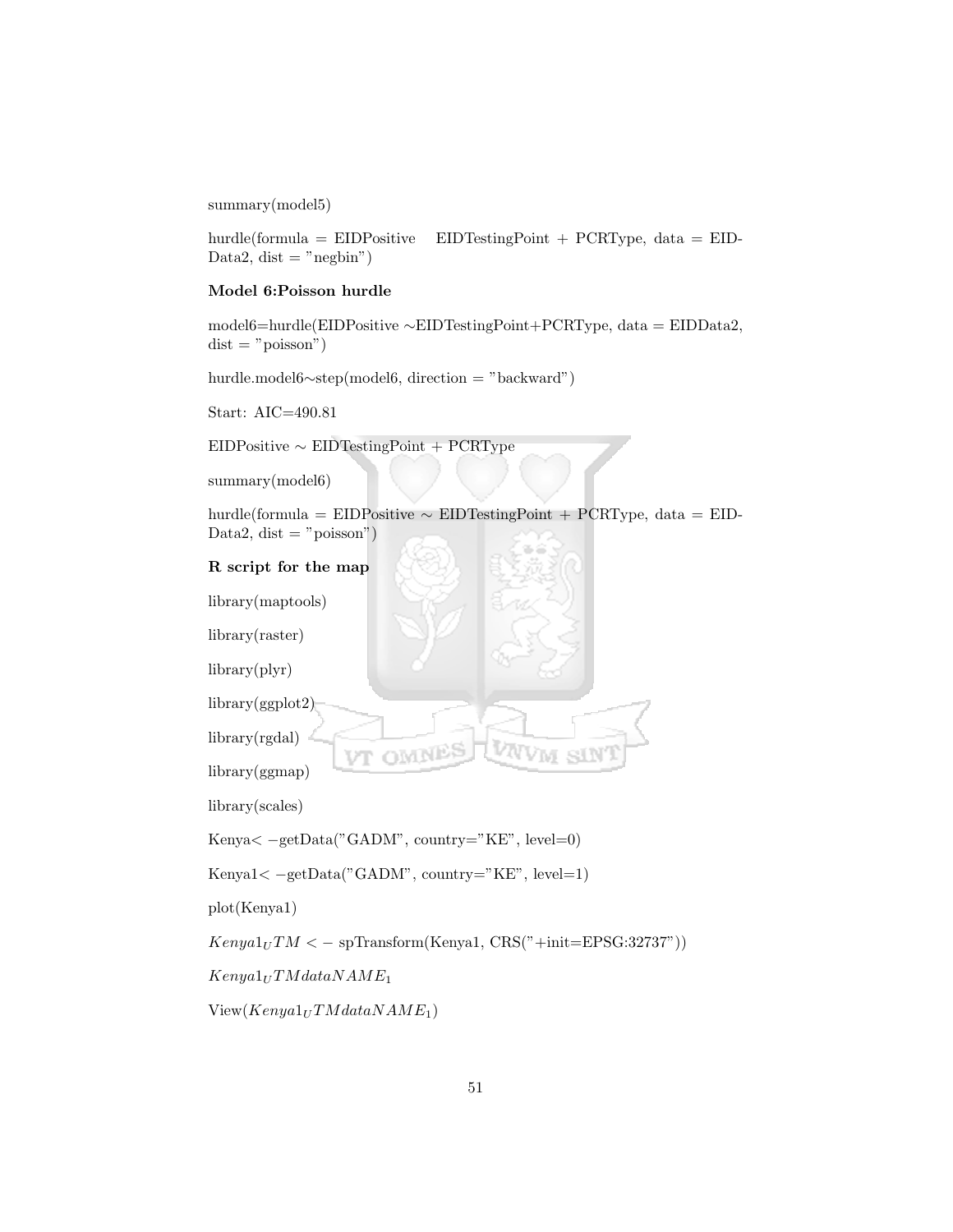summary(model5)

hurdle(formula = EIDPositive    EIDTestingPoint + PCRType, data = EID-Data2, dist = "negbin")

**Model 6:Poisson hurdle**

model6=hurdle(EIDPositive ~EIDTestingPoint+PCRType, data = EIDData2, dist = "poisson")

hurdle.model6~step(model6, direction = "backward")

Start: AIC=490.81

EIDPositive ~ EIDTestingPoint + PCRType

summary(model6)

hurdle(formula = EIDPositive ~ EIDTestingPoint + PCRType, data = EID-Data2, dist = "poisson")

**R script for the map**

library(maptools)

library(raster)

library(plyr)

library(ggplot2)

library(rgdal)

library(ggmap)

library(scales)

Kenya< −getData("GADM", country="KE", level=0)

Kenya1< −getData("GADM", country="KE", level=1)

plot(Kenya1)

$Kenya1_UTM <-$ spTransform(Kenya1, CRS("+init=EPSG:32737"))

$Kenya1_UTMdataNAME_1$

View($Kenya1_UTMdataNAME_1$)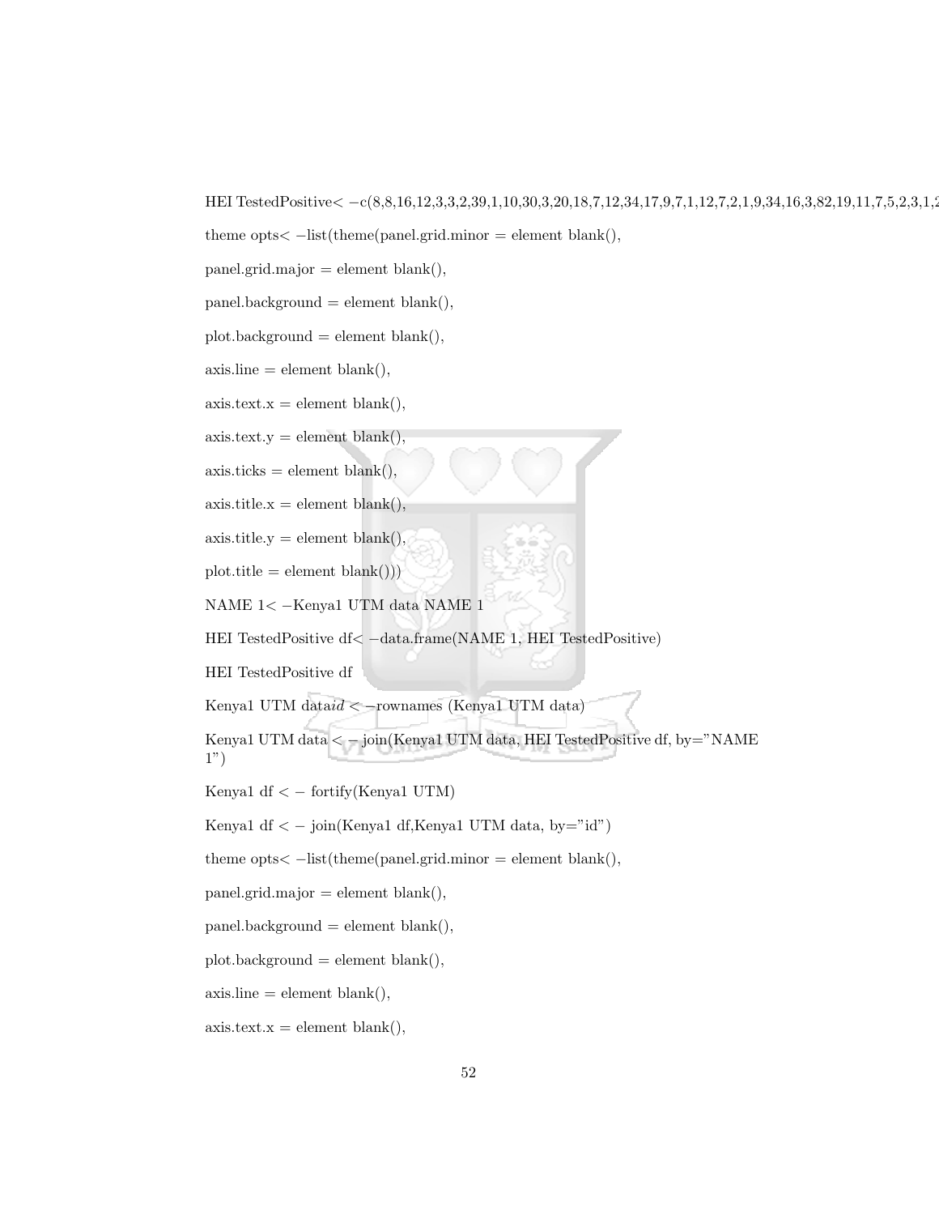HEI TestedPositive< −c(8,8,16,12,3,3,2,39,1,10,30,3,20,18,7,12,34,17,9,7,1,12,7,2,1,9,34,16,3,82,19,11,7,5,2,3,1,2

theme opts< −list(theme(panel.grid.minor = element blank(),

panel.grid.major = element blank(),

panel.background = element blank(),

plot.background = element blank(),

axis.line = element blank(),

axis.text.x = element blank(),

axis.text.y = element blank(),

axis.ticks = element blank(),

axis.title.x = element blank(),

axis.title.y = element blank(),

plot.title = element blank()))

NAME 1< −Kenya1 UTM data NAME 1

HEI TestedPositive df< −data.frame(NAME 1, HEI TestedPositive)

HEI TestedPositive df

Kenya1 UTM data*id* < −rownames (Kenya1 UTM data)

Kenya1 UTM data < − join(Kenya1 UTM data, HEI TestedPositive df, by="NAME 1")

Kenya1 df < − fortify(Kenya1 UTM)

Kenya1 df < − join(Kenya1 df,Kenya1 UTM data, by="id")

theme opts< −list(theme(panel.grid.minor = element blank(),

panel.grid.major = element blank(),

panel.background = element blank(),

plot.background = element blank(),

axis.line = element blank(),

axis.text.x = element blank(),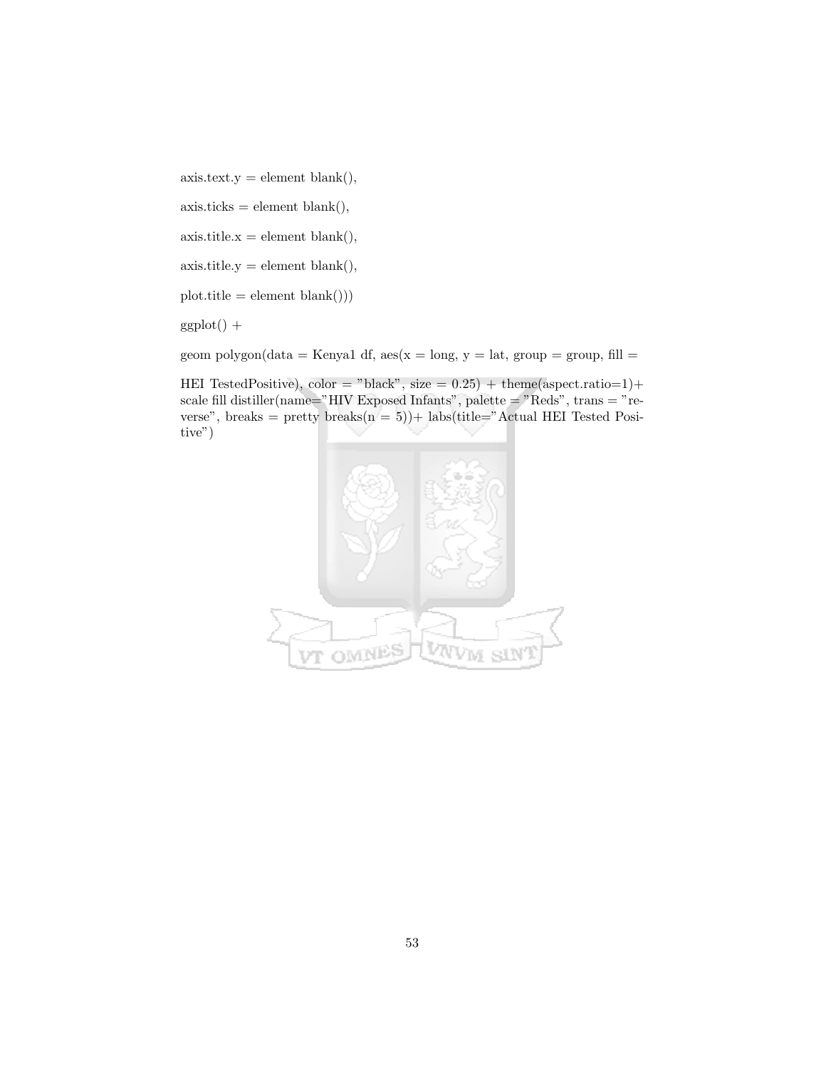```
axis.text.y = element blank(),

axis.ticks = element blank(),

axis.title.x = element blank(),

axis.title.y = element blank(),

plot.title = element blank()))

ggplot() +

geom polygon(data = Kenya1 df, aes(x = long, y = lat, group = group, fill =

HEI TestedPositive), color = "black", size = 0.25) + theme(aspect.ratio=1)+
scale fill distiller(name="HIV Exposed Infants", palette = "Reds", trans = "reverse", breaks = pretty breaks(n = 5))+ labs(title="Actual HEI Tested Positive")
```